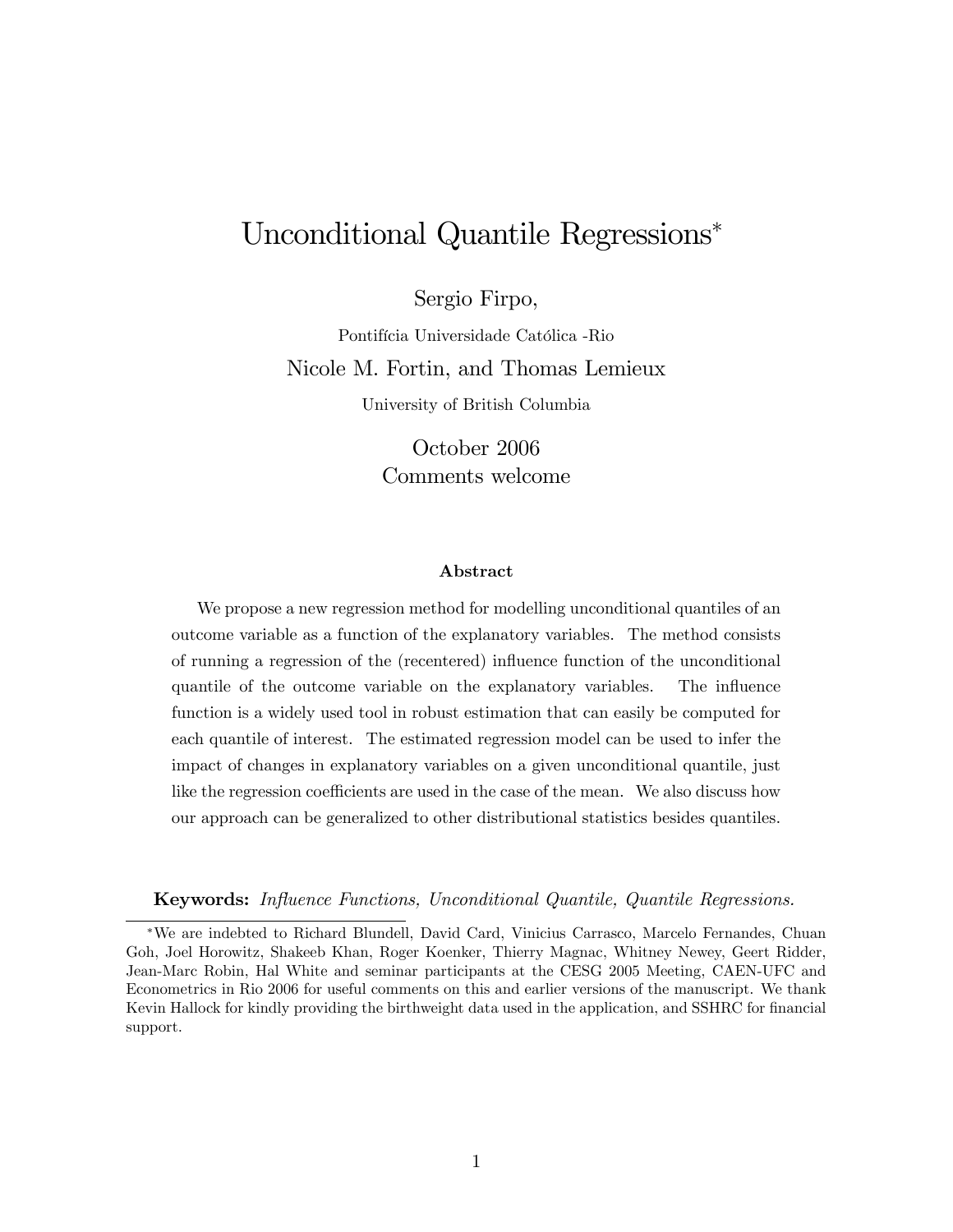# Unconditional Quantile Regressions[*]

Sergio Firpo,

Pontifícia Universidade Católica -Rio

Nicole M. Fortin, and Thomas Lemieux

University of British Columbia

October 2006

Comments welcome

### Abstract

We propose a new regression method for modelling unconditional quantiles of an outcome variable as a function of the explanatory variables. The method consists of running a regression of the (recentered) influence function of the unconditional quantile of the outcome variable on the explanatory variables. The influence function is a widely used tool in robust estimation that can easily be computed for each quantile of interest. The estimated regression model can be used to infer the impact of changes in explanatory variables on a given unconditional quantile, just like the regression coefficients are used in the case of the mean. We also discuss how our approach can be generalized to other distributional statistics besides quantiles.

**Keywords:** *Influence Functions, Unconditional Quantile, Quantile Regressions.*

---

[*]We are indebted to Richard Blundell, David Card, Vinicius Carrasco, Marcelo Fernandes, Chuan Goh, Joel Horowitz, Shakeeb Khan, Roger Koenker, Thierry Magnac, Whitney Newey, Geert Ridder, Jean-Marc Robin, Hal White and seminar participants at the CESG 2005 Meeting, CAEN-UFC and Econometrics in Rio 2006 for useful comments on this and earlier versions of the manuscript. We thank Kevin Hallock for kindly providing the birthweight data used in the application, and SSHRC for financial support.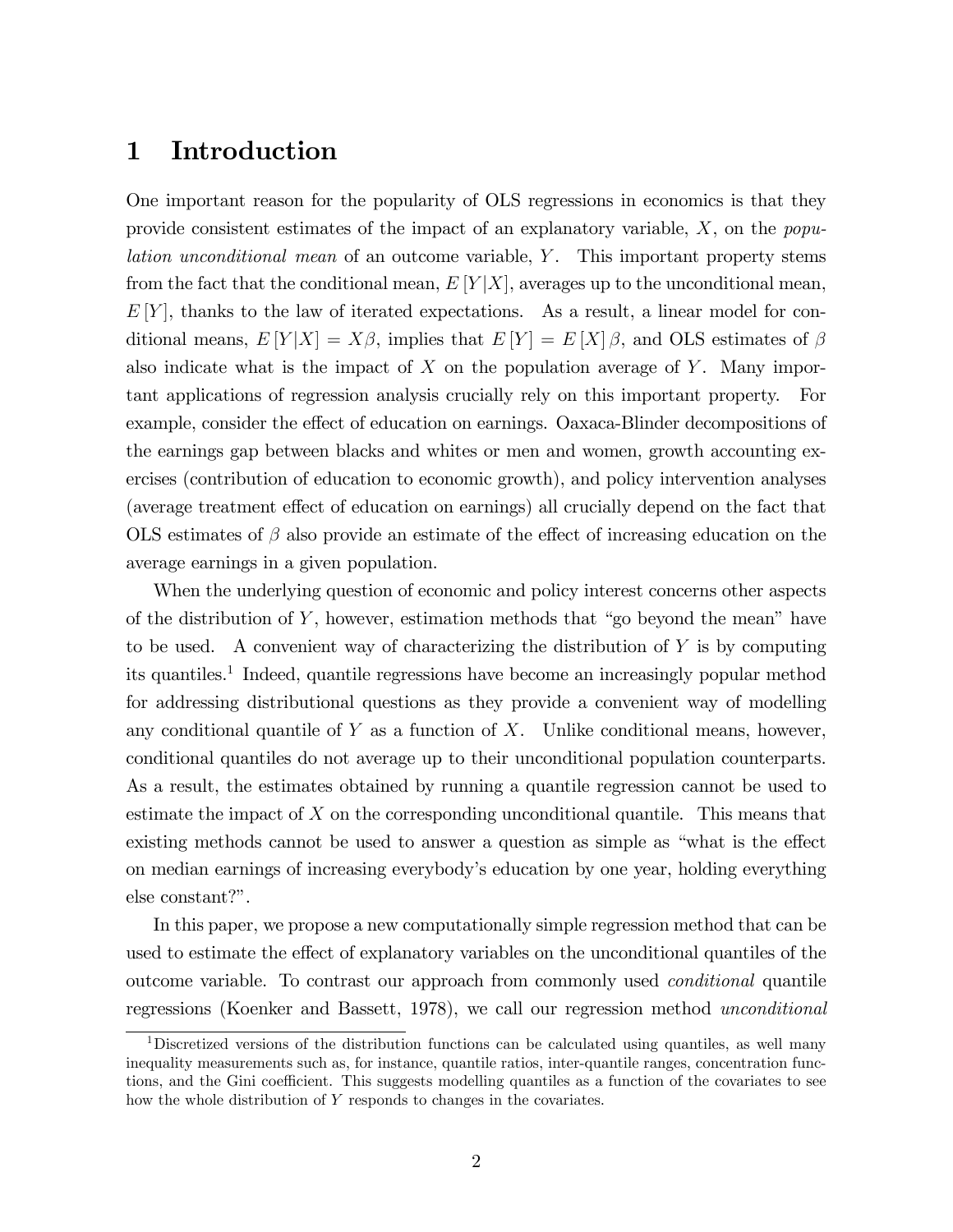# 1 Introduction

One important reason for the popularity of OLS regressions in economics is that they provide consistent estimates of the impact of an explanatory variable, $X$, on the *population unconditional mean* of an outcome variable, $Y$. This important property stems from the fact that the conditional mean, $E[Y|X]$, averages up to the unconditional mean, $E[Y]$, thanks to the law of iterated expectations. As a result, a linear model for conditional means, $E[Y|X] = X\beta$, implies that $E[Y] = E[X]\beta$, and OLS estimates of $\beta$ also indicate what is the impact of $X$ on the population average of $Y$. Many important applications of regression analysis crucially rely on this important property. For example, consider the effect of education on earnings. Oaxaca-Blinder decompositions of the earnings gap between blacks and whites or men and women, growth accounting exercises (contribution of education to economic growth), and policy intervention analyses (average treatment effect of education on earnings) all crucially depend on the fact that OLS estimates of $\beta$ also provide an estimate of the effect of increasing education on the average earnings in a given population.

When the underlying question of economic and policy interest concerns other aspects of the distribution of $Y$, however, estimation methods that "go beyond the mean" have to be used. A convenient way of characterizing the distribution of $Y$ is by computing its quantiles.[1] Indeed, quantile regressions have become an increasingly popular method for addressing distributional questions as they provide a convenient way of modelling any conditional quantile of $Y$ as a function of $X$. Unlike conditional means, however, conditional quantiles do not average up to their unconditional population counterparts. As a result, the estimates obtained by running a quantile regression cannot be used to estimate the impact of $X$ on the corresponding unconditional quantile. This means that existing methods cannot be used to answer a question as simple as "what is the effect on median earnings of increasing everybody's education by one year, holding everything else constant?".

In this paper, we propose a new computationally simple regression method that can be used to estimate the effect of explanatory variables on the unconditional quantiles of the outcome variable. To contrast our approach from commonly used *conditional* quantile regressions (Koenker and Bassett, 1978), we call our regression method *unconditional*

[1] Discretized versions of the distribution functions can be calculated using quantiles, as well many inequality measurements such as, for instance, quantile ratios, inter-quantile ranges, concentration functions, and the Gini coefficient. This suggests modelling quantiles as a function of the covariates to see how the whole distribution of $Y$ responds to changes in the covariates.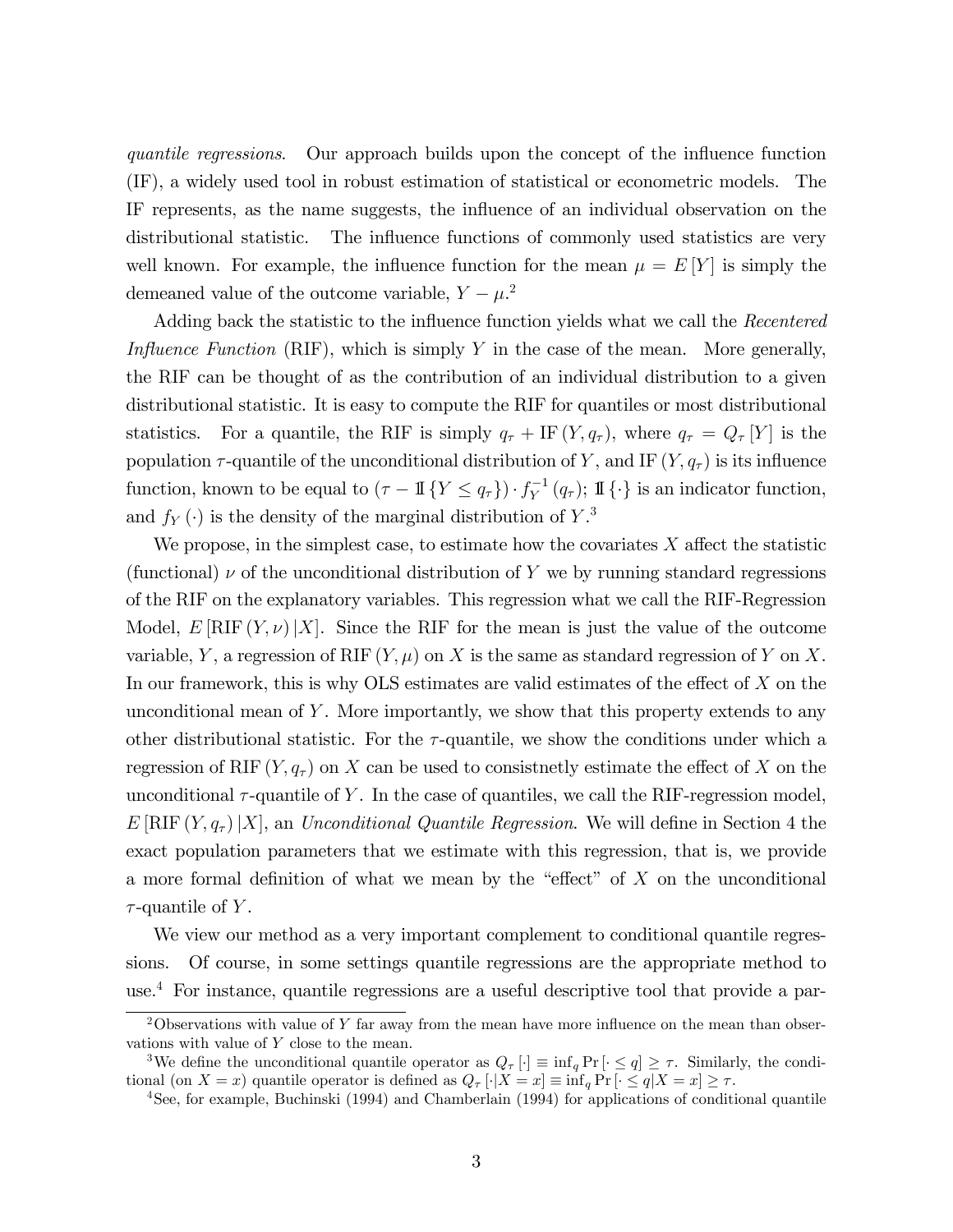*quantile regressions*. Our approach builds upon the concept of the influence function (IF), a widely used tool in robust estimation of statistical or econometric models. The IF represents, as the name suggests, the influence of an individual observation on the distributional statistic. The influence functions of commonly used statistics are very well known. For example, the influence function for the mean $\mu = E[Y]$ is simply the demeaned value of the outcome variable, $Y - \mu$.[2]

Adding back the statistic to the influence function yields what we call the *Recentered Influence Function* (RIF), which is simply $Y$ in the case of the mean. More generally, the RIF can be thought of as the contribution of an individual distribution to a given distributional statistic. It is easy to compute the RIF for quantiles or most distributional statistics. For a quantile, the RIF is simply $q_\tau + \text{IF}(Y, q_\tau)$, where $q_\tau = Q_\tau[Y]$ is the population $\tau$-quantile of the unconditional distribution of $Y$, and $\text{IF}(Y, q_\tau)$ is its influence function, known to be equal to $(\tau - \mathbb{1}\{Y \leq q_\tau\}) \cdot f_Y^{-1}(q_\tau)$; $\mathbb{1}\{\cdot\}$ is an indicator function, and $f_Y(\cdot)$ is the density of the marginal distribution of $Y$.[3]

We propose, in the simplest case, to estimate how the covariates $X$ affect the statistic (functional) $\nu$ of the unconditional distribution of $Y$ we by running standard regressions of the RIF on the explanatory variables. This regression what we call the RIF-Regression Model, $E[\text{RIF}(Y, \nu) | X]$. Since the RIF for the mean is just the value of the outcome variable, $Y$, a regression of $\text{RIF}(Y, \mu)$ on $X$ is the same as standard regression of $Y$ on $X$. In our framework, this is why OLS estimates are valid estimates of the effect of $X$ on the unconditional mean of $Y$. More importantly, we show that this property extends to any other distributional statistic. For the $\tau$-quantile, we show the conditions under which a regression of $\text{RIF}(Y, q_\tau)$ on $X$ can be used to consistnetly estimate the effect of $X$ on the unconditional $\tau$-quantile of $Y$. In the case of quantiles, we call the RIF-regression model, $E[\text{RIF}(Y, q_\tau) | X]$, an *Unconditional Quantile Regression*. We will define in Section 4 the exact population parameters that we estimate with this regression, that is, we provide a more formal definition of what we mean by the "effect" of $X$ on the unconditional $\tau$-quantile of $Y$.

We view our method as a very important complement to conditional quantile regressions. Of course, in some settings quantile regressions are the appropriate method to use.[4] For instance, quantile regressions are a useful descriptive tool that provide a par-

[2] Observations with value of $Y$ far away from the mean have more influence on the mean than observations with value of $Y$ close to the mean.

[3] We define the unconditional quantile operator as $Q_\tau[\cdot] \equiv \inf_q \Pr[\cdot \leq q] \geq \tau$. Similarly, the conditional (on $X = x$) quantile operator is defined as $Q_\tau[\cdot | X = x] \equiv \inf_q \Pr[\cdot \leq q | X = x] \geq \tau$.

[4] See, for example, Buchinski (1994) and Chamberlain (1994) for applications of conditional quantile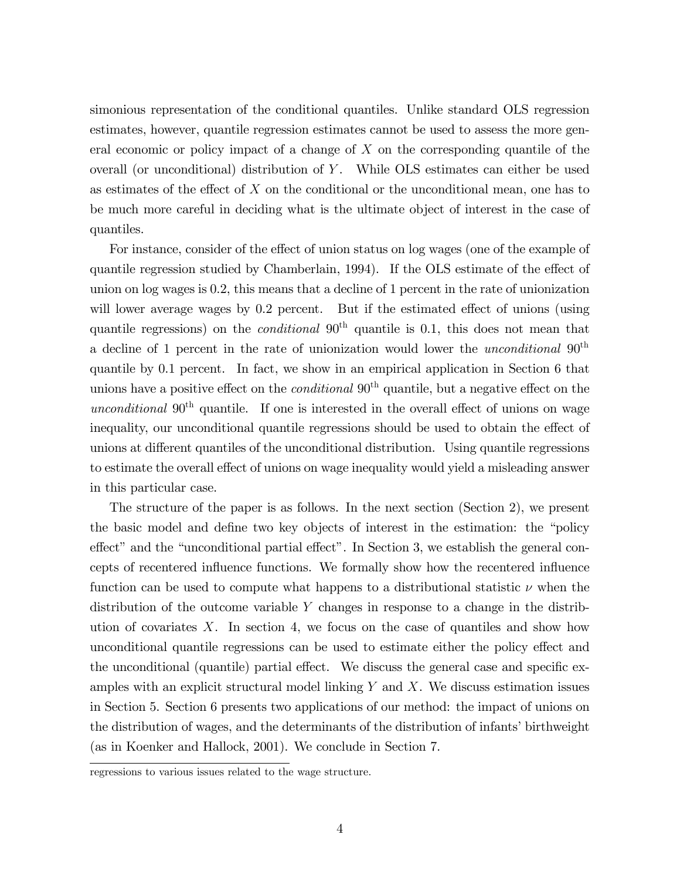simonious representation of the conditional quantiles. Unlike standard OLS regression estimates, however, quantile regression estimates cannot be used to assess the more general economic or policy impact of a change of $X$ on the corresponding quantile of the overall (or unconditional) distribution of $Y$. While OLS estimates can either be used as estimates of the effect of $X$ on the conditional or the unconditional mean, one has to be much more careful in deciding what is the ultimate object of interest in the case of quantiles.

For instance, consider of the effect of union status on log wages (one of the example of quantile regression studied by Chamberlain, 1994). If the OLS estimate of the effect of union on log wages is 0.2, this means that a decline of 1 percent in the rate of unionization will lower average wages by 0.2 percent. But if the estimated effect of unions (using quantile regressions) on the *conditional* $90^{\text{th}}$ quantile is 0.1, this does not mean that a decline of 1 percent in the rate of unionization would lower the *unconditional* $90^{\text{th}}$ quantile by 0.1 percent. In fact, we show in an empirical application in Section 6 that unions have a positive effect on the *conditional* $90^{\text{th}}$ quantile, but a negative effect on the *unconditional* $90^{\text{th}}$ quantile. If one is interested in the overall effect of unions on wage inequality, our unconditional quantile regressions should be used to obtain the effect of unions at different quantiles of the unconditional distribution. Using quantile regressions to estimate the overall effect of unions on wage inequality would yield a misleading answer in this particular case.

The structure of the paper is as follows. In the next section (Section 2), we present the basic model and define two key objects of interest in the estimation: the "policy effect" and the "unconditional partial effect". In Section 3, we establish the general concepts of recentered influence functions. We formally show how the recentered influence function can be used to compute what happens to a distributional statistic $\nu$ when the distribution of the outcome variable $Y$ changes in response to a change in the distribution of covariates $X$. In section 4, we focus on the case of quantiles and show how unconditional quantile regressions can be used to estimate either the policy effect and the unconditional (quantile) partial effect. We discuss the general case and specific examples with an explicit structural model linking $Y$ and $X$. We discuss estimation issues in Section 5. Section 6 presents two applications of our method: the impact of unions on the distribution of wages, and the determinants of the distribution of infants' birthweight (as in Koenker and Hallock, 2001). We conclude in Section 7.

regressions to various issues related to the wage structure.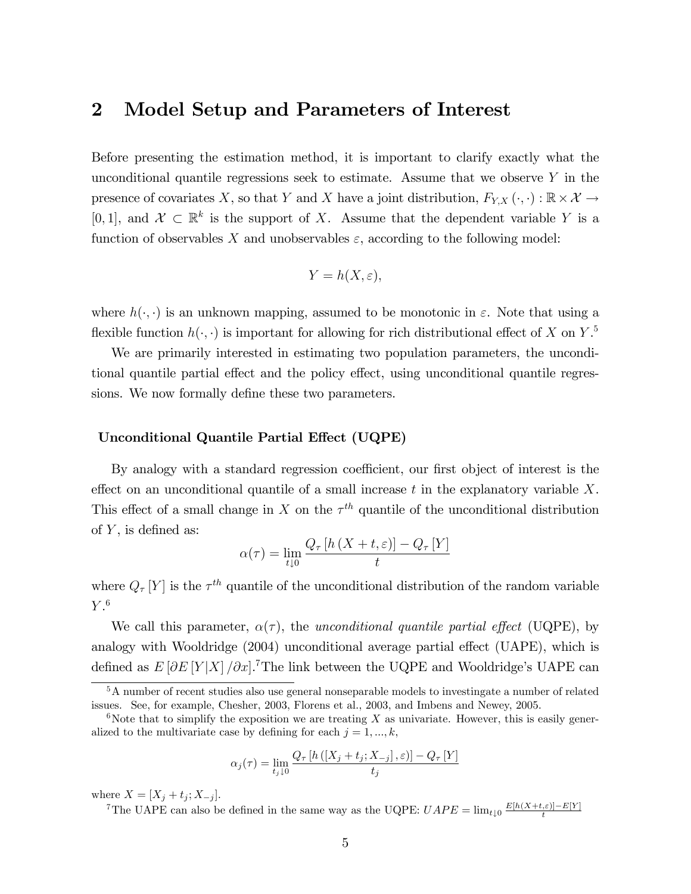## 2 Model Setup and Parameters of Interest

Before presenting the estimation method, it is important to clarify exactly what the unconditional quantile regressions seek to estimate. Assume that we observe $Y$ in the presence of covariates $X$, so that $Y$ and $X$ have a joint distribution, $F_{Y,X}(\cdot,\cdot) : \mathbb{R} \times \mathcal{X} \to [0,1]$, and $\mathcal{X} \subset \mathbb{R}^k$ is the support of $X$. Assume that the dependent variable $Y$ is a function of observables $X$ and unobservables $\varepsilon$, according to the following model:

$$Y = h(X, \varepsilon),$$

where $h(\cdot,\cdot)$ is an unknown mapping, assumed to be monotonic in $\varepsilon$. Note that using a flexible function $h(\cdot,\cdot)$ is important for allowing for rich distributional effect of $X$ on $Y$.[5]

We are primarily interested in estimating two population parameters, the unconditional quantile partial effect and the policy effect, using unconditional quantile regressions. We now formally define these two parameters.

**Unconditional Quantile Partial Effect (UQPE)**

By analogy with a standard regression coefficient, our first object of interest is the effect on an unconditional quantile of a small increase $t$ in the explanatory variable $X$. This effect of a small change in $X$ on the $\tau^{th}$ quantile of the unconditional distribution of $Y$, is defined as:

$$\alpha(\tau) = \lim_{t \downarrow 0} \frac{Q_\tau \left[ h\left(X + t, \varepsilon\right)\right] - Q_\tau\left[Y\right]}{t}$$

where $Q_\tau[Y]$ is the $\tau^{th}$ quantile of the unconditional distribution of the random variable $Y$.[6]

We call this parameter, $\alpha(\tau)$, the *unconditional quantile partial effect* (UQPE), by analogy with Wooldridge (2004) unconditional average partial effect (UAPE), which is defined as $E\left[\partial E\left[Y|X\right]/\partial x\right]$.[7] The link between the UQPE and Wooldridge's UAPE can

---

[5] A number of recent studies also use general nonseparable models to investingate a number of related issues. See, for example, Chesher, 2003, Florens et al., 2003, and Imbens and Newey, 2005.

[6] Note that to simplify the exposition we are treating $X$ as univariate. However, this is easily generalized to the multivariate case by defining for each $j = 1, ..., k$,

$$\alpha_j(\tau) = \lim_{t_j \downarrow 0} \frac{Q_\tau\left[h\left(\left[X_j + t_j; X_{-j}\right], \varepsilon\right)\right] - Q_\tau\left[Y\right]}{t_j}$$

where $X = [X_j + t_j; X_{-j}]$.

[7] The UAPE can also be defined in the same way as the UQPE: $UAPE = \lim_{t \downarrow 0} \frac{E[h(X+t,\varepsilon)] - E[Y]}{t}$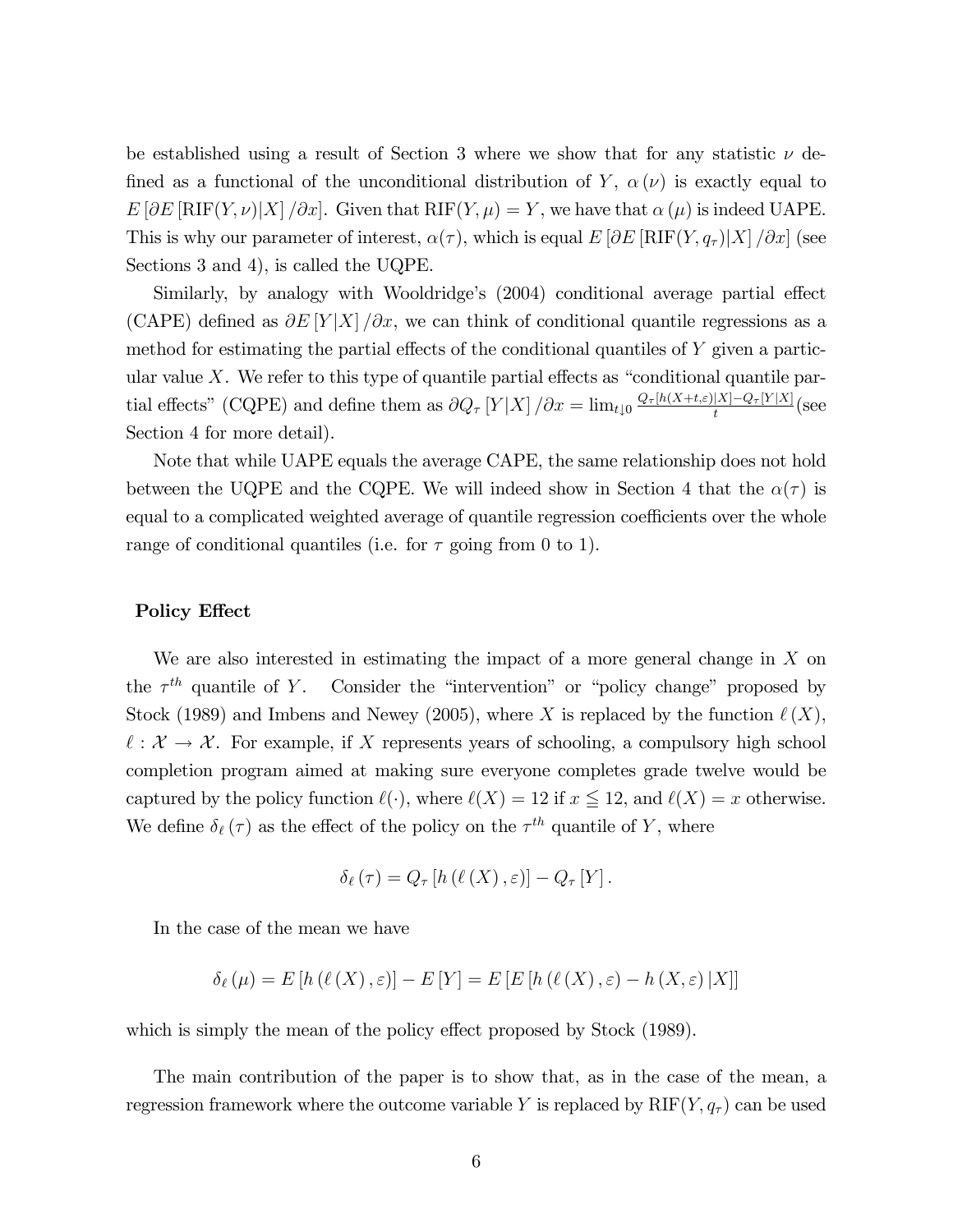be established using a result of Section 3 where we show that for any statistic $\nu$ defined as a functional of the unconditional distribution of $Y$, $\alpha(\nu)$ is exactly equal to $E[\partial E[\text{RIF}(Y,\nu)|X]/\partial x]$. Given that $\text{RIF}(Y,\mu) = Y$, we have that $\alpha(\mu)$ is indeed UAPE. This is why our parameter of interest, $\alpha(\tau)$, which is equal $E[\partial E[\text{RIF}(Y,q_\tau)|X]/\partial x]$ (see Sections 3 and 4), is called the UQPE.

Similarly, by analogy with Wooldridge's (2004) conditional average partial effect (CAPE) defined as $\partial E[Y|X]/\partial x$, we can think of conditional quantile regressions as a method for estimating the partial effects of the conditional quantiles of $Y$ given a particular value $X$. We refer to this type of quantile partial effects as "conditional quantile partial effects" (CQPE) and define them as $\partial Q_\tau[Y|X]/\partial x = \lim_{t\downarrow 0} \frac{Q_\tau[h(X+t,\varepsilon)|X] - Q_\tau[Y|X]}{t}$ (see Section 4 for more detail).

Note that while UAPE equals the average CAPE, the same relationship does not hold between the UQPE and the CQPE. We will indeed show in Section 4 that the $\alpha(\tau)$ is equal to a complicated weighted average of quantile regression coefficients over the whole range of conditional quantiles (i.e. for $\tau$ going from 0 to 1).

### Policy Effect

We are also interested in estimating the impact of a more general change in $X$ on the $\tau^{th}$ quantile of $Y$. Consider the "intervention" or "policy change" proposed by Stock (1989) and Imbens and Newey (2005), where $X$ is replaced by the function $\ell(X)$, $\ell : \mathcal{X} \to \mathcal{X}$. For example, if $X$ represents years of schooling, a compulsory high school completion program aimed at making sure everyone completes grade twelve would be captured by the policy function $\ell(\cdot)$, where $\ell(X) = 12$ if $x \leqq 12$, and $\ell(X) = x$ otherwise. We define $\delta_\ell(\tau)$ as the effect of the policy on the $\tau^{th}$ quantile of $Y$, where

$$\delta_\ell(\tau) = Q_\tau[h(\ell(X),\varepsilon)] - Q_\tau[Y].$$

In the case of the mean we have

$$\delta_\ell(\mu) = E[h(\ell(X),\varepsilon)] - E[Y] = E[E[h(\ell(X),\varepsilon) - h(X,\varepsilon)|X]]$$

which is simply the mean of the policy effect proposed by Stock (1989).

The main contribution of the paper is to show that, as in the case of the mean, a regression framework where the outcome variable $Y$ is replaced by $\text{RIF}(Y, q_\tau)$ can be used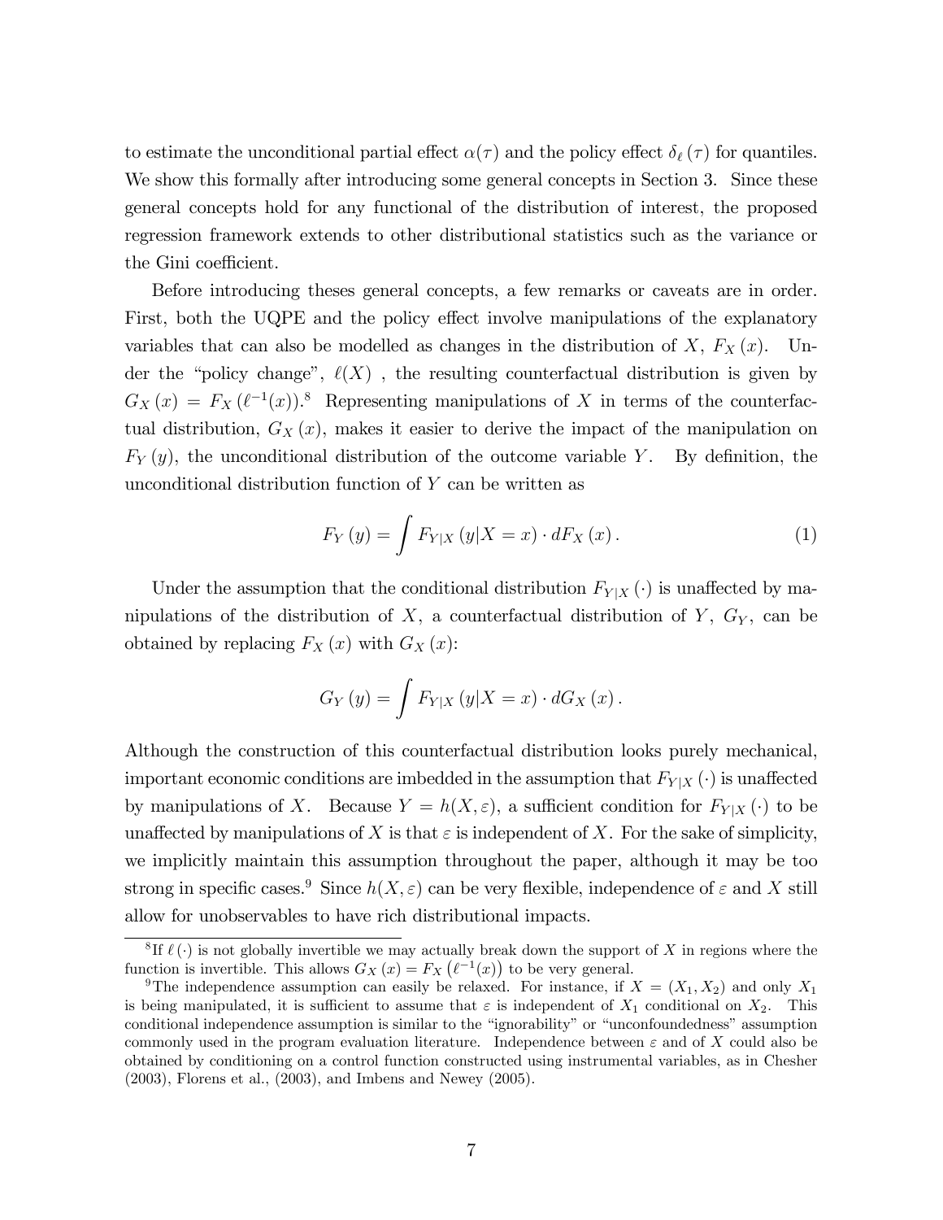to estimate the unconditional partial effect $\alpha(\tau)$ and the policy effect $\delta_\ell(\tau)$ for quantiles. We show this formally after introducing some general concepts in Section 3. Since these general concepts hold for any functional of the distribution of interest, the proposed regression framework extends to other distributional statistics such as the variance or the Gini coefficient.

Before introducing theses general concepts, a few remarks or caveats are in order. First, both the UQPE and the policy effect involve manipulations of the explanatory variables that can also be modelled as changes in the distribution of $X$, $F_X(x)$. Under the "policy change", $\ell(X)$ , the resulting counterfactual distribution is given by $G_X(x) = F_X(\ell^{-1}(x))$.[8] Representing manipulations of $X$ in terms of the counterfactual distribution, $G_X(x)$, makes it easier to derive the impact of the manipulation on $F_Y(y)$, the unconditional distribution of the outcome variable $Y$. By definition, the unconditional distribution function of $Y$ can be written as

$$F_Y(y) = \int F_{Y|X}(y|X = x) \cdot dF_X(x). \tag{1}$$

Under the assumption that the conditional distribution $F_{Y|X}(\cdot)$ is unaffected by manipulations of the distribution of $X$, a counterfactual distribution of $Y$, $G_Y$, can be obtained by replacing $F_X(x)$ with $G_X(x)$:

$$G_Y(y) = \int F_{Y|X}(y|X = x) \cdot dG_X(x).$$

Although the construction of this counterfactual distribution looks purely mechanical, important economic conditions are imbedded in the assumption that $F_{Y|X}(\cdot)$ is unaffected by manipulations of $X$. Because $Y = h(X, \varepsilon)$, a sufficient condition for $F_{Y|X}(\cdot)$ to be unaffected by manipulations of $X$ is that $\varepsilon$ is independent of $X$. For the sake of simplicity, we implicitly maintain this assumption throughout the paper, although it may be too strong in specific cases.[9] Since $h(X, \varepsilon)$ can be very flexible, independence of $\varepsilon$ and $X$ still allow for unobservables to have rich distributional impacts.

[8] If $\ell(\cdot)$ is not globally invertible we may actually break down the support of $X$ in regions where the function is invertible. This allows $G_X(x) = F_X(\ell^{-1}(x))$ to be very general.

[9] The independence assumption can easily be relaxed. For instance, if $X = (X_1, X_2)$ and only $X_1$ is being manipulated, it is sufficient to assume that $\varepsilon$ is independent of $X_1$ conditional on $X_2$. This conditional independence assumption is similar to the "ignorability" or "unconfoundedness" assumption commonly used in the program evaluation literature. Independence between $\varepsilon$ and of $X$ could also be obtained by conditioning on a control function constructed using instrumental variables, as in Chesher (2003), Florens et al., (2003), and Imbens and Newey (2005).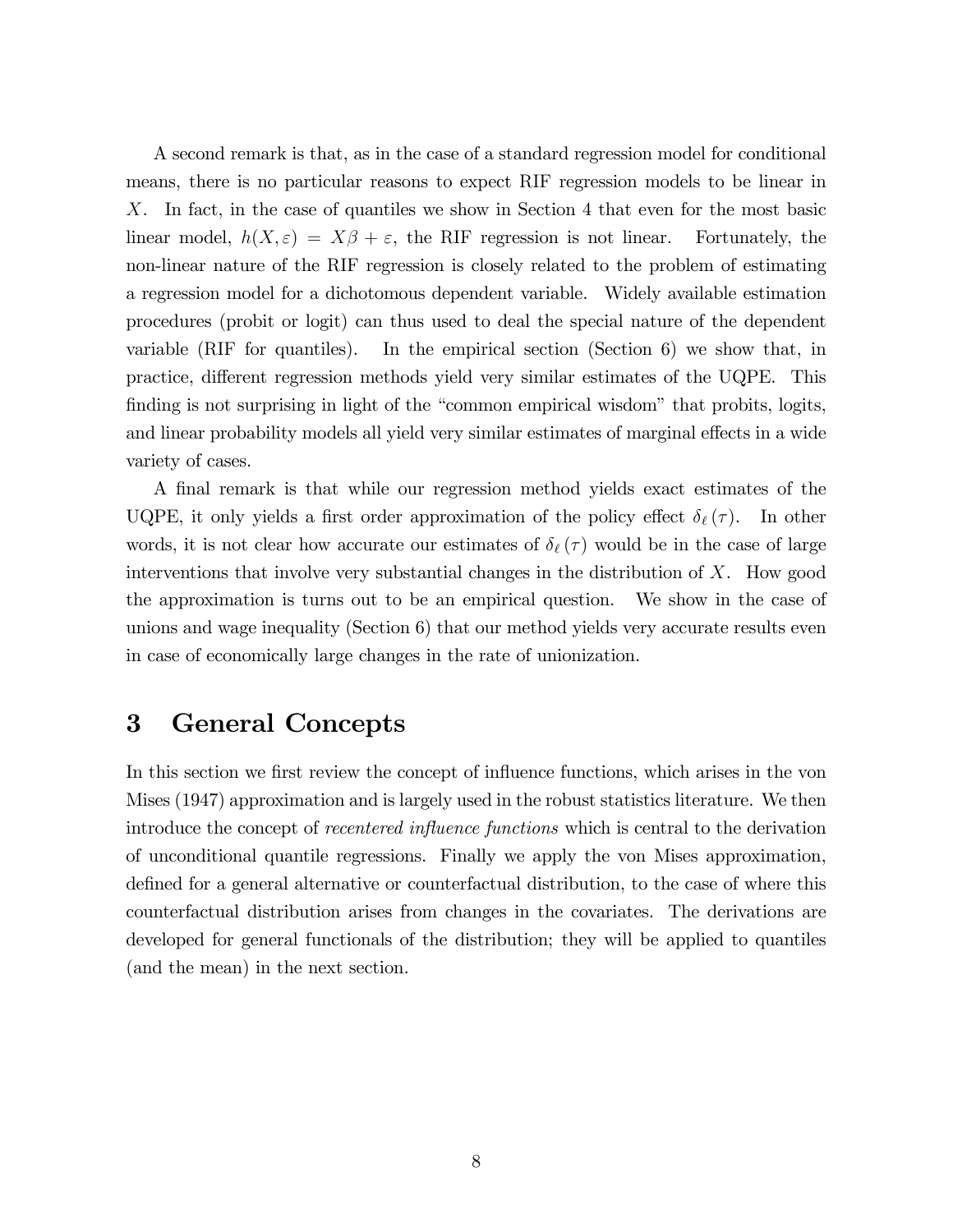A second remark is that, as in the case of a standard regression model for conditional means, there is no particular reasons to expect RIF regression models to be linear in $X$. In fact, in the case of quantiles we show in Section 4 that even for the most basic linear model, $h(X, \varepsilon) = X\beta + \varepsilon$, the RIF regression is not linear. Fortunately, the non-linear nature of the RIF regression is closely related to the problem of estimating a regression model for a dichotomous dependent variable. Widely available estimation procedures (probit or logit) can thus used to deal the special nature of the dependent variable (RIF for quantiles). In the empirical section (Section 6) we show that, in practice, different regression methods yield very similar estimates of the UQPE. This finding is not surprising in light of the "common empirical wisdom" that probits, logits, and linear probability models all yield very similar estimates of marginal effects in a wide variety of cases.

A final remark is that while our regression method yields exact estimates of the UQPE, it only yields a first order approximation of the policy effect $\delta_\ell(\tau)$. In other words, it is not clear how accurate our estimates of $\delta_\ell(\tau)$ would be in the case of large interventions that involve very substantial changes in the distribution of $X$. How good the approximation is turns out to be an empirical question. We show in the case of unions and wage inequality (Section 6) that our method yields very accurate results even in case of economically large changes in the rate of unionization.

# 3 General Concepts

In this section we first review the concept of influence functions, which arises in the von Mises (1947) approximation and is largely used in the robust statistics literature. We then introduce the concept of *recentered influence functions* which is central to the derivation of unconditional quantile regressions. Finally we apply the von Mises approximation, defined for a general alternative or counterfactual distribution, to the case of where this counterfactual distribution arises from changes in the covariates. The derivations are developed for general functionals of the distribution; they will be applied to quantiles (and the mean) in the next section.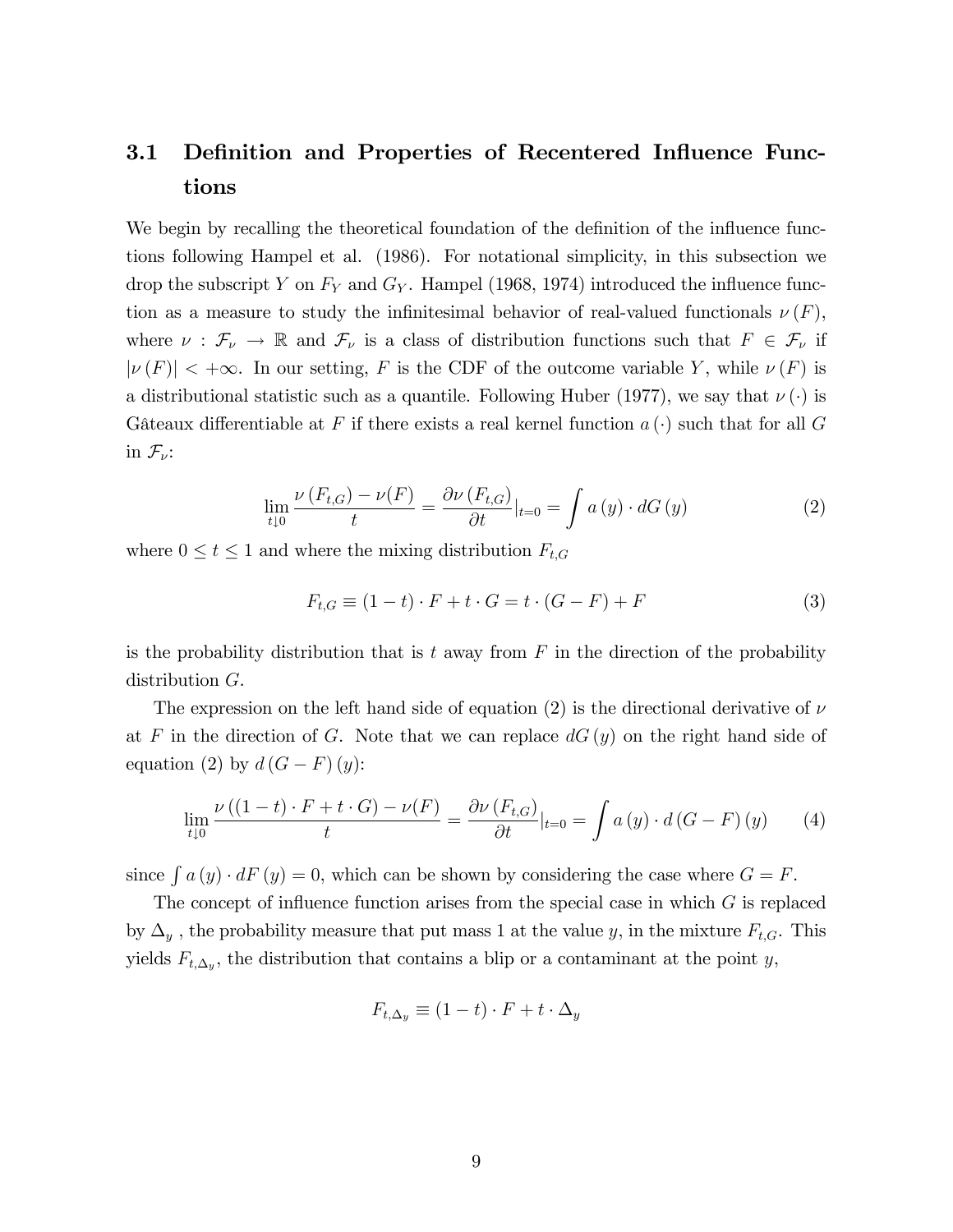### 3.1 Definition and Properties of Recentered Influence Functions

We begin by recalling the theoretical foundation of the definition of the influence functions following Hampel et al. (1986). For notational simplicity, in this subsection we drop the subscript $Y$ on $F_Y$ and $G_Y$. Hampel (1968, 1974) introduced the influence function as a measure to study the infinitesimal behavior of real-valued functionals $\nu(F)$, where $\nu : \mathcal{F}_\nu \rightarrow \mathbb{R}$ and $\mathcal{F}_\nu$ is a class of distribution functions such that $F \in \mathcal{F}_\nu$ if $|\nu(F)| < +\infty$. In our setting, $F$ is the CDF of the outcome variable $Y$, while $\nu(F)$ is a distributional statistic such as a quantile. Following Huber (1977), we say that $\nu(\cdot)$ is Gâteaux differentiable at $F$ if there exists a real kernel function $a(\cdot)$ such that for all $G$ in $\mathcal{F}_\nu$:

$$\lim_{t \downarrow 0} \frac{\nu(F_{t,G}) - \nu(F)}{t} = \frac{\partial \nu(F_{t,G})}{\partial t}|_{t=0} = \int a(y) \cdot dG(y) \tag{2}$$

where $0 \leq t \leq 1$ and where the mixing distribution $F_{t,G}$

$$F_{t,G} \equiv (1-t) \cdot F + t \cdot G = t \cdot (G - F) + F \tag{3}$$

is the probability distribution that is $t$ away from $F$ in the direction of the probability distribution $G$.

The expression on the left hand side of equation (2) is the directional derivative of $\nu$ at $F$ in the direction of $G$. Note that we can replace $dG(y)$ on the right hand side of equation (2) by $d(G-F)(y)$:

$$\lim_{t \downarrow 0} \frac{\nu((1-t) \cdot F + t \cdot G) - \nu(F)}{t} = \frac{\partial \nu(F_{t,G})}{\partial t}|_{t=0} = \int a(y) \cdot d(G-F)(y) \tag{4}$$

since $\int a(y) \cdot dF(y) = 0$, which can be shown by considering the case where $G = F$.

The concept of influence function arises from the special case in which $G$ is replaced by $\Delta_y$ , the probability measure that put mass 1 at the value $y$, in the mixture $F_{t,G}$. This yields $F_{t,\Delta_y}$, the distribution that contains a blip or a contaminant at the point $y$,

$$F_{t,\Delta_y} \equiv (1-t) \cdot F + t \cdot \Delta_y$$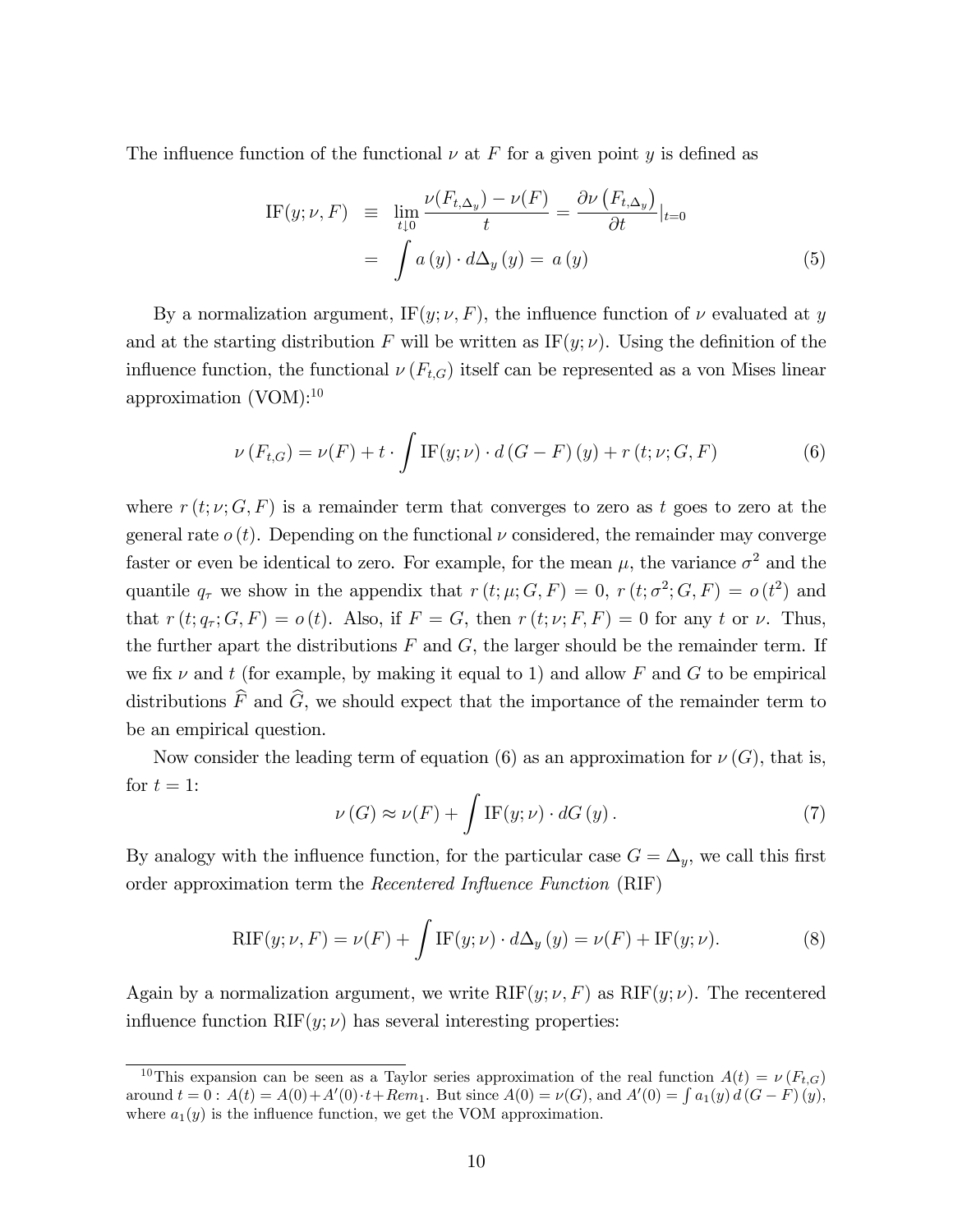The influence function of the functional $\nu$ at $F$ for a given point $y$ is defined as

$$
\begin{aligned}
\text{IF}(y;\nu,F) &\equiv \lim_{t\downarrow 0}\frac{\nu(F_{t,\Delta_y})-\nu(F)}{t}=\frac{\partial\nu\left(F_{t,\Delta_y}\right)}{\partial t}|_{t=0} \\
&= \int a\left(y\right)\cdot d\Delta_y\left(y\right)=\,a\left(y\right)
\end{aligned}
\tag{5}
$$

By a normalization argument, $\text{IF}(y;\nu,F)$, the influence function of $\nu$ evaluated at $y$ and at the starting distribution $F$ will be written as $\text{IF}(y;\nu)$. Using the definition of the influence function, the functional $\nu\left(F_{t,G}\right)$ itself can be represented as a von Mises linear approximation (VOM):[10]

$$
\nu\left(F_{t,G}\right)=\nu(F)+t\cdot\int\text{IF}(y;\nu)\cdot d\left(G-F\right)(y)+r\left(t;\nu;G,F\right)
\tag{6}
$$

where $r\left(t;\nu;G,F\right)$ is a remainder term that converges to zero as $t$ goes to zero at the general rate $o\left(t\right)$. Depending on the functional $\nu$ considered, the remainder may converge faster or even be identical to zero. For example, for the mean $\mu$, the variance $\sigma^2$ and the quantile $q_\tau$ we show in the appendix that $r\left(t;\mu;G,F\right)=0$, $r\left(t;\sigma^2;G,F\right)=o\left(t^2\right)$ and that $r\left(t;q_\tau;G,F\right)=o\left(t\right)$. Also, if $F=G$, then $r\left(t;\nu;F,F\right)=0$ for any $t$ or $\nu$. Thus, the further apart the distributions $F$ and $G$, the larger should be the remainder term. If we fix $\nu$ and $t$ (for example, by making it equal to 1) and allow $F$ and $G$ to be empirical distributions $\widehat{F}$ and $\widehat{G}$, we should expect that the importance of the remainder term to be an empirical question.

Now consider the leading term of equation (6) as an approximation for $\nu\left(G\right)$, that is, for $t=1$:

$$
\nu\left(G\right)\approx\nu(F)+\int\text{IF}(y;\nu)\cdot dG\left(y\right).
\tag{7}
$$

By analogy with the influence function, for the particular case $G=\Delta_y$, we call this first order approximation term the *Recentered Influence Function* (RIF)

$$
\text{RIF}(y;\nu,F)=\nu(F)+\int\text{IF}(y;\nu)\cdot d\Delta_y\left(y\right)=\nu(F)+\text{IF}(y;\nu).
\tag{8}
$$

Again by a normalization argument, we write $\text{RIF}(y;\nu,F)$ as $\text{RIF}(y;\nu)$. The recentered influence function $\text{RIF}(y;\nu)$ has several interesting properties:

---

[10] This expansion can be seen as a Taylor series approximation of the real function $A(t)=\nu\left(F_{t,G}\right)$ around $t=0$ : $A(t)=A(0)+A'(0)\cdot t+Rem_1$. But since $A(0)=\nu(G)$, and $A'(0)=\int a_1(y)\,d\left(G-F\right)(y)$, where $a_1(y)$ is the influence function, we get the VOM approximation.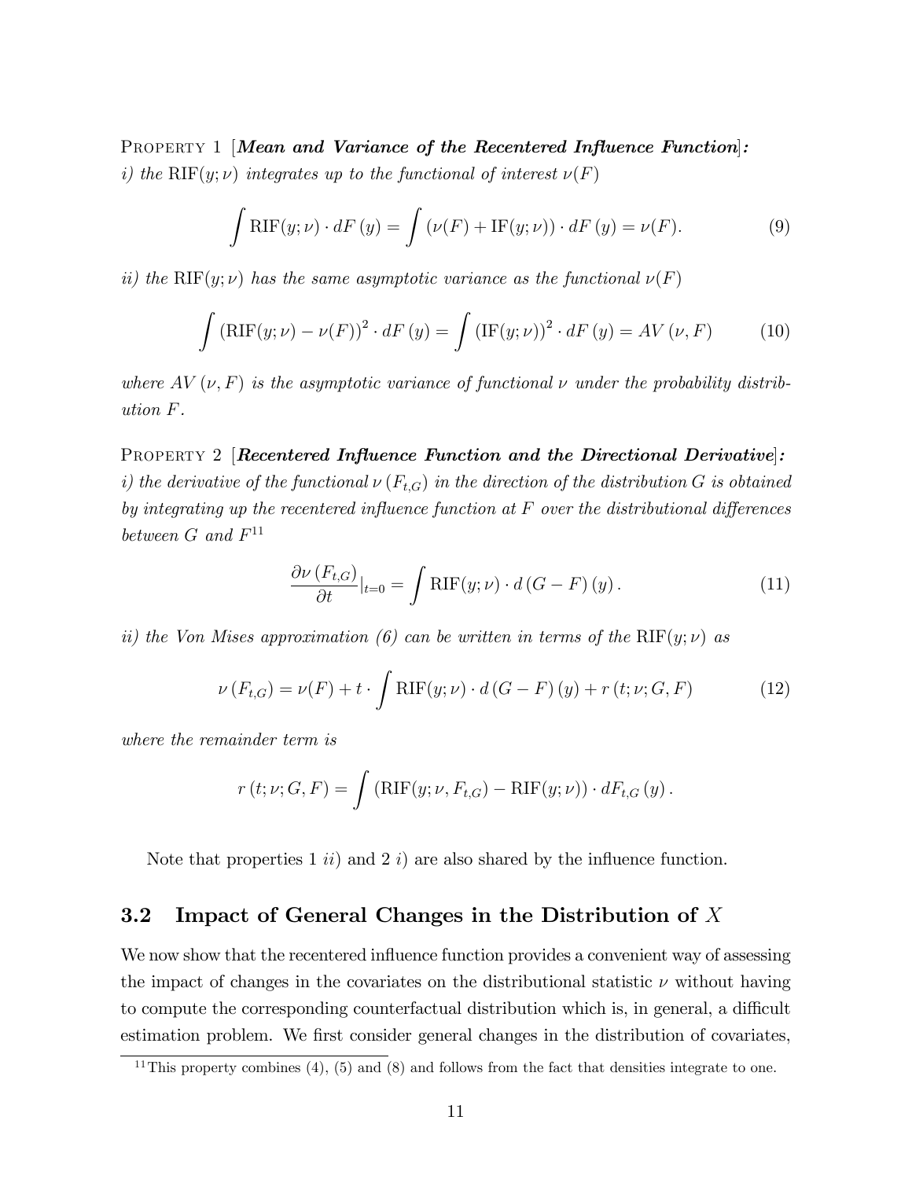Property 1 [***Mean and Variance of the Recentered Influence Function***]*:*
*i) the* $\text{RIF}(y;\nu)$ *integrates up to the functional of interest* $\nu(F)$

$$\int \text{RIF}(y;\nu) \cdot dF(y) = \int (\nu(F) + \text{IF}(y;\nu)) \cdot dF(y) = \nu(F). \tag{9}$$

*ii) the* $\text{RIF}(y;\nu)$ *has the same asymptotic variance as the functional* $\nu(F)$

$$\int (\text{RIF}(y;\nu) - \nu(F))^2 \cdot dF(y) = \int (\text{IF}(y;\nu))^2 \cdot dF(y) = AV(\nu, F) \tag{10}$$

*where* $AV(\nu, F)$ *is the asymptotic variance of functional* $\nu$ *under the probability distribution* $F$*.*

Property 2 [***Recentered Influence Function and the Directional Derivative***]*:*
*i) the derivative of the functional* $\nu(F_{t,G})$ *in the direction of the distribution* $G$ *is obtained by integrating up the recentered influence function at* $F$ *over the distributional differences between* $G$ *and* $F$[11]

$$\frac{\partial \nu(F_{t,G})}{\partial t}|_{t=0} = \int \text{RIF}(y;\nu) \cdot d(G-F)(y). \tag{11}$$

*ii) the Von Mises approximation (6) can be written in terms of the* $\text{RIF}(y;\nu)$ *as*

$$\nu(F_{t,G}) = \nu(F) + t \cdot \int \text{RIF}(y;\nu) \cdot d(G-F)(y) + r(t;\nu;G,F) \tag{12}$$

*where the remainder term is*

$$r(t;\nu;G,F) = \int (\text{RIF}(y;\nu, F_{t,G}) - \text{RIF}(y;\nu)) \cdot dF_{t,G}(y).$$

Note that properties 1 *ii)* and 2 *i)* are also shared by the influence function.

## 3.2 Impact of General Changes in the Distribution of $X$

We now show that the recentered influence function provides a convenient way of assessing the impact of changes in the covariates on the distributional statistic $\nu$ without having to compute the corresponding counterfactual distribution which is, in general, a difficult estimation problem. We first consider general changes in the distribution of covariates,

[11] This property combines (4), (5) and (8) and follows from the fact that densities integrate to one.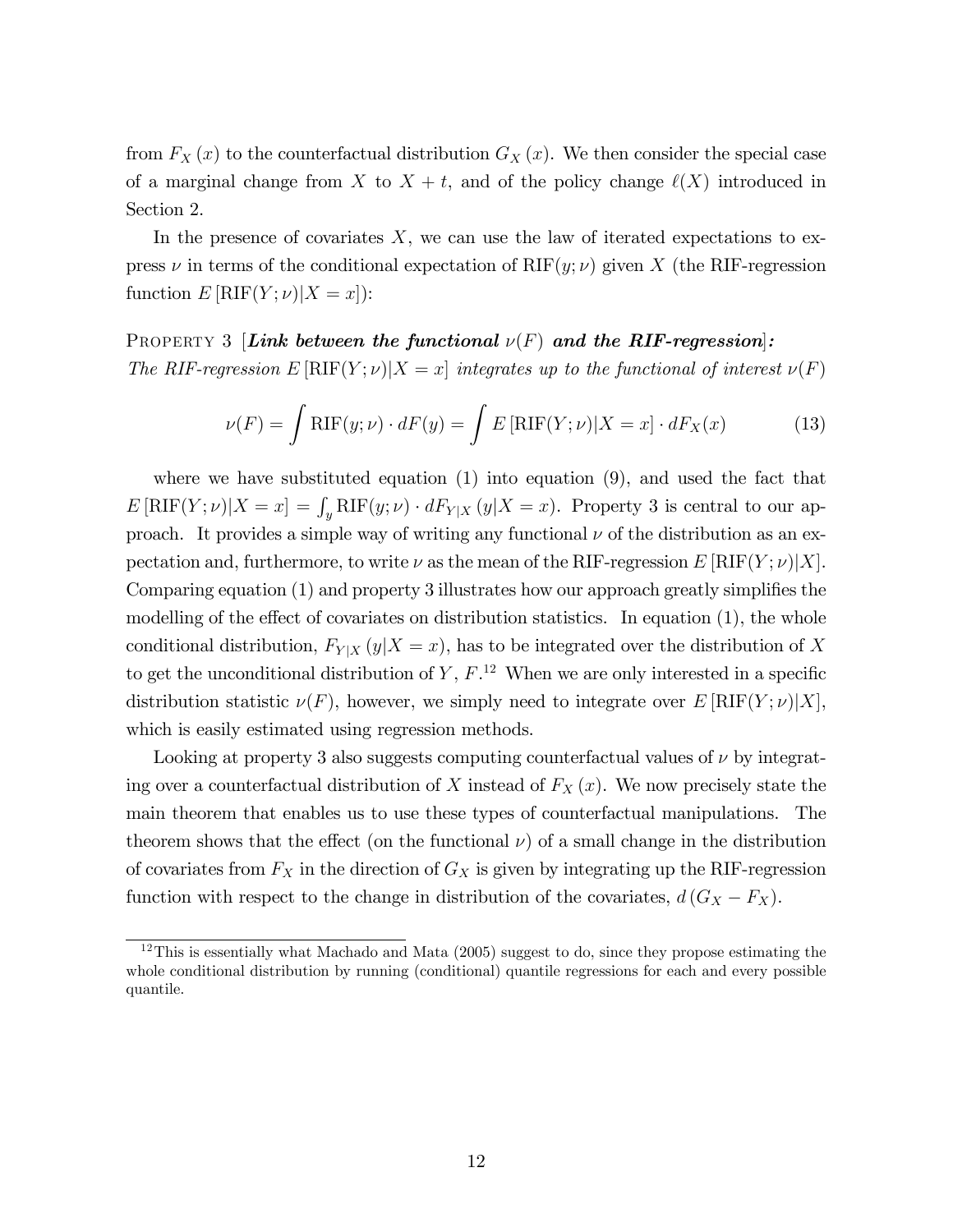from $F_X(x)$ to the counterfactual distribution $G_X(x)$. We then consider the special case of a marginal change from $X$ to $X + t$, and of the policy change $\ell(X)$ introduced in Section 2.

In the presence of covariates $X$, we can use the law of iterated expectations to express $\nu$ in terms of the conditional expectation of $\text{RIF}(y;\nu)$ given $X$ (the RIF-regression function $E[\text{RIF}(Y;\nu)|X = x]$):

Property 3 [***Link between the functional $\nu(F)$ and the RIF-regression***]***:*** *The RIF-regression $E[\text{RIF}(Y;\nu)|X = x]$ integrates up to the functional of interest $\nu(F)$*

$$\nu(F) = \int \text{RIF}(y;\nu) \cdot dF(y) = \int E[\text{RIF}(Y;\nu)|X = x] \cdot dF_X(x) \tag{13}$$

where we have substituted equation (1) into equation (9), and used the fact that $E[\text{RIF}(Y;\nu)|X = x] = \int_y \text{RIF}(y;\nu) \cdot dF_{Y|X}(y|X = x)$. Property 3 is central to our approach. It provides a simple way of writing any functional $\nu$ of the distribution as an expectation and, furthermore, to write $\nu$ as the mean of the RIF-regression $E[\text{RIF}(Y;\nu)|X]$. Comparing equation (1) and property 3 illustrates how our approach greatly simplifies the modelling of the effect of covariates on distribution statistics. In equation (1), the whole conditional distribution, $F_{Y|X}(y|X = x)$, has to be integrated over the distribution of $X$ to get the unconditional distribution of $Y$, $F$.[12] When we are only interested in a specific distribution statistic $\nu(F)$, however, we simply need to integrate over $E[\text{RIF}(Y;\nu)|X]$, which is easily estimated using regression methods.

Looking at property 3 also suggests computing counterfactual values of $\nu$ by integrating over a counterfactual distribution of $X$ instead of $F_X(x)$. We now precisely state the main theorem that enables us to use these types of counterfactual manipulations. The theorem shows that the effect (on the functional $\nu$) of a small change in the distribution of covariates from $F_X$ in the direction of $G_X$ is given by integrating up the RIF-regression function with respect to the change in distribution of the covariates, $d(G_X - F_X)$.

[12] This is essentially what Machado and Mata (2005) suggest to do, since they propose estimating the whole conditional distribution by running (conditional) quantile regressions for each and every possible quantile.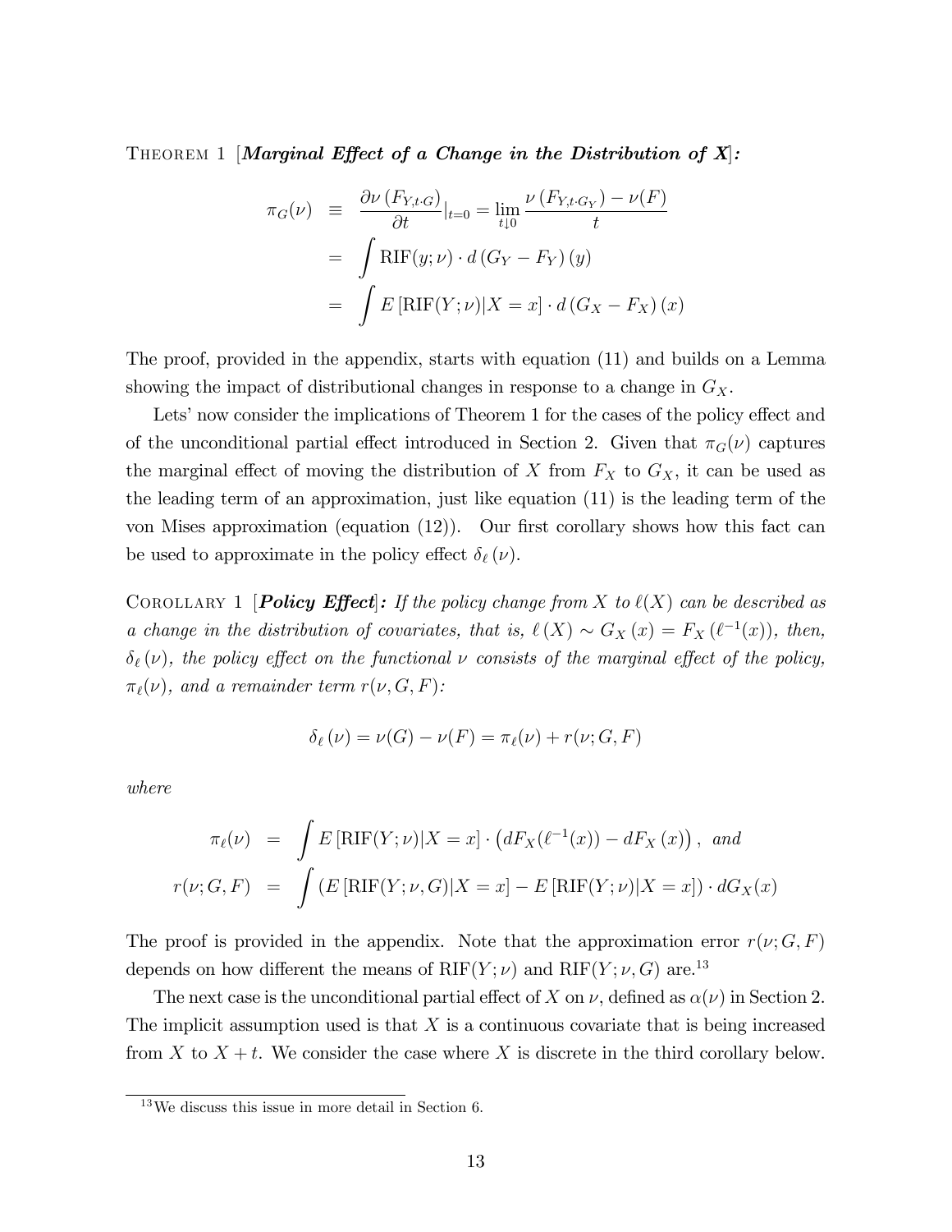Theorem 1 [***Marginal Effect of a Change in the Distribution of X***]*:*

$$
\begin{aligned}
\pi_G(\nu) &\equiv \frac{\partial \nu\left(F_{Y,t \cdot G}\right)}{\partial t}|_{t=0} = \lim_{t \downarrow 0} \frac{\nu\left(F_{Y,t \cdot G_Y}\right) - \nu(F)}{t} \\
&= \int \mathrm{RIF}(y;\nu) \cdot d\left(G_Y - F_Y\right)(y) \\
&= \int E\left[\mathrm{RIF}(Y;\nu)|X=x\right] \cdot d\left(G_X - F_X\right)(x)
\end{aligned}
$$

The proof, provided in the appendix, starts with equation (11) and builds on a Lemma showing the impact of distributional changes in response to a change in $G_X$.

Lets' now consider the implications of Theorem 1 for the cases of the policy effect and of the unconditional partial effect introduced in Section 2. Given that $\pi_G(\nu)$ captures the marginal effect of moving the distribution of $X$ from $F_X$ to $G_X$, it can be used as the leading term of an approximation, just like equation (11) is the leading term of the von Mises approximation (equation (12)). Our first corollary shows how this fact can be used to approximate in the policy effect $\delta_\ell(\nu)$.

Corollary 1 [***Policy Effect***]*: If the policy change from $X$ to $\ell(X)$ can be described as a change in the distribution of covariates, that is, $\ell(X) \sim G_X(x) = F_X(\ell^{-1}(x))$, then, $\delta_\ell(\nu)$, the policy effect on the functional $\nu$ consists of the marginal effect of the policy, $\pi_\ell(\nu)$, and a remainder term $r(\nu, G, F)$:*

$$
\delta_\ell(\nu) = \nu(G) - \nu(F) = \pi_\ell(\nu) + r(\nu; G, F)
$$

*where*

$$
\begin{aligned}
\pi_\ell(\nu) &= \int E\left[\mathrm{RIF}(Y;\nu)|X=x\right] \cdot \left(dF_X(\ell^{-1}(x)) - dF_X(x)\right), \text{ and} \\
r(\nu; G, F) &= \int \left(E\left[\mathrm{RIF}(Y;\nu,G)|X=x\right] - E\left[\mathrm{RIF}(Y;\nu)|X=x\right]\right) \cdot dG_X(x)
\end{aligned}
$$

The proof is provided in the appendix. Note that the approximation error $r(\nu; G, F)$ depends on how different the means of $\mathrm{RIF}(Y;\nu)$ and $\mathrm{RIF}(Y;\nu,G)$ are.[13]

The next case is the unconditional partial effect of $X$ on $\nu$, defined as $\alpha(\nu)$ in Section 2. The implicit assumption used is that $X$ is a continuous covariate that is being increased from $X$ to $X+t$. We consider the case where $X$ is discrete in the third corollary below.

[13] We discuss this issue in more detail in Section 6.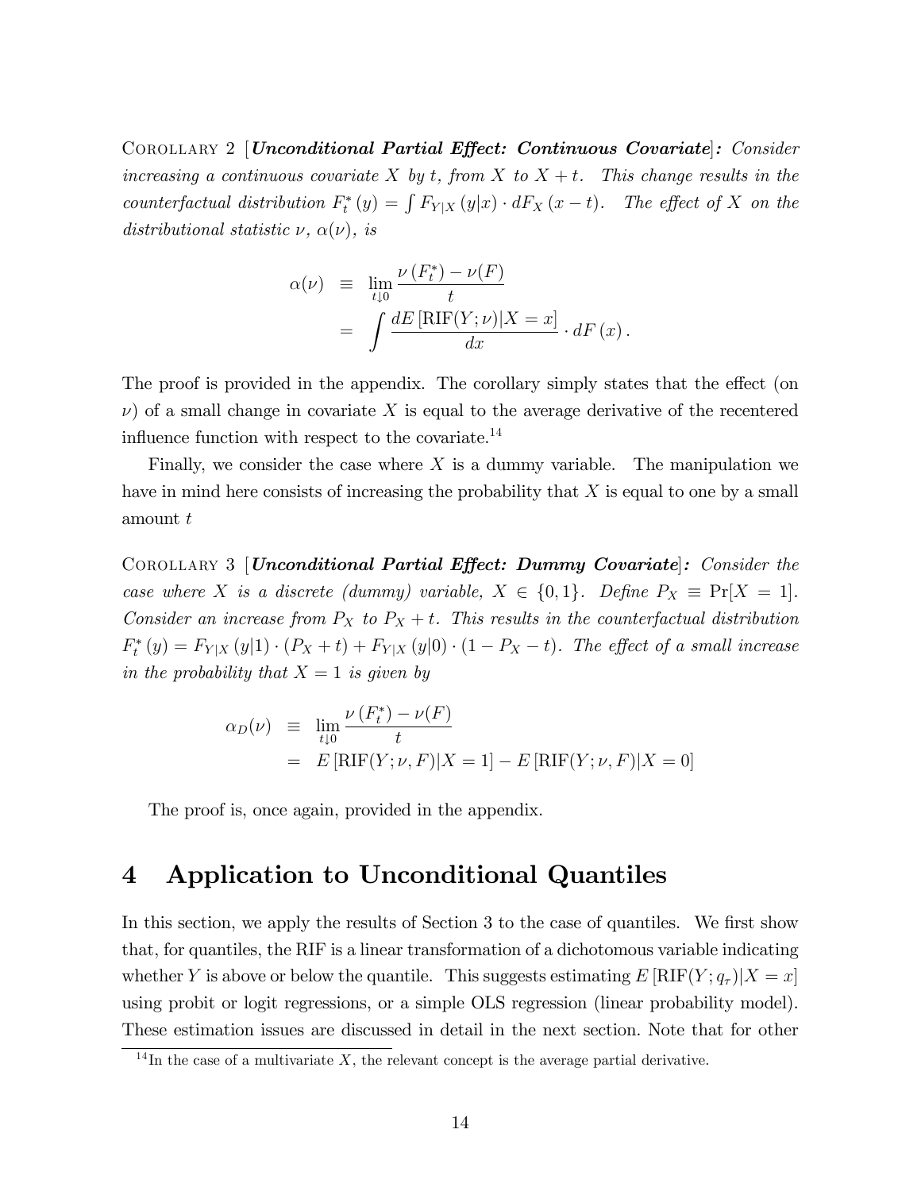Corollary 2 [***Unconditional Partial Effect: Continuous Covariate***]*: Consider increasing a continuous covariate $X$ by $t$, from $X$ to $X+t$. This change results in the counterfactual distribution $F_t^*(y) = \int F_{Y|X}(y|x) \cdot dF_X(x-t)$. The effect of $X$ on the distributional statistic $\nu$, $\alpha(\nu)$, is*

$$
\begin{aligned}
\alpha(\nu) &\equiv \lim_{t \downarrow 0} \frac{\nu(F_t^*) - \nu(F)}{t} \\
&= \int \frac{dE[\mathrm{RIF}(Y;\nu)|X=x]}{dx} \cdot dF(x).
\end{aligned}
$$

The proof is provided in the appendix. The corollary simply states that the effect (on $\nu$) of a small change in covariate $X$ is equal to the average derivative of the recentered influence function with respect to the covariate.[14]

Finally, we consider the case where $X$ is a dummy variable. The manipulation we have in mind here consists of increasing the probability that $X$ is equal to one by a small amount $t$

Corollary 3 [***Unconditional Partial Effect: Dummy Covariate***]*: Consider the case where $X$ is a discrete (dummy) variable, $X \in \{0,1\}$. Define $P_X \equiv \Pr[X=1]$. Consider an increase from $P_X$ to $P_X + t$. This results in the counterfactual distribution $F_t^*(y) = F_{Y|X}(y|1) \cdot (P_X + t) + F_{Y|X}(y|0) \cdot (1 - P_X - t)$. The effect of a small increase in the probability that $X = 1$ is given by*

$$
\begin{aligned}
\alpha_D(\nu) &\equiv \lim_{t \downarrow 0} \frac{\nu(F_t^*) - \nu(F)}{t} \\
&= E[\mathrm{RIF}(Y;\nu,F)|X=1] - E[\mathrm{RIF}(Y;\nu,F)|X=0]
\end{aligned}
$$

The proof is, once again, provided in the appendix.

# 4 Application to Unconditional Quantiles

In this section, we apply the results of Section 3 to the case of quantiles. We first show that, for quantiles, the RIF is a linear transformation of a dichotomous variable indicating whether $Y$ is above or below the quantile. This suggests estimating $E[\mathrm{RIF}(Y;q_\tau)|X=x]$ using probit or logit regressions, or a simple OLS regression (linear probability model). These estimation issues are discussed in detail in the next section. Note that for other

[14] In the case of a multivariate $X$, the relevant concept is the average partial derivative.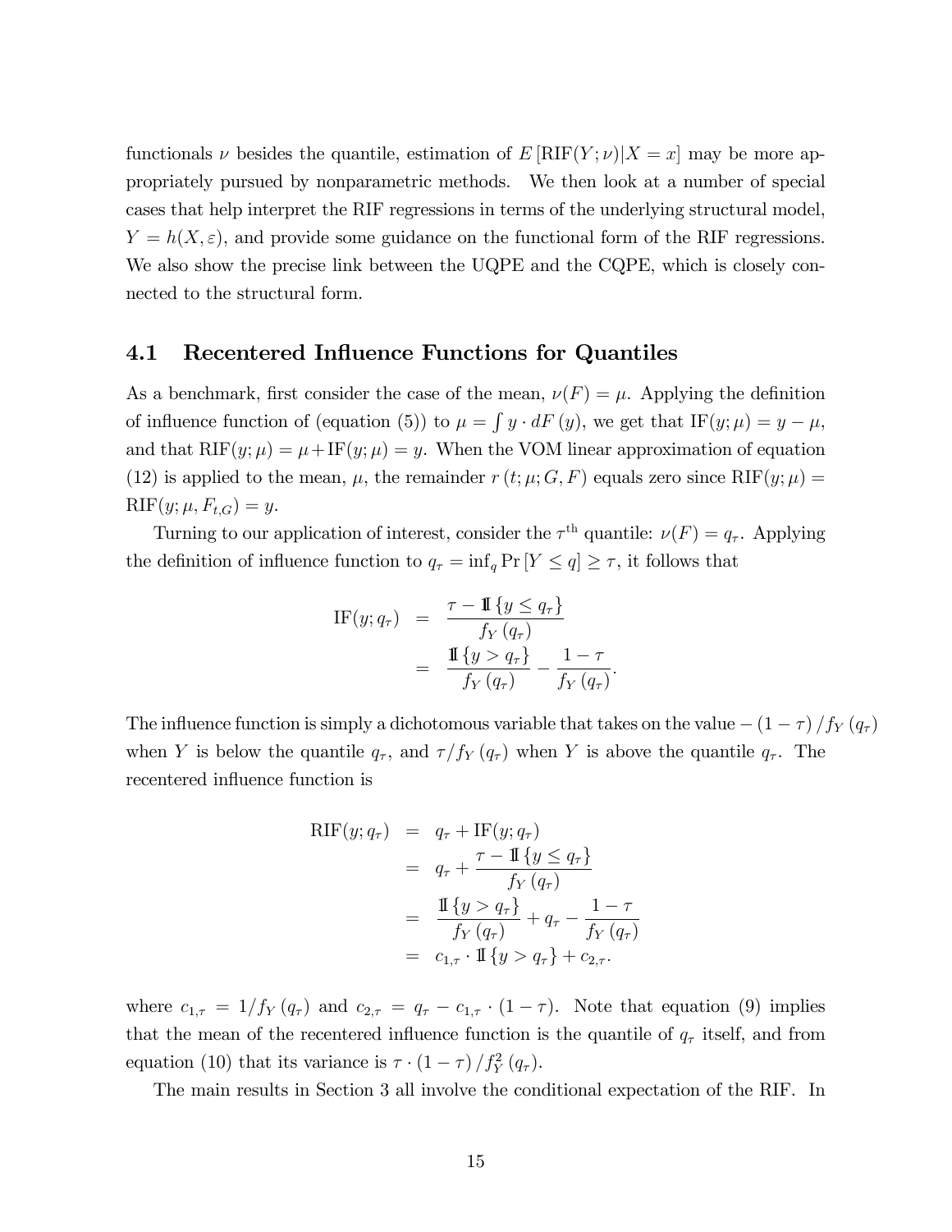functionals $\nu$ besides the quantile, estimation of $E[\text{RIF}(Y;\nu)|X=x]$ may be more appropriately pursued by nonparametric methods. We then look at a number of special cases that help interpret the RIF regressions in terms of the underlying structural model, $Y = h(X, \varepsilon)$, and provide some guidance on the functional form of the RIF regressions. We also show the precise link between the UQPE and the CQPE, which is closely connected to the structural form.

## 4.1 Recentered Influence Functions for Quantiles

As a benchmark, first consider the case of the mean, $\nu(F) = \mu$. Applying the definition of influence function of (equation (5)) to $\mu = \int y \cdot dF(y)$, we get that $\text{IF}(y;\mu) = y - \mu$, and that $\text{RIF}(y;\mu) = \mu + \text{IF}(y;\mu) = y$. When the VOM linear approximation of equation (12) is applied to the mean, $\mu$, the remainder $r(t;\mu;G,F)$ equals zero since $\text{RIF}(y;\mu) = \text{RIF}(y;\mu,F_{t,G}) = y$.

Turning to our application of interest, consider the $\tau^{\text{th}}$ quantile: $\nu(F) = q_\tau$. Applying the definition of influence function to $q_\tau = \inf_q \Pr[Y \leq q] \geq \tau$, it follows that

$$
\begin{aligned}
\text{IF}(y;q_\tau) &= \frac{\tau - \mathbb{1}\{y \leq q_\tau\}}{f_Y(q_\tau)} \\
&= \frac{\mathbb{1}\{y > q_\tau\}}{f_Y(q_\tau)} - \frac{1-\tau}{f_Y(q_\tau)}.
\end{aligned}
$$

The influence function is simply a dichotomous variable that takes on the value $-(1-\tau)/f_Y(q_\tau)$ when $Y$ is below the quantile $q_\tau$, and $\tau/f_Y(q_\tau)$ when $Y$ is above the quantile $q_\tau$. The recentered influence function is

$$
\begin{aligned}
\text{RIF}(y;q_\tau) &= q_\tau + \text{IF}(y;q_\tau) \\
&= q_\tau + \frac{\tau - \mathbb{1}\{y \leq q_\tau\}}{f_Y(q_\tau)} \\
&= \frac{\mathbb{1}\{y > q_\tau\}}{f_Y(q_\tau)} + q_\tau - \frac{1-\tau}{f_Y(q_\tau)} \\
&= c_{1,\tau} \cdot \mathbb{1}\{y > q_\tau\} + c_{2,\tau}.
\end{aligned}
$$

where $c_{1,\tau} = 1/f_Y(q_\tau)$ and $c_{2,\tau} = q_\tau - c_{1,\tau} \cdot (1-\tau)$. Note that equation (9) implies that the mean of the recentered influence function is the quantile of $q_\tau$ itself, and from equation (10) that its variance is $\tau \cdot (1-\tau)/f_Y^2(q_\tau)$.

The main results in Section 3 all involve the conditional expectation of the RIF. In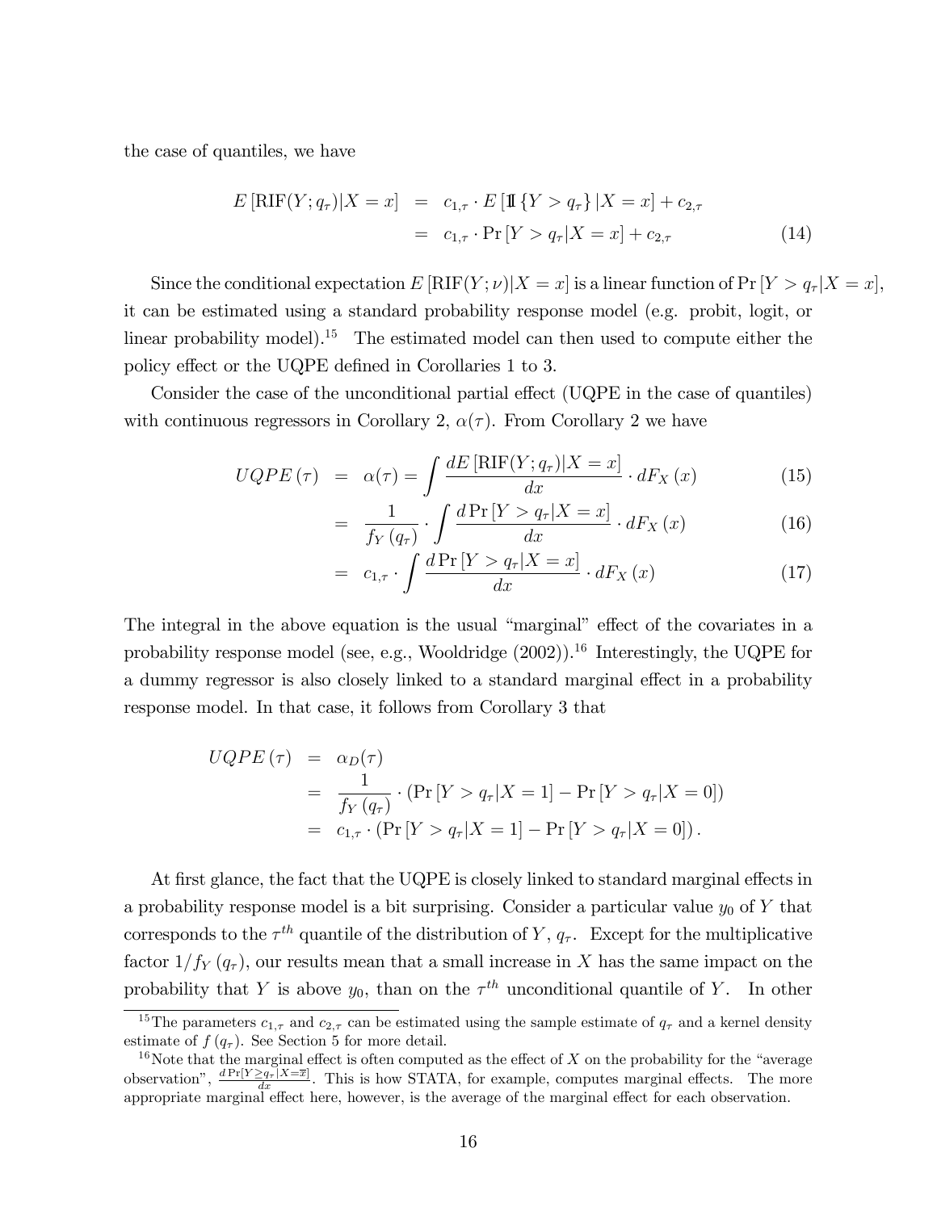the case of quantiles, we have

$$
\begin{aligned}
E\left[\text{RIF}(Y;q_\tau)|X=x\right] &= c_{1,\tau}\cdot E\left[\mathbb{1}\left\{Y>q_\tau\right\}|X=x\right]+c_{2,\tau} \\
&= c_{1,\tau}\cdot \Pr\left[Y>q_\tau|X=x\right]+c_{2,\tau} \qquad (14)
\end{aligned}
$$

Since the conditional expectation $E\left[\text{RIF}(Y;\nu)|X=x\right]$ is a linear function of $\Pr\left[Y>q_\tau|X=x\right]$, it can be estimated using a standard probability response model (e.g. probit, logit, or linear probability model).[15] The estimated model can then used to compute either the policy effect or the UQPE defined in Corollaries 1 to 3.

Consider the case of the unconditional partial effect (UQPE in the case of quantiles) with continuous regressors in Corollary 2, $\alpha(\tau)$. From Corollary 2 we have

$$
\begin{aligned}
UQPE\left(\tau\right) &= \alpha(\tau)=\int \frac{dE\left[\text{RIF}(Y;q_\tau)|X=x\right]}{dx}\cdot dF_X\left(x\right) \qquad (15)\\
&= \frac{1}{f_Y\left(q_\tau\right)}\cdot \int \frac{d\Pr\left[Y>q_\tau|X=x\right]}{dx}\cdot dF_X\left(x\right) \qquad (16)\\
&= c_{1,\tau}\cdot \int \frac{d\Pr\left[Y>q_\tau|X=x\right]}{dx}\cdot dF_X\left(x\right) \qquad (17)
\end{aligned}
$$

The integral in the above equation is the usual "marginal" effect of the covariates in a probability response model (see, e.g., Wooldridge (2002)).[16] Interestingly, the UQPE for a dummy regressor is also closely linked to a standard marginal effect in a probability response model. In that case, it follows from Corollary 3 that

$$
\begin{aligned}
UQPE\left(\tau\right) &= \alpha_D(\tau)\\
&= \frac{1}{f_Y\left(q_\tau\right)}\cdot\left(\Pr\left[Y>q_\tau|X=1\right]-\Pr\left[Y>q_\tau|X=0\right]\right)\\
&= c_{1,\tau}\cdot\left(\Pr\left[Y>q_\tau|X=1\right]-\Pr\left[Y>q_\tau|X=0\right]\right).
\end{aligned}
$$

At first glance, the fact that the UQPE is closely linked to standard marginal effects in a probability response model is a bit surprising. Consider a particular value $y_0$ of $Y$ that corresponds to the $\tau^{th}$ quantile of the distribution of $Y$, $q_\tau$. Except for the multiplicative factor $1/f_Y\left(q_\tau\right)$, our results mean that a small increase in $X$ has the same impact on the probability that $Y$ is above $y_0$, than on the $\tau^{th}$ unconditional quantile of $Y$. In other

[15] The parameters $c_{1,\tau}$ and $c_{2,\tau}$ can be estimated using the sample estimate of $q_\tau$ and a kernel density estimate of $f\left(q_\tau\right)$. See Section 5 for more detail.

[16] Note that the marginal effect is often computed as the effect of $X$ on the probability for the "average observation", $\frac{d\Pr[Y\geq q_\tau|X=\overline{x}]}{dx}$. This is how STATA, for example, computes marginal effects. The more appropriate marginal effect here, however, is the average of the marginal effect for each observation.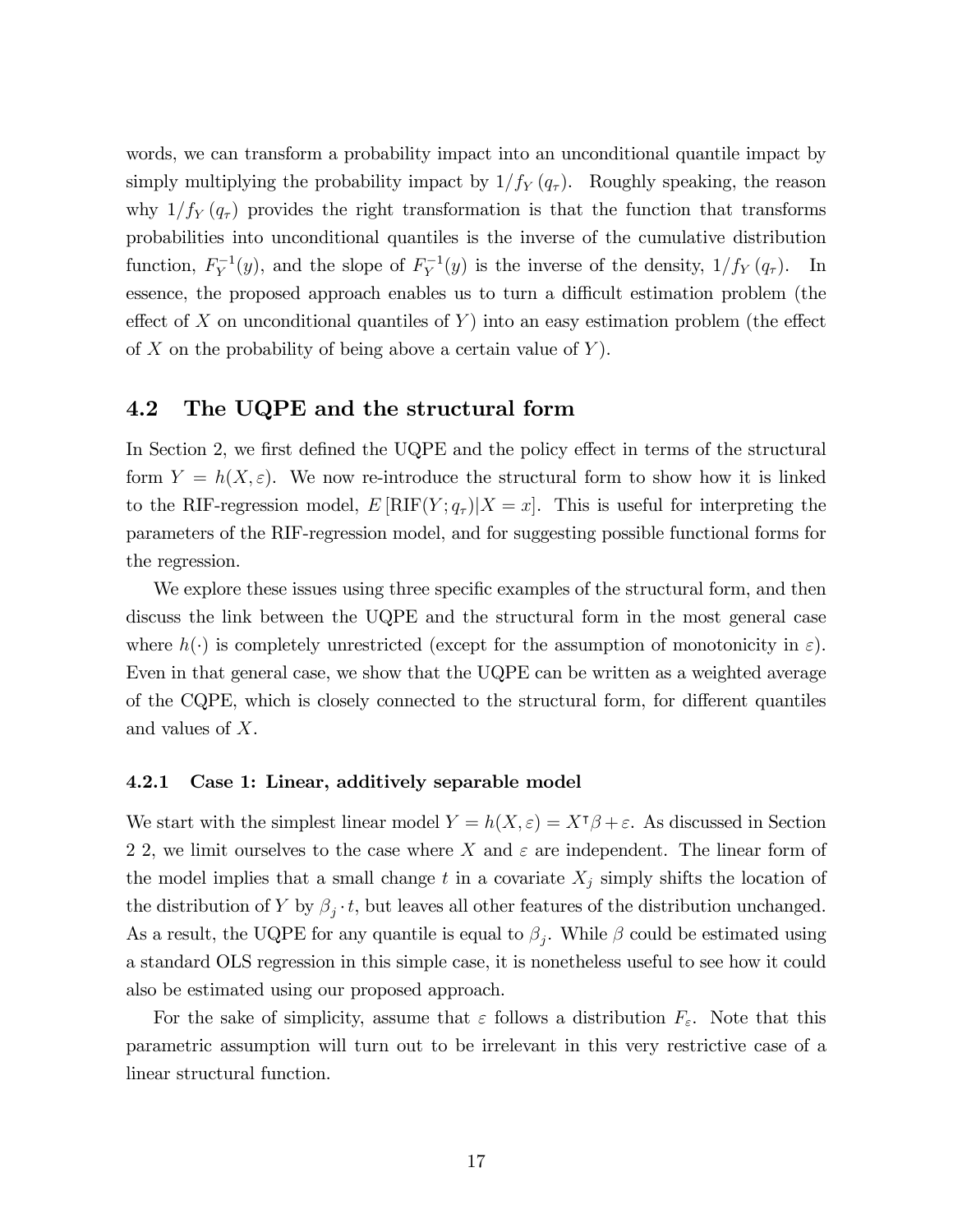words, we can transform a probability impact into an unconditional quantile impact by simply multiplying the probability impact by $1/f_Y(q_\tau)$. Roughly speaking, the reason why $1/f_Y(q_\tau)$ provides the right transformation is that the function that transforms probabilities into unconditional quantiles is the inverse of the cumulative distribution function, $F_Y^{-1}(y)$, and the slope of $F_Y^{-1}(y)$ is the inverse of the density, $1/f_Y(q_\tau)$. In essence, the proposed approach enables us to turn a difficult estimation problem (the effect of $X$ on unconditional quantiles of $Y$) into an easy estimation problem (the effect of $X$ on the probability of being above a certain value of $Y$).

## 4.2 The UQPE and the structural form

In Section 2, we first defined the UQPE and the policy effect in terms of the structural form $Y = h(X, \varepsilon)$. We now re-introduce the structural form to show how it is linked to the RIF-regression model, $E[\text{RIF}(Y; q_\tau)|X = x]$. This is useful for interpreting the parameters of the RIF-regression model, and for suggesting possible functional forms for the regression.

We explore these issues using three specific examples of the structural form, and then discuss the link between the UQPE and the structural form in the most general case where $h(\cdot)$ is completely unrestricted (except for the assumption of monotonicity in $\varepsilon$). Even in that general case, we show that the UQPE can be written as a weighted average of the CQPE, which is closely connected to the structural form, for different quantiles and values of $X$.

### 4.2.1 Case 1: Linear, additively separable model

We start with the simplest linear model $Y = h(X, \varepsilon) = X^\intercal\beta + \varepsilon$. As discussed in Section 2 2, we limit ourselves to the case where $X$ and $\varepsilon$ are independent. The linear form of the model implies that a small change $t$ in a covariate $X_j$ simply shifts the location of the distribution of $Y$ by $\beta_j \cdot t$, but leaves all other features of the distribution unchanged. As a result, the UQPE for any quantile is equal to $\beta_j$. While $\beta$ could be estimated using a standard OLS regression in this simple case, it is nonetheless useful to see how it could also be estimated using our proposed approach.

For the sake of simplicity, assume that $\varepsilon$ follows a distribution $F_\varepsilon$. Note that this parametric assumption will turn out to be irrelevant in this very restrictive case of a linear structural function.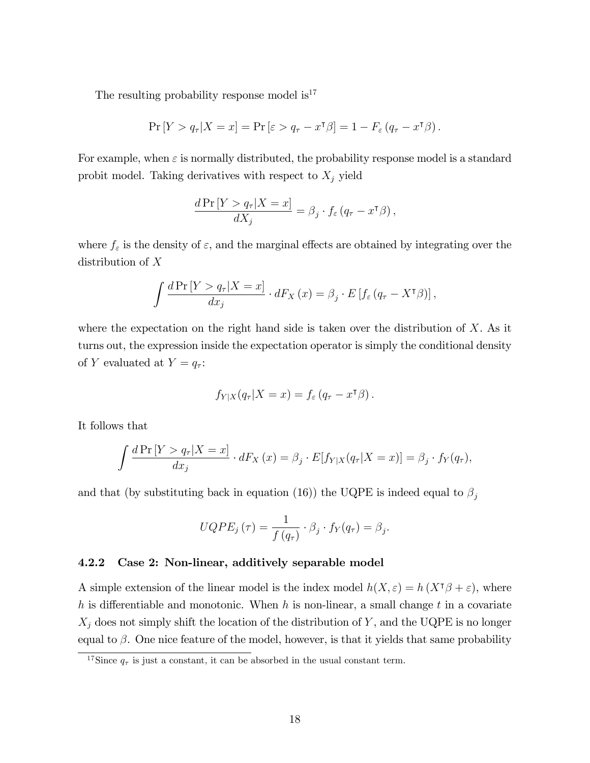The resulting probability response model is[17]

$$\Pr\left[Y > q_\tau | X = x\right] = \Pr\left[\varepsilon > q_\tau - x^\intercal \beta\right] = 1 - F_\varepsilon\left(q_\tau - x^\intercal \beta\right).$$

For example, when $\varepsilon$ is normally distributed, the probability response model is a standard probit model. Taking derivatives with respect to $X_j$ yield

$$\frac{d \Pr\left[Y > q_\tau | X = x\right]}{dX_j} = \beta_j \cdot f_\varepsilon\left(q_\tau - x^\intercal \beta\right),$$

where $f_\varepsilon$ is the density of $\varepsilon$, and the marginal effects are obtained by integrating over the distribution of $X$

$$\int \frac{d \Pr\left[Y > q_\tau | X = x\right]}{dx_j} \cdot dF_X\left(x\right) = \beta_j \cdot E\left[f_\varepsilon\left(q_\tau - X^\intercal \beta\right)\right],$$

where the expectation on the right hand side is taken over the distribution of $X$. As it turns out, the expression inside the expectation operator is simply the conditional density of $Y$ evaluated at $Y = q_\tau$:

$$f_{Y|X}(q_\tau | X = x) = f_\varepsilon\left(q_\tau - x^\intercal \beta\right).$$

It follows that

$$\int \frac{d \Pr\left[Y > q_\tau | X = x\right]}{dx_j} \cdot dF_X\left(x\right) = \beta_j \cdot E[f_{Y|X}(q_\tau | X = x)] = \beta_j \cdot f_Y(q_\tau),$$

and that (by substituting back in equation (16)) the UQPE is indeed equal to $\beta_j$

$$UQPE_j\left(\tau\right) = \frac{1}{f\left(q_\tau\right)} \cdot \beta_j \cdot f_Y(q_\tau) = \beta_j.$$

### 4.2.2 Case 2: Non-linear, additively separable model

A simple extension of the linear model is the index model $h(X, \varepsilon) = h\left(X^\intercal \beta + \varepsilon\right)$, where $h$ is differentiable and monotonic. When $h$ is non-linear, a small change $t$ in a covariate $X_j$ does not simply shift the location of the distribution of $Y$, and the UQPE is no longer equal to $\beta$. One nice feature of the model, however, is that it yields that same probability

[17] Since $q_\tau$ is just a constant, it can be absorbed in the usual constant term.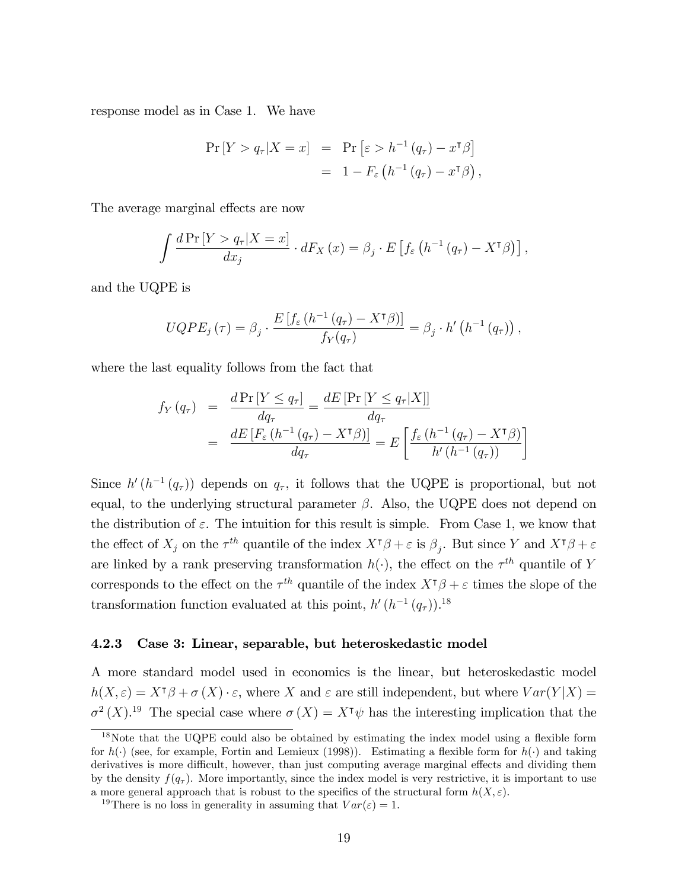response model as in Case 1. We have

$$
\begin{aligned}
\Pr\left[Y > q_\tau | X = x\right] &= \Pr\left[\varepsilon > h^{-1}\left(q_\tau\right) - x^\intercal \beta\right] \\
&= 1 - F_\varepsilon\left(h^{-1}\left(q_\tau\right) - x^\intercal \beta\right),
\end{aligned}
$$

The average marginal effects are now

$$
\int \frac{d \Pr\left[Y > q_\tau | X = x\right]}{d x_j} \cdot dF_X\left(x\right) = \beta_j \cdot E\left[f_\varepsilon\left(h^{-1}\left(q_\tau\right) - X^\intercal \beta\right)\right],
$$

and the UQPE is

$$
UQPE_j\left(\tau\right) = \beta_j \cdot \frac{E\left[f_\varepsilon\left(h^{-1}\left(q_\tau\right) - X^\intercal \beta\right)\right]}{f_Y(q_\tau)} = \beta_j \cdot h'\left(h^{-1}\left(q_\tau\right)\right),
$$

where the last equality follows from the fact that

$$
\begin{aligned}
f_Y\left(q_\tau\right) &= \frac{d \Pr\left[Y \leq q_\tau\right]}{d q_\tau} = \frac{d E\left[\Pr\left[Y \leq q_\tau | X\right]\right]}{d q_\tau} \\
&= \frac{d E\left[F_\varepsilon\left(h^{-1}\left(q_\tau\right) - X^\intercal \beta\right)\right]}{d q_\tau} = E\left[\frac{f_\varepsilon\left(h^{-1}\left(q_\tau\right) - X^\intercal \beta\right)}{h'\left(h^{-1}\left(q_\tau\right)\right)}\right]
\end{aligned}
$$

Since $h'\left(h^{-1}\left(q_\tau\right)\right)$ depends on $q_\tau$, it follows that the UQPE is proportional, but not equal, to the underlying structural parameter $\beta$. Also, the UQPE does not depend on the distribution of $\varepsilon$. The intuition for this result is simple. From Case 1, we know that the effect of $X_j$ on the $\tau^{th}$ quantile of the index $X^\intercal \beta + \varepsilon$ is $\beta_j$. But since $Y$ and $X^\intercal \beta + \varepsilon$ are linked by a rank preserving transformation $h(\cdot)$, the effect on the $\tau^{th}$ quantile of $Y$ corresponds to the effect on the $\tau^{th}$ quantile of the index $X^\intercal \beta + \varepsilon$ times the slope of the transformation function evaluated at this point, $h'\left(h^{-1}\left(q_\tau\right)\right)$.[18]

### 4.2.3 Case 3: Linear, separable, but heteroskedastic model

A more standard model used in economics is the linear, but heteroskedastic model $h(X, \varepsilon) = X^\intercal \beta + \sigma\left(X\right) \cdot \varepsilon$, where $X$ and $\varepsilon$ are still independent, but where $Var(Y|X) = \sigma^2\left(X\right)$.[19] The special case where $\sigma\left(X\right) = X^\intercal \psi$ has the interesting implication that the

[18] Note that the UQPE could also be obtained by estimating the index model using a flexible form for $h(\cdot)$ (see, for example, Fortin and Lemieux (1998)). Estimating a flexible form for $h(\cdot)$ and taking derivatives is more difficult, however, than just computing average marginal effects and dividing them by the density $f(q_\tau)$. More importantly, since the index model is very restrictive, it is important to use a more general approach that is robust to the specifics of the structural form $h(X, \varepsilon)$.

[19] There is no loss in generality in assuming that $Var(\varepsilon) = 1$.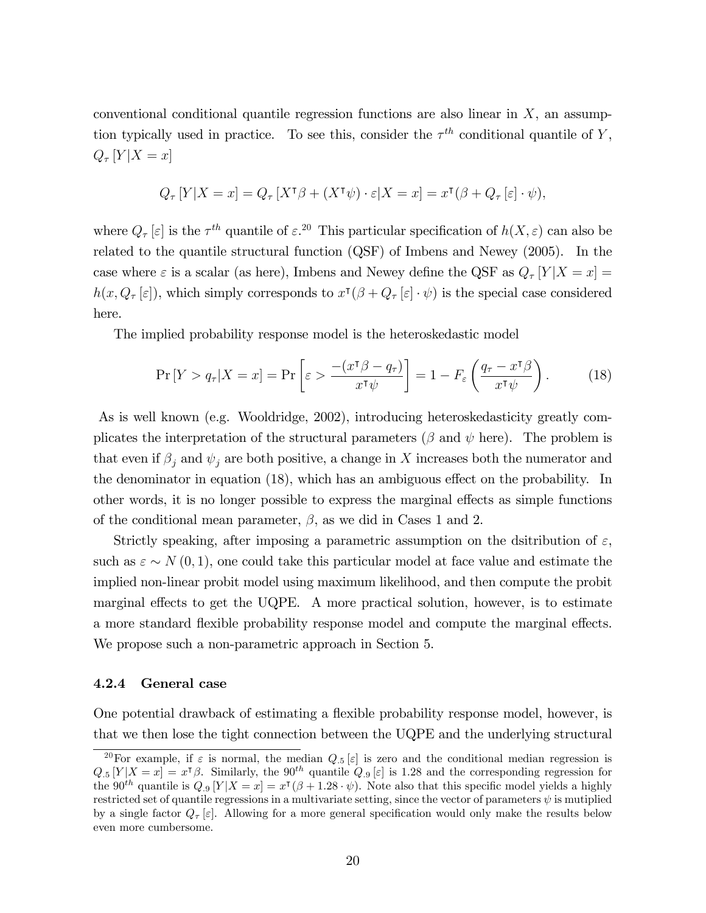conventional conditional quantile regression functions are also linear in $X$, an assumption typically used in practice. To see this, consider the $\tau^{th}$ conditional quantile of $Y$, $Q_{\tau}[Y|X=x]$

$$Q_{\tau}[Y|X=x] = Q_{\tau}[X^{\intercal}\beta + (X^{\intercal}\psi)\cdot\varepsilon|X=x] = x^{\intercal}(\beta + Q_{\tau}[\varepsilon]\cdot\psi),$$

where $Q_{\tau}[\varepsilon]$ is the $\tau^{th}$ quantile of $\varepsilon$.[20] This particular specification of $h(X,\varepsilon)$ can also be related to the quantile structural function (QSF) of Imbens and Newey (2005). In the case where $\varepsilon$ is a scalar (as here), Imbens and Newey define the QSF as $Q_{\tau}[Y|X=x] = h(x, Q_{\tau}[\varepsilon])$, which simply corresponds to $x^{\intercal}(\beta + Q_{\tau}[\varepsilon]\cdot\psi)$ is the special case considered here.

The implied probability response model is the heteroskedastic model

$$\Pr[Y > q_{\tau}|X=x] = \Pr\left[\varepsilon > \frac{-(x^{\intercal}\beta - q_{\tau})}{x^{\intercal}\psi}\right] = 1 - F_{\varepsilon}\left(\frac{q_{\tau} - x^{\intercal}\beta}{x^{\intercal}\psi}\right). \tag{18}$$

As is well known (e.g. Wooldridge, 2002), introducing heteroskedasticity greatly complicates the interpretation of the structural parameters ($\beta$ and $\psi$ here). The problem is that even if $\beta_j$ and $\psi_j$ are both positive, a change in $X$ increases both the numerator and the denominator in equation (18), which has an ambiguous effect on the probability. In other words, it is no longer possible to express the marginal effects as simple functions of the conditional mean parameter, $\beta$, as we did in Cases 1 and 2.

Strictly speaking, after imposing a parametric assumption on the dsitribution of $\varepsilon$, such as $\varepsilon \sim N(0,1)$, one could take this particular model at face value and estimate the implied non-linear probit model using maximum likelihood, and then compute the probit marginal effects to get the UQPE. A more practical solution, however, is to estimate a more standard flexible probability response model and compute the marginal effects. We propose such a non-parametric approach in Section 5.

#### 4.2.4 General case

One potential drawback of estimating a flexible probability response model, however, is that we then lose the tight connection between the UQPE and the underlying structural

---

[20] For example, if $\varepsilon$ is normal, the median $Q_{.5}[\varepsilon]$ is zero and the conditional median regression is $Q_{.5}[Y|X=x] = x^{\intercal}\beta$. Similarly, the $90^{th}$ quantile $Q_{.9}[\varepsilon]$ is 1.28 and the corresponding regression for the $90^{th}$ quantile is $Q_{.9}[Y|X=x] = x^{\intercal}(\beta + 1.28\cdot\psi)$. Note also that this specific model yields a highly restricted set of quantile regressions in a multivariate setting, since the vector of parameters $\psi$ is mutiplied by a single factor $Q_{\tau}[\varepsilon]$. Allowing for a more general specification would only make the results below even more cumbersome.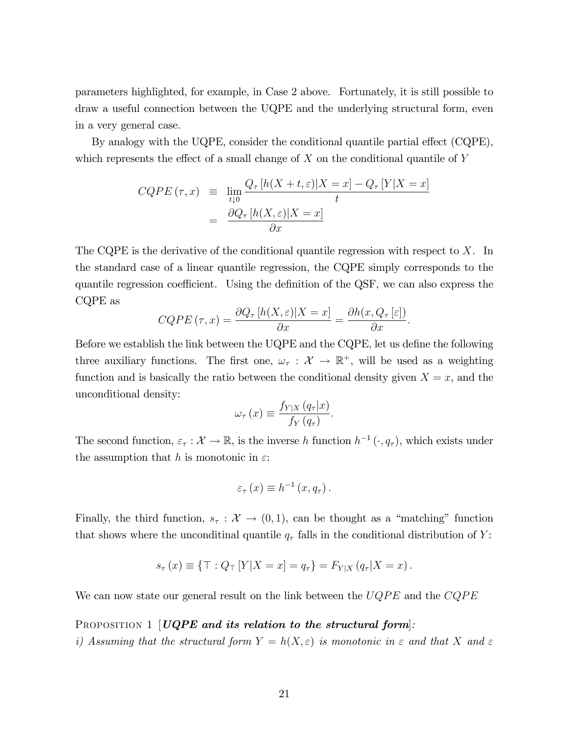parameters highlighted, for example, in Case 2 above. Fortunately, it is still possible to draw a useful connection between the UQPE and the underlying structural form, even in a very general case.

By analogy with the UQPE, consider the conditional quantile partial effect (CQPE), which represents the effect of a small change of $X$ on the conditional quantile of $Y$

$$
\begin{aligned}
CQPE(\tau, x) &\equiv \lim_{t \downarrow 0} \frac{Q_\tau [h(X+t, \varepsilon)|X = x] - Q_\tau [Y|X = x]}{t} \\
&= \frac{\partial Q_\tau [h(X, \varepsilon)|X = x]}{\partial x}
\end{aligned}
$$

The CQPE is the derivative of the conditional quantile regression with respect to $X$. In the standard case of a linear quantile regression, the CQPE simply corresponds to the quantile regression coefficient. Using the definition of the QSF, we can also express the CQPE as

$$
CQPE(\tau, x) = \frac{\partial Q_\tau [h(X, \varepsilon)|X = x]}{\partial x} = \frac{\partial h(x, Q_\tau [\varepsilon])}{\partial x}.
$$

Before we establish the link between the UQPE and the CQPE, let us define the following three auxiliary functions. The first one, $\omega_\tau : \mathcal{X} \to \mathbb{R}^+$, will be used as a weighting function and is basically the ratio between the conditional density given $X = x$, and the unconditional density:

$$
\omega_\tau(x) \equiv \frac{f_{Y|X}(q_\tau|x)}{f_Y(q_\tau)}.
$$

The second function, $\varepsilon_\tau : \mathcal{X} \to \mathbb{R}$, is the inverse $h$ function $h^{-1}(\cdot, q_\tau)$, which exists under the assumption that $h$ is monotonic in $\varepsilon$:

$$
\varepsilon_\tau(x) \equiv h^{-1}(x, q_\tau).
$$

Finally, the third function, $s_\tau : \mathcal{X} \to (0,1)$, can be thought as a "matching" function that shows where the unconditinal quantile $q_\tau$ falls in the conditional distribution of $Y$:

$$
s_\tau(x) \equiv \{\top : Q_\top [Y|X = x] = q_\tau\} = F_{Y|X}(q_\tau|X = x).
$$

We can now state our general result on the link between the $UQPE$ and the $CQPE$

Proposition 1 [***UQPE and its relation to the structural form***]:
*i) Assuming that the structural form $Y = h(X, \varepsilon)$ is monotonic in $\varepsilon$ and that $X$ and $\varepsilon$*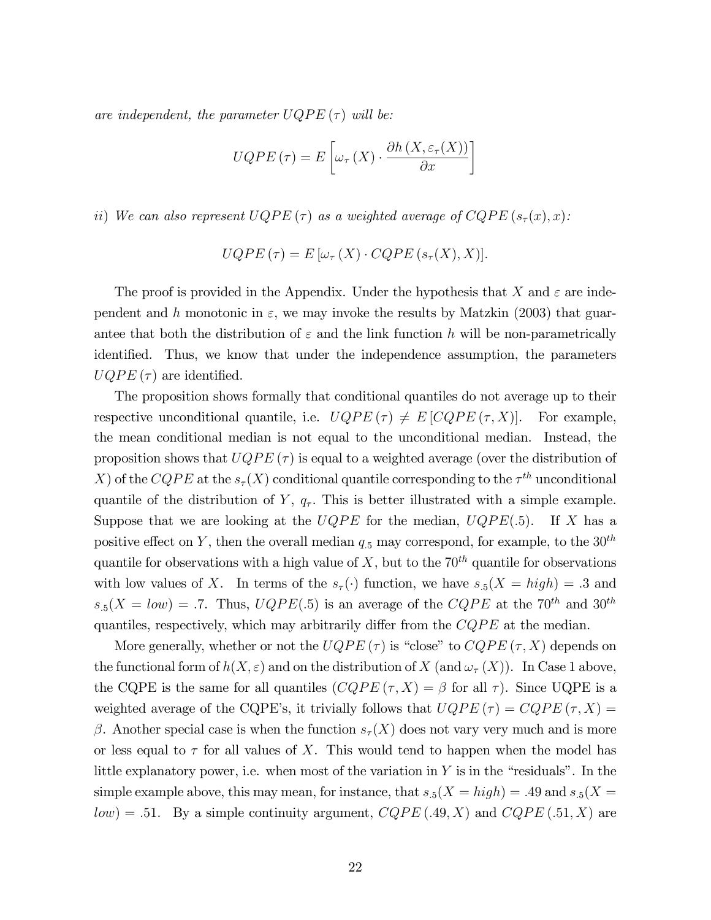*are independent, the parameter $UQPE(\tau)$ will be:*

$$UQPE(\tau) = E\left[\omega_\tau(X) \cdot \frac{\partial h(X, \varepsilon_\tau(X))}{\partial x}\right]$$

*ii) We can also represent $UQPE(\tau)$ as a weighted average of $CQPE(s_\tau(x), x)$:*

$$UQPE(\tau) = E[\omega_\tau(X) \cdot CQPE(s_\tau(X), X)].$$

The proof is provided in the Appendix. Under the hypothesis that $X$ and $\varepsilon$ are independent and $h$ monotonic in $\varepsilon$, we may invoke the results by Matzkin (2003) that guarantee that both the distribution of $\varepsilon$ and the link function $h$ will be non-parametrically identified. Thus, we know that under the independence assumption, the parameters $UQPE(\tau)$ are identified.

The proposition shows formally that conditional quantiles do not average up to their respective unconditional quantile, i.e. $UQPE(\tau) \neq E[CQPE(\tau, X)]$. For example, the mean conditional median is not equal to the unconditional median. Instead, the proposition shows that $UQPE(\tau)$ is equal to a weighted average (over the distribution of $X$) of the $CQPE$ at the $s_\tau(X)$ conditional quantile corresponding to the $\tau^{th}$ unconditional quantile of the distribution of $Y$, $q_\tau$. This is better illustrated with a simple example. Suppose that we are looking at the $UQPE$ for the median, $UQPE(.5)$. If $X$ has a positive effect on $Y$, then the overall median $q_{.5}$ may correspond, for example, to the $30^{th}$ quantile for observations with a high value of $X$, but to the $70^{th}$ quantile for observations with low values of $X$. In terms of the $s_\tau(\cdot)$ function, we have $s_{.5}(X = high) = .3$ and $s_{.5}(X = low) = .7$. Thus, $UQPE(.5)$ is an average of the $CQPE$ at the $70^{th}$ and $30^{th}$ quantiles, respectively, which may arbitrarily differ from the $CQPE$ at the median.

More generally, whether or not the $UQPE(\tau)$ is "close" to $CQPE(\tau, X)$ depends on the functional form of $h(X, \varepsilon)$ and on the distribution of $X$ (and $\omega_\tau(X)$). In Case 1 above, the CQPE is the same for all quantiles ($CQPE(\tau, X) = \beta$ for all $\tau$). Since UQPE is a weighted average of the CQPE's, it trivially follows that $UQPE(\tau) = CQPE(\tau, X) = \beta$. Another special case is when the function $s_\tau(X)$ does not vary very much and is more or less equal to $\tau$ for all values of $X$. This would tend to happen when the model has little explanatory power, i.e. when most of the variation in $Y$ is in the "residuals". In the simple example above, this may mean, for instance, that $s_{.5}(X = high) = .49$ and $s_{.5}(X = low) = .51$. By a simple continuity argument, $CQPE(.49, X)$ and $CQPE(.51, X)$ are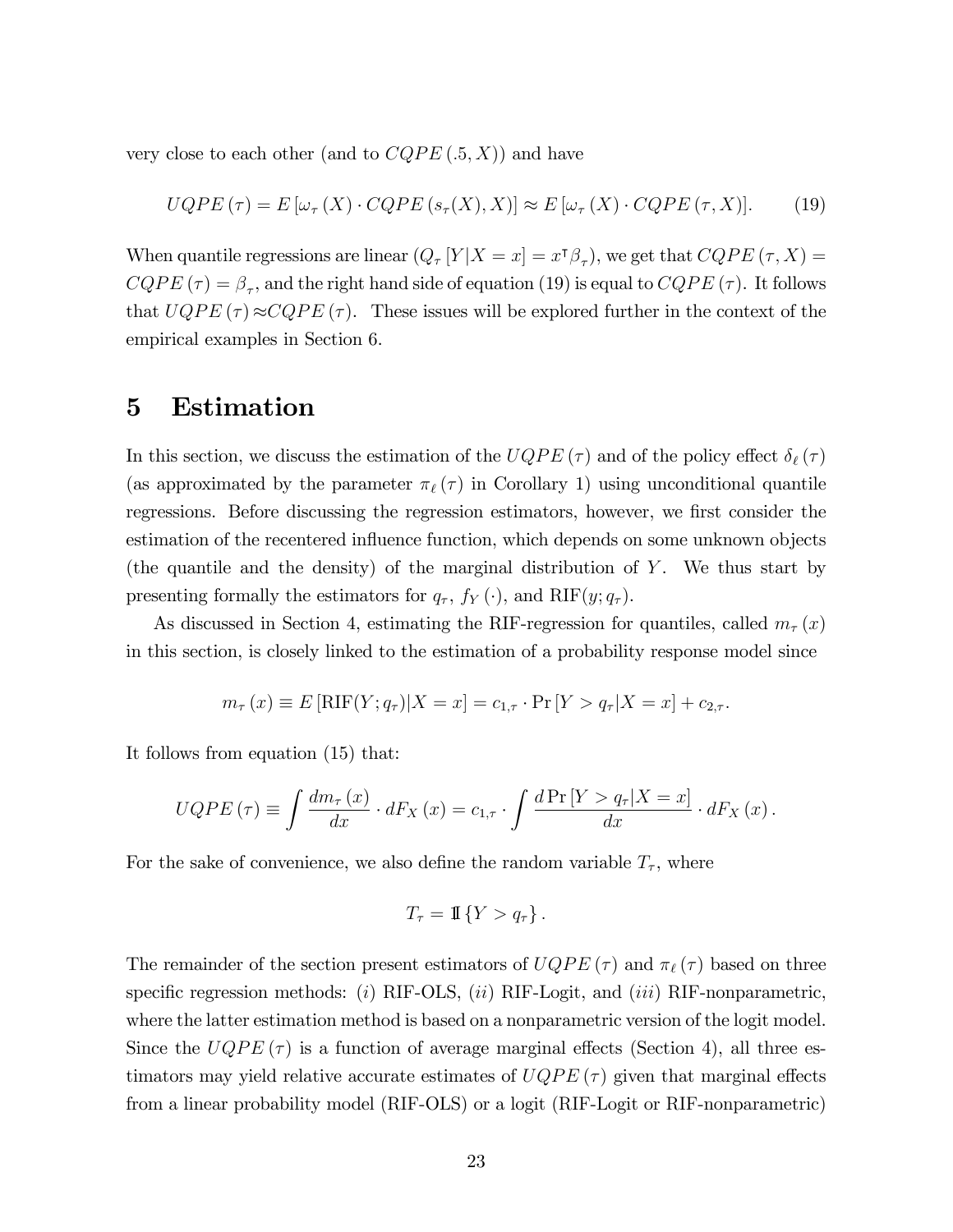very close to each other (and to $CQPE\,(.5, X)$) and have

$$UQPE\,(\tau) = E\,[\omega_\tau\,(X) \cdot CQPE\,(s_\tau(X), X)] \approx E\,[\omega_\tau\,(X) \cdot CQPE\,(\tau, X)]. \qquad (19)$$

When quantile regressions are linear ($Q_\tau\,[Y|X = x] = x^\intercal \beta_\tau$), we get that $CQPE\,(\tau, X) = CQPE\,(\tau) = \beta_\tau$, and the right hand side of equation (19) is equal to $CQPE\,(\tau)$. It follows that $UQPE\,(\tau) \approx CQPE\,(\tau)$. These issues will be explored further in the context of the empirical examples in Section 6.

# 5 Estimation

In this section, we discuss the estimation of the $UQPE\,(\tau)$ and of the policy effect $\delta_\ell\,(\tau)$ (as approximated by the parameter $\pi_\ell\,(\tau)$ in Corollary 1) using unconditional quantile regressions. Before discussing the regression estimators, however, we first consider the estimation of the recentered influence function, which depends on some unknown objects (the quantile and the density) of the marginal distribution of $Y$. We thus start by presenting formally the estimators for $q_\tau$, $f_Y\,(\cdot)$, and $\text{RIF}(y; q_\tau)$.

As discussed in Section 4, estimating the RIF-regression for quantiles, called $m_\tau\,(x)$ in this section, is closely linked to the estimation of a probability response model since

$$m_\tau\,(x) \equiv E\,[\text{RIF}(Y; q_\tau)|X = x] = c_{1,\tau} \cdot \Pr\,[Y > q_\tau|X = x] + c_{2,\tau}.$$

It follows from equation (15) that:

$$UQPE\,(\tau) \equiv \int \frac{dm_\tau\,(x)}{dx} \cdot dF_X\,(x) = c_{1,\tau} \cdot \int \frac{d \Pr\,[Y > q_\tau|X = x]}{dx} \cdot dF_X\,(x)\,.$$

For the sake of convenience, we also define the random variable $T_\tau$, where

$$T_\tau = 1\!\!1\,\{Y > q_\tau\}\,.$$

The remainder of the section present estimators of $UQPE\,(\tau)$ and $\pi_\ell\,(\tau)$ based on three specific regression methods: $(i)$ RIF-OLS, $(ii)$ RIF-Logit, and $(iii)$ RIF-nonparametric, where the latter estimation method is based on a nonparametric version of the logit model. Since the $UQPE\,(\tau)$ is a function of average marginal effects (Section 4), all three estimators may yield relative accurate estimates of $UQPE\,(\tau)$ given that marginal effects from a linear probability model (RIF-OLS) or a logit (RIF-Logit or RIF-nonparametric)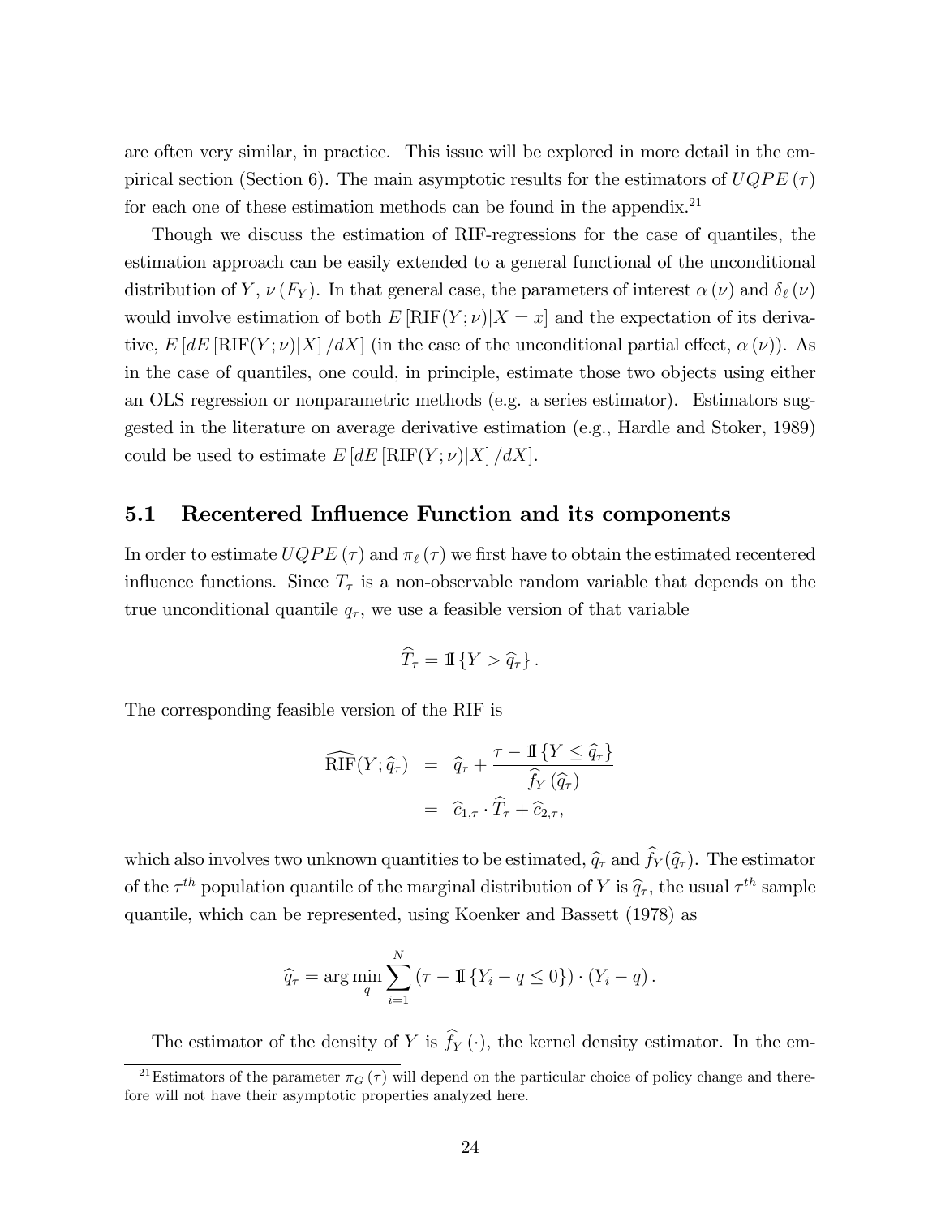are often very similar, in practice. This issue will be explored in more detail in the empirical section (Section 6). The main asymptotic results for the estimators of $UQPE(\tau)$ for each one of these estimation methods can be found in the appendix.[21]

Though we discuss the estimation of RIF-regressions for the case of quantiles, the estimation approach can be easily extended to a general functional of the unconditional distribution of $Y$, $\nu(F_Y)$. In that general case, the parameters of interest $\alpha(\nu)$ and $\delta_\ell(\nu)$ would involve estimation of both $E[\text{RIF}(Y;\nu)|X=x]$ and the expectation of its derivative, $E[dE[\text{RIF}(Y;\nu)|X]/dX]$ (in the case of the unconditional partial effect, $\alpha(\nu)$). As in the case of quantiles, one could, in principle, estimate those two objects using either an OLS regression or nonparametric methods (e.g. a series estimator). Estimators suggested in the literature on average derivative estimation (e.g., Hardle and Stoker, 1989) could be used to estimate $E[dE[\text{RIF}(Y;\nu)|X]/dX]$.

## 5.1 Recentered Influence Function and its components

In order to estimate $UQPE(\tau)$ and $\pi_\ell(\tau)$ we first have to obtain the estimated recentered influence functions. Since $T_\tau$ is a non-observable random variable that depends on the true unconditional quantile $q_\tau$, we use a feasible version of that variable

$$\widehat{T}_\tau = 1\!\!1\{Y > \widehat{q}_\tau\}.$$

The corresponding feasible version of the RIF is

$$\begin{aligned}\widehat{\text{RIF}}(Y;\widehat{q}_\tau) &= \widehat{q}_\tau + \frac{\tau - 1\!\!1\{Y \leq \widehat{q}_\tau\}}{\widehat{f}_Y(\widehat{q}_\tau)} \\ &= \widehat{c}_{1,\tau} \cdot \widehat{T}_\tau + \widehat{c}_{2,\tau},\end{aligned}$$

which also involves two unknown quantities to be estimated, $\widehat{q}_\tau$ and $\widehat{f}_Y(\widehat{q}_\tau)$. The estimator of the $\tau^{th}$ population quantile of the marginal distribution of $Y$ is $\widehat{q}_\tau$, the usual $\tau^{th}$ sample quantile, which can be represented, using Koenker and Bassett (1978) as

$$\widehat{q}_\tau = \arg\min_q \sum_{i=1}^{N} (\tau - 1\!\!1\{Y_i - q \leq 0\}) \cdot (Y_i - q).$$

The estimator of the density of $Y$ is $\widehat{f}_Y(\cdot)$, the kernel density estimator. In the em-

[21] Estimators of the parameter $\pi_G(\tau)$ will depend on the particular choice of policy change and therefore will not have their asymptotic properties analyzed here.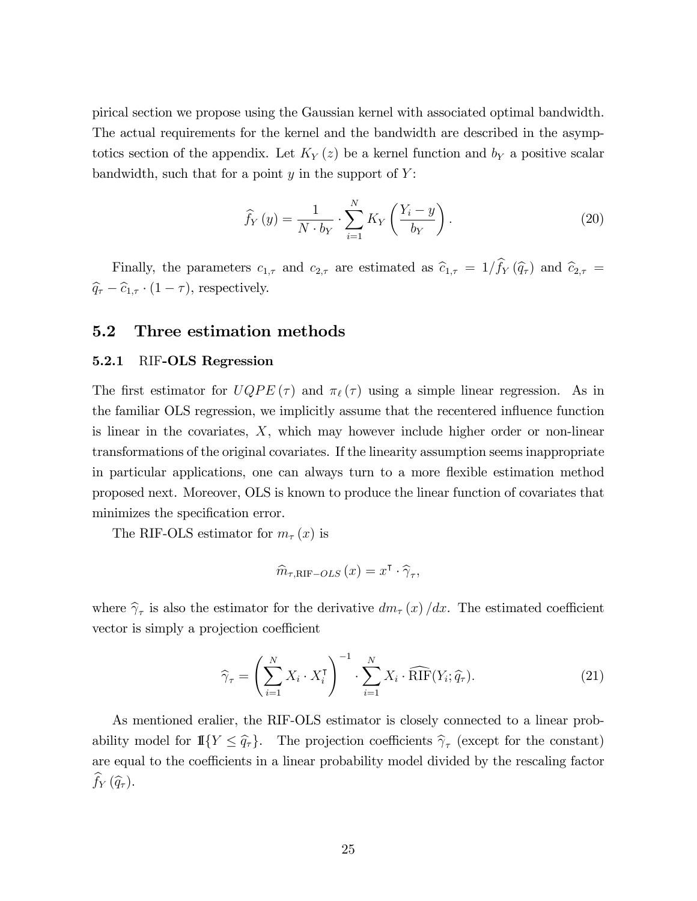pirical section we propose using the Gaussian kernel with associated optimal bandwidth. The actual requirements for the kernel and the bandwidth are described in the asymptotics section of the appendix. Let $K_Y(z)$ be a kernel function and $b_Y$ a positive scalar bandwidth, such that for a point $y$ in the support of $Y$:

$$\widehat{f}_Y(y) = \frac{1}{N \cdot b_Y} \cdot \sum_{i=1}^{N} K_Y\left(\frac{Y_i - y}{b_Y}\right). \tag{20}$$

Finally, the parameters $c_{1,\tau}$ and $c_{2,\tau}$ are estimated as $\widehat{c}_{1,\tau} = 1/\widehat{f}_Y(\widehat{q}_\tau)$ and $\widehat{c}_{2,\tau} = \widehat{q}_\tau - \widehat{c}_{1,\tau} \cdot (1-\tau)$, respectively.

## 5.2 Three estimation methods

### 5.2.1 RIF-OLS Regression

The first estimator for $UQPE(\tau)$ and $\pi_\ell(\tau)$ using a simple linear regression. As in the familiar OLS regression, we implicitly assume that the recentered influence function is linear in the covariates, $X$, which may however include higher order or non-linear transformations of the original covariates. If the linearity assumption seems inappropriate in particular applications, one can always turn to a more flexible estimation method proposed next. Moreover, OLS is known to produce the linear function of covariates that minimizes the specification error.

The RIF-OLS estimator for $m_\tau(x)$ is

$$\widehat{m}_{\tau,\text{RIF}-OLS}(x) = x^\intercal \cdot \widehat{\gamma}_\tau,$$

where $\widehat{\gamma}_\tau$ is also the estimator for the derivative $dm_\tau(x)/dx$. The estimated coefficient vector is simply a projection coefficient

$$\widehat{\gamma}_\tau = \left(\sum_{i=1}^{N} X_i \cdot X_i^\intercal\right)^{-1} \cdot \sum_{i=1}^{N} X_i \cdot \widehat{\text{RIF}}(Y_i; \widehat{q}_\tau). \tag{21}$$

As mentioned eralier, the RIF-OLS estimator is closely connected to a linear probability model for $\mathbb{1}\{Y \leq \widehat{q}_\tau\}$. The projection coefficients $\widehat{\gamma}_\tau$ (except for the constant) are equal to the coefficients in a linear probability model divided by the rescaling factor $\widehat{f}_Y(\widehat{q}_\tau)$.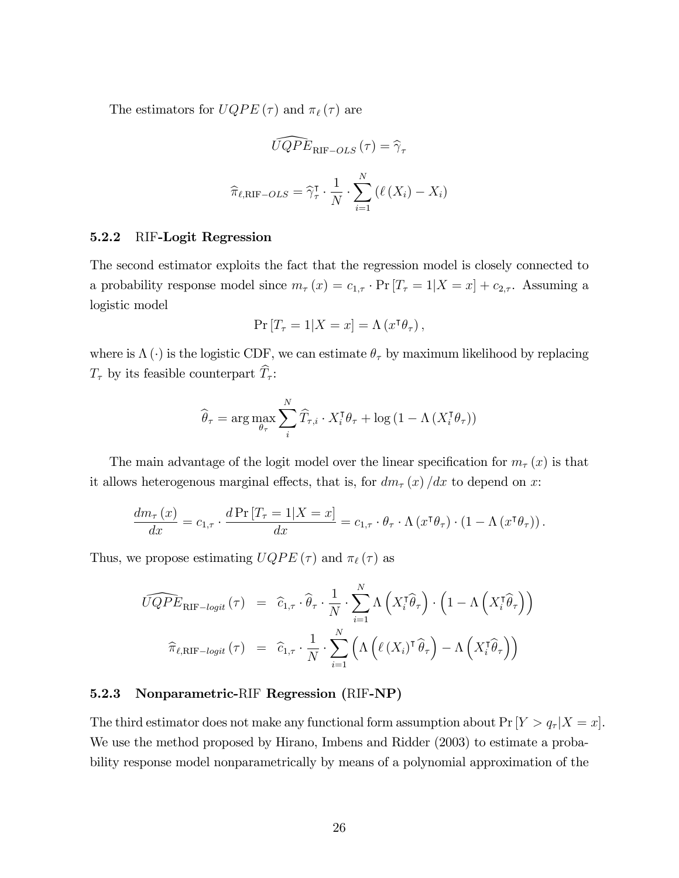The estimators for $UQPE(\tau)$ and $\pi_\ell(\tau)$ are

$$\widehat{UQPE}_{\text{RIF}-OLS}(\tau) = \widehat{\gamma}_\tau$$

$$\widehat{\pi}_{\ell,\text{RIF}-OLS} = \widehat{\gamma}_\tau^\intercal \cdot \frac{1}{N} \cdot \sum_{i=1}^{N} \left(\ell(X_i) - X_i\right)$$

### 5.2.2 RIF-Logit Regression

The second estimator exploits the fact that the regression model is closely connected to a probability response model since $m_\tau(x) = c_{1,\tau} \cdot \Pr[T_\tau = 1|X = x] + c_{2,\tau}$. Assuming a logistic model

$$\Pr[T_\tau = 1|X = x] = \Lambda(x^\intercal \theta_\tau),$$

where is $\Lambda(\cdot)$ is the logistic CDF, we can estimate $\theta_\tau$ by maximum likelihood by replacing $T_\tau$ by its feasible counterpart $\widehat{T}_\tau$:

$$\widehat{\theta}_\tau = \arg\max_{\theta_\tau} \sum_{i}^{N} \widehat{T}_{\tau,i} \cdot X_i^\intercal \theta_\tau + \log\left(1 - \Lambda(X_i^\intercal \theta_\tau)\right)$$

The main advantage of the logit model over the linear specification for $m_\tau(x)$ is that it allows heterogenous marginal effects, that is, for $dm_\tau(x)/dx$ to depend on $x$:

$$\frac{dm_\tau(x)}{dx} = c_{1,\tau} \cdot \frac{d\Pr[T_\tau = 1|X = x]}{dx} = c_{1,\tau} \cdot \theta_\tau \cdot \Lambda(x^\intercal \theta_\tau) \cdot \left(1 - \Lambda(x^\intercal \theta_\tau)\right).$$

Thus, we propose estimating $UQPE(\tau)$ and $\pi_\ell(\tau)$ as

$$\begin{aligned}
\widehat{UQPE}_{\text{RIF}-logit}(\tau) &= \widehat{c}_{1,\tau} \cdot \widehat{\theta}_\tau \cdot \frac{1}{N} \cdot \sum_{i=1}^{N} \Lambda\left(X_i^\intercal \widehat{\theta}_\tau\right) \cdot \left(1 - \Lambda\left(X_i^\intercal \widehat{\theta}_\tau\right)\right) \\
\widehat{\pi}_{\ell,\text{RIF}-logit}(\tau) &= \widehat{c}_{1,\tau} \cdot \frac{1}{N} \cdot \sum_{i=1}^{N} \left(\Lambda\left(\ell(X_i)^\intercal \widehat{\theta}_\tau\right) - \Lambda\left(X_i^\intercal \widehat{\theta}_\tau\right)\right)
\end{aligned}$$

### 5.2.3 Nonparametric-RIF Regression (RIF-NP)

The third estimator does not make any functional form assumption about $\Pr[Y > q_\tau|X = x]$. We use the method proposed by Hirano, Imbens and Ridder (2003) to estimate a probability response model nonparametrically by means of a polynomial approximation of the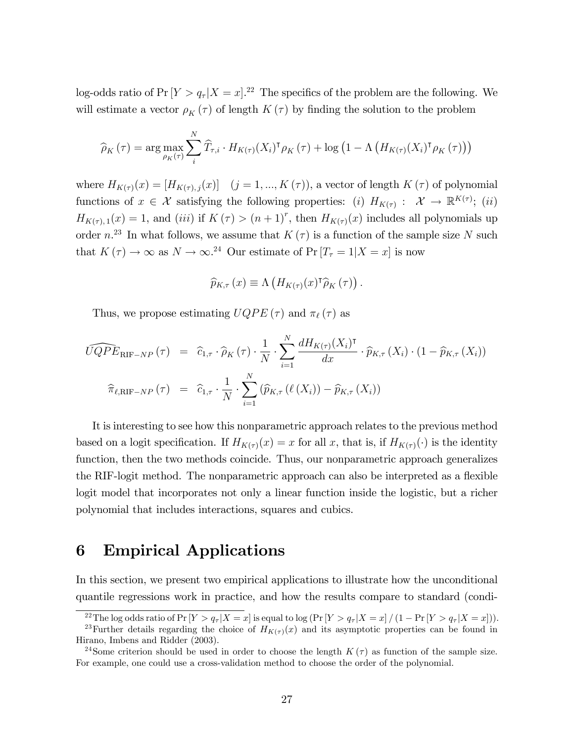log-odds ratio of $\Pr[Y > q_\tau | X = x]$.[22] The specifics of the problem are the following. We will estimate a vector $\rho_K(\tau)$ of length $K(\tau)$ by finding the solution to the problem

$$\widehat{\rho}_K(\tau) = \arg\max_{\rho_K(\tau)} \sum_i^N \widehat{T}_{\tau,i} \cdot H_{K(\tau)}(X_i)^\intercal \rho_K(\tau) + \log\left(1 - \Lambda\left(H_{K(\tau)}(X_i)^\intercal \rho_K(\tau)\right)\right)$$

where $H_{K(\tau)}(x) = [H_{K(\tau),j}(x)] \quad (j = 1, ..., K(\tau))$, a vector of length $K(\tau)$ of polynomial functions of $x \in \mathcal{X}$ satisfying the following properties: $(i)$ $H_{K(\tau)} : \mathcal{X} \to \mathbb{R}^{K(\tau)}$; $(ii)$ $H_{K(\tau),1}(x) = 1$, and $(iii)$ if $K(\tau) > (n+1)^r$, then $H_{K(\tau)}(x)$ includes all polynomials up order $n$.[23] In what follows, we assume that $K(\tau)$ is a function of the sample size $N$ such that $K(\tau) \to \infty$ as $N \to \infty$.[24] Our estimate of $\Pr[T_\tau = 1 | X = x]$ is now

$$\widehat{p}_{K,\tau}(x) \equiv \Lambda\left(H_{K(\tau)}(x)^\intercal \widehat{\rho}_K(\tau)\right).$$

Thus, we propose estimating $UQPE(\tau)$ and $\pi_\ell(\tau)$ as

$$\begin{aligned}
\widehat{UQPE}_{\text{RIF}-NP}(\tau) &= \widehat{c}_{1,\tau} \cdot \widehat{\rho}_K(\tau) \cdot \frac{1}{N} \cdot \sum_{i=1}^N \frac{dH_{K(\tau)}(X_i)^\intercal}{dx} \cdot \widehat{p}_{K,\tau}(X_i) \cdot (1 - \widehat{p}_{K,\tau}(X_i)) \\
\widehat{\pi}_{\ell,\text{RIF}-NP}(\tau) &= \widehat{c}_{1,\tau} \cdot \frac{1}{N} \cdot \sum_{i=1}^N \left(\widehat{p}_{K,\tau}(\ell(X_i)) - \widehat{p}_{K,\tau}(X_i)\right)
\end{aligned}$$

It is interesting to see how this nonparametric approach relates to the previous method based on a logit specification. If $H_{K(\tau)}(x) = x$ for all $x$, that is, if $H_{K(\tau)}(\cdot)$ is the identity function, then the two methods coincide. Thus, our nonparametric approach generalizes the RIF-logit method. The nonparametric approach can also be interpreted as a flexible logit model that incorporates not only a linear function inside the logistic, but a richer polynomial that includes interactions, squares and cubics.

# 6 Empirical Applications

In this section, we present two empirical applications to illustrate how the unconditional quantile regressions work in practice, and how the results compare to standard (condi-

---

[22] The log odds ratio of $\Pr[Y > q_\tau | X = x]$ is equal to $\log(\Pr[Y > q_\tau | X = x] / (1 - \Pr[Y > q_\tau | X = x]))$.

[23] Further details regarding the choice of $H_{K(\tau)}(x)$ and its asymptotic properties can be found in Hirano, Imbens and Ridder (2003).

[24] Some criterion should be used in order to choose the length $K(\tau)$ as function of the sample size. For example, one could use a cross-validation method to choose the order of the polynomial.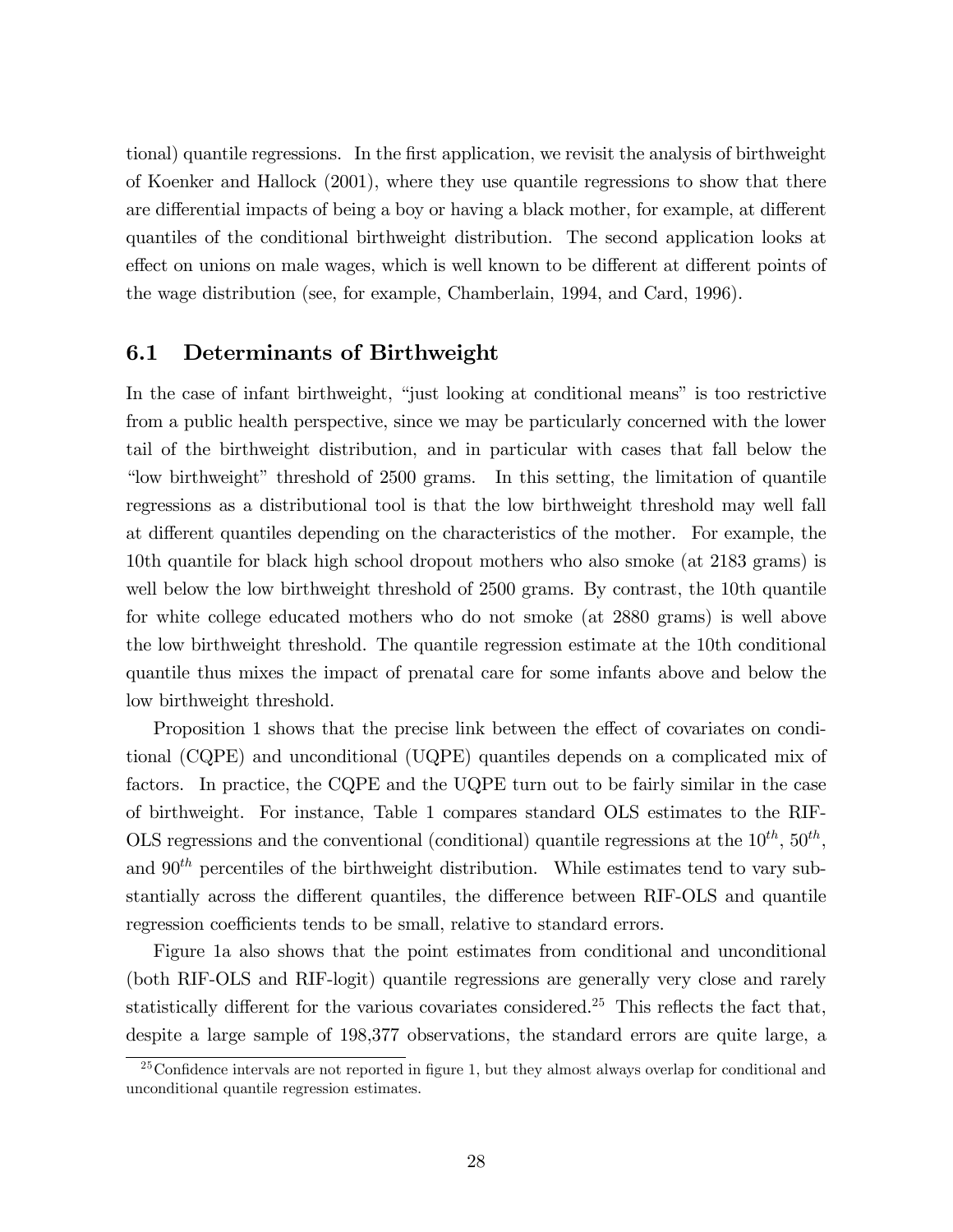tional) quantile regressions. In the first application, we revisit the analysis of birthweight of Koenker and Hallock (2001), where they use quantile regressions to show that there are differential impacts of being a boy or having a black mother, for example, at different quantiles of the conditional birthweight distribution. The second application looks at effect on unions on male wages, which is well known to be different at different points of the wage distribution (see, for example, Chamberlain, 1994, and Card, 1996).

## 6.1 Determinants of Birthweight

In the case of infant birthweight, "just looking at conditional means" is too restrictive from a public health perspective, since we may be particularly concerned with the lower tail of the birthweight distribution, and in particular with cases that fall below the "low birthweight" threshold of 2500 grams. In this setting, the limitation of quantile regressions as a distributional tool is that the low birthweight threshold may well fall at different quantiles depending on the characteristics of the mother. For example, the 10th quantile for black high school dropout mothers who also smoke (at 2183 grams) is well below the low birthweight threshold of 2500 grams. By contrast, the 10th quantile for white college educated mothers who do not smoke (at 2880 grams) is well above the low birthweight threshold. The quantile regression estimate at the 10th conditional quantile thus mixes the impact of prenatal care for some infants above and below the low birthweight threshold.

Proposition 1 shows that the precise link between the effect of covariates on conditional (CQPE) and unconditional (UQPE) quantiles depends on a complicated mix of factors. In practice, the CQPE and the UQPE turn out to be fairly similar in the case of birthweight. For instance, Table 1 compares standard OLS estimates to the RIF-OLS regressions and the conventional (conditional) quantile regressions at the $10^{th}$, $50^{th}$, and $90^{th}$ percentiles of the birthweight distribution. While estimates tend to vary substantially across the different quantiles, the difference between RIF-OLS and quantile regression coefficients tends to be small, relative to standard errors.

Figure 1a also shows that the point estimates from conditional and unconditional (both RIF-OLS and RIF-logit) quantile regressions are generally very close and rarely statistically different for the various covariates considered.[25] This reflects the fact that, despite a large sample of 198,377 observations, the standard errors are quite large, a

[25] Confidence intervals are not reported in figure 1, but they almost always overlap for conditional and unconditional quantile regression estimates.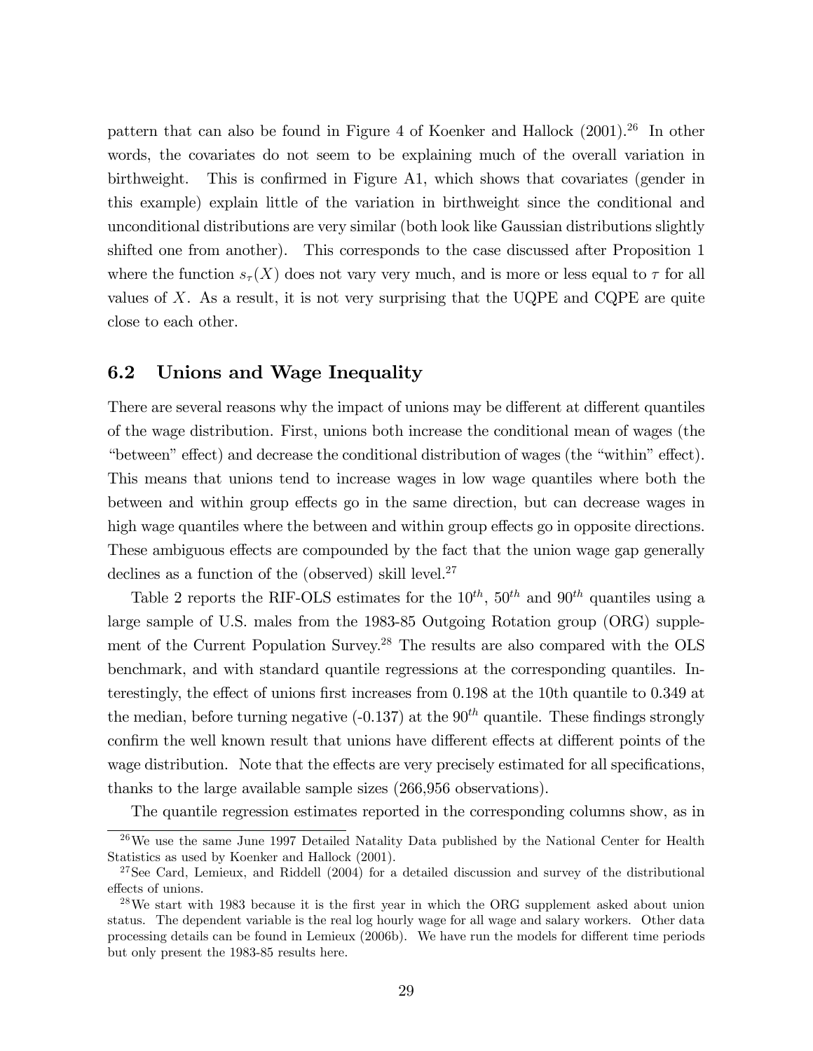pattern that can also be found in Figure 4 of Koenker and Hallock (2001).[26] In other words, the covariates do not seem to be explaining much of the overall variation in birthweight. This is confirmed in Figure A1, which shows that covariates (gender in this example) explain little of the variation in birthweight since the conditional and unconditional distributions are very similar (both look like Gaussian distributions slightly shifted one from another). This corresponds to the case discussed after Proposition 1 where the function $s_\tau(X)$ does not vary very much, and is more or less equal to $\tau$ for all values of $X$. As a result, it is not very surprising that the UQPE and CQPE are quite close to each other.

## 6.2 Unions and Wage Inequality

There are several reasons why the impact of unions may be different at different quantiles of the wage distribution. First, unions both increase the conditional mean of wages (the "between" effect) and decrease the conditional distribution of wages (the "within" effect). This means that unions tend to increase wages in low wage quantiles where both the between and within group effects go in the same direction, but can decrease wages in high wage quantiles where the between and within group effects go in opposite directions. These ambiguous effects are compounded by the fact that the union wage gap generally declines as a function of the (observed) skill level.[27]

Table 2 reports the RIF-OLS estimates for the $10^{th}$, $50^{th}$ and $90^{th}$ quantiles using a large sample of U.S. males from the 1983-85 Outgoing Rotation group (ORG) supplement of the Current Population Survey.[28] The results are also compared with the OLS benchmark, and with standard quantile regressions at the corresponding quantiles. Interestingly, the effect of unions first increases from 0.198 at the 10th quantile to 0.349 at the median, before turning negative (-0.137) at the $90^{th}$ quantile. These findings strongly confirm the well known result that unions have different effects at different points of the wage distribution. Note that the effects are very precisely estimated for all specifications, thanks to the large available sample sizes (266,956 observations).

The quantile regression estimates reported in the corresponding columns show, as in

---

[26] We use the same June 1997 Detailed Natality Data published by the National Center for Health Statistics as used by Koenker and Hallock (2001).

[27] See Card, Lemieux, and Riddell (2004) for a detailed discussion and survey of the distributional effects of unions.

[28] We start with 1983 because it is the first year in which the ORG supplement asked about union status. The dependent variable is the real log hourly wage for all wage and salary workers. Other data processing details can be found in Lemieux (2006b). We have run the models for different time periods but only present the 1983-85 results here.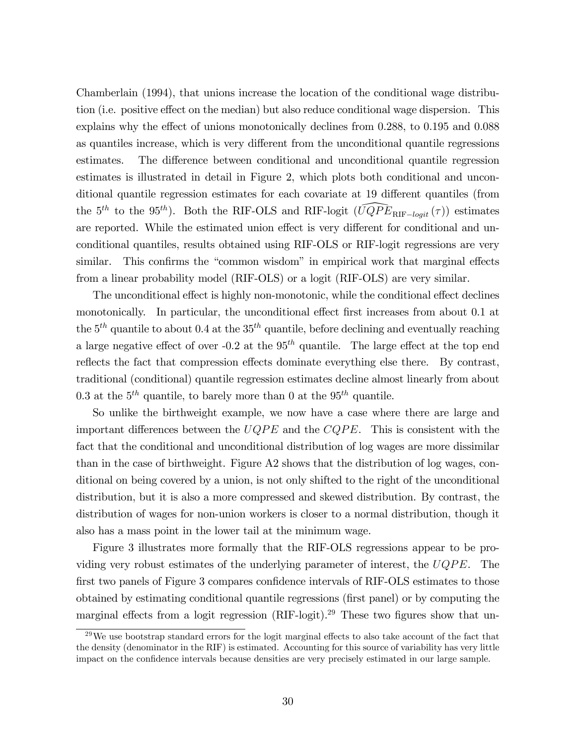Chamberlain (1994), that unions increase the location of the conditional wage distribution (i.e. positive effect on the median) but also reduce conditional wage dispersion. This explains why the effect of unions monotonically declines from 0.288, to 0.195 and 0.088 as quantiles increase, which is very different from the unconditional quantile regressions estimates. The difference between conditional and unconditional quantile regression estimates is illustrated in detail in Figure 2, which plots both conditional and unconditional quantile regression estimates for each covariate at 19 different quantiles (from the $5^{th}$ to the $95^{th}$). Both the RIF-OLS and RIF-logit ($\widehat{UQPE}_{\text{RIF}-logit}(\tau)$) estimates are reported. While the estimated union effect is very different for conditional and unconditional quantiles, results obtained using RIF-OLS or RIF-logit regressions are very similar. This confirms the "common wisdom" in empirical work that marginal effects from a linear probability model (RIF-OLS) or a logit (RIF-OLS) are very similar.

The unconditional effect is highly non-monotonic, while the conditional effect declines monotonically. In particular, the unconditional effect first increases from about 0.1 at the $5^{th}$ quantile to about 0.4 at the $35^{th}$ quantile, before declining and eventually reaching a large negative effect of over -0.2 at the $95^{th}$ quantile. The large effect at the top end reflects the fact that compression effects dominate everything else there. By contrast, traditional (conditional) quantile regression estimates decline almost linearly from about 0.3 at the $5^{th}$ quantile, to barely more than 0 at the $95^{th}$ quantile.

So unlike the birthweight example, we now have a case where there are large and important differences between the $UQPE$ and the $CQPE$. This is consistent with the fact that the conditional and unconditional distribution of log wages are more dissimilar than in the case of birthweight. Figure A2 shows that the distribution of log wages, conditional on being covered by a union, is not only shifted to the right of the unconditional distribution, but it is also a more compressed and skewed distribution. By contrast, the distribution of wages for non-union workers is closer to a normal distribution, though it also has a mass point in the lower tail at the minimum wage.

Figure 3 illustrates more formally that the RIF-OLS regressions appear to be providing very robust estimates of the underlying parameter of interest, the $UQPE$. The first two panels of Figure 3 compares confidence intervals of RIF-OLS estimates to those obtained by estimating conditional quantile regressions (first panel) or by computing the marginal effects from a logit regression (RIF-logit).[29] These two figures show that un-

[29] We use bootstrap standard errors for the logit marginal effects to also take account of the fact that the density (denominator in the RIF) is estimated. Accounting for this source of variability has very little impact on the confidence intervals because densities are very precisely estimated in our large sample.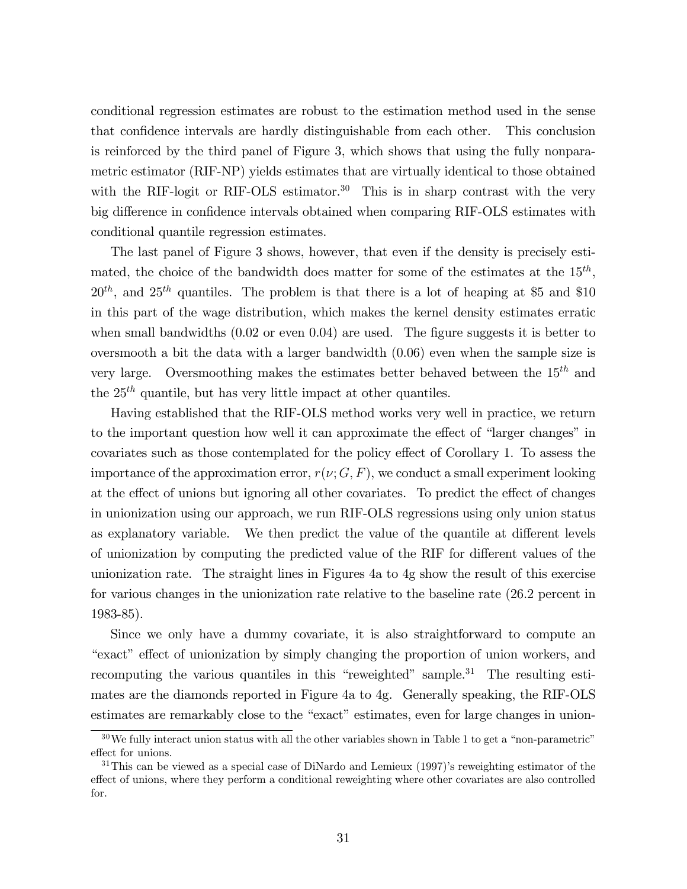conditional regression estimates are robust to the estimation method used in the sense that confidence intervals are hardly distinguishable from each other. This conclusion is reinforced by the third panel of Figure 3, which shows that using the fully nonparametric estimator (RIF-NP) yields estimates that are virtually identical to those obtained with the RIF-logit or RIF-OLS estimator.[30] This is in sharp contrast with the very big difference in confidence intervals obtained when comparing RIF-OLS estimates with conditional quantile regression estimates.

The last panel of Figure 3 shows, however, that even if the density is precisely estimated, the choice of the bandwidth does matter for some of the estimates at the $15^{th}$, $20^{th}$, and $25^{th}$ quantiles. The problem is that there is a lot of heaping at \$5 and \$10 in this part of the wage distribution, which makes the kernel density estimates erratic when small bandwidths (0.02 or even 0.04) are used. The figure suggests it is better to oversmooth a bit the data with a larger bandwidth (0.06) even when the sample size is very large. Oversmoothing makes the estimates better behaved between the $15^{th}$ and the $25^{th}$ quantile, but has very little impact at other quantiles.

Having established that the RIF-OLS method works very well in practice, we return to the important question how well it can approximate the effect of "larger changes" in covariates such as those contemplated for the policy effect of Corollary 1. To assess the importance of the approximation error, $r(\nu; G, F)$, we conduct a small experiment looking at the effect of unions but ignoring all other covariates. To predict the effect of changes in unionization using our approach, we run RIF-OLS regressions using only union status as explanatory variable. We then predict the value of the quantile at different levels of unionization by computing the predicted value of the RIF for different values of the unionization rate. The straight lines in Figures 4a to 4g show the result of this exercise for various changes in the unionization rate relative to the baseline rate (26.2 percent in 1983-85).

Since we only have a dummy covariate, it is also straightforward to compute an "exact" effect of unionization by simply changing the proportion of union workers, and recomputing the various quantiles in this "reweighted" sample.[31] The resulting estimates are the diamonds reported in Figure 4a to 4g. Generally speaking, the RIF-OLS estimates are remarkably close to the "exact" estimates, even for large changes in union-

---

[30] We fully interact union status with all the other variables shown in Table 1 to get a "non-parametric" effect for unions.

[31] This can be viewed as a special case of DiNardo and Lemieux (1997)'s reweighting estimator of the effect of unions, where they perform a conditional reweighting where other covariates are also controlled for.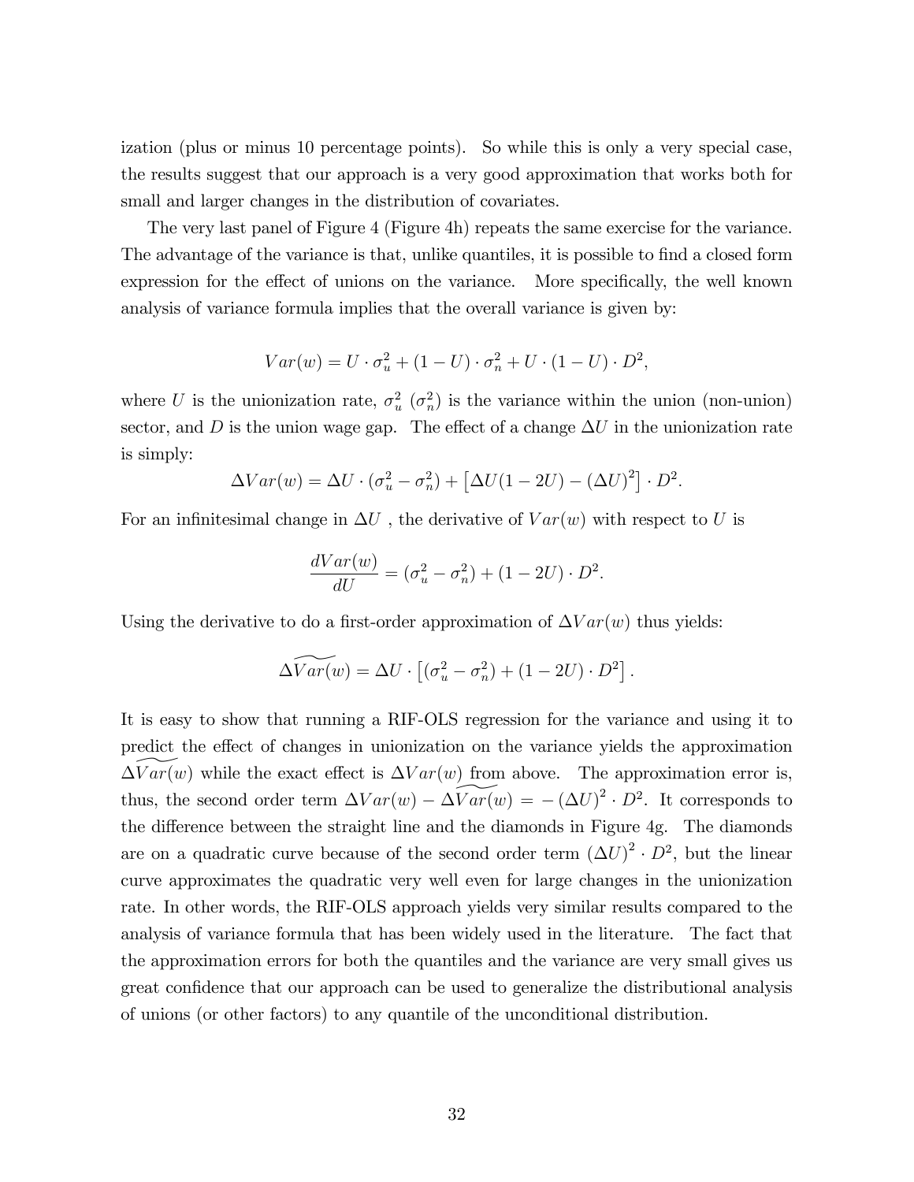ization (plus or minus 10 percentage points). So while this is only a very special case, the results suggest that our approach is a very good approximation that works both for small and larger changes in the distribution of covariates.

The very last panel of Figure 4 (Figure 4h) repeats the same exercise for the variance. The advantage of the variance is that, unlike quantiles, it is possible to find a closed form expression for the effect of unions on the variance. More specifically, the well known analysis of variance formula implies that the overall variance is given by:

$$Var(w) = U \cdot \sigma_u^2 + (1 - U) \cdot \sigma_n^2 + U \cdot (1 - U) \cdot D^2,$$

where $U$ is the unionization rate, $\sigma_u^2$ ($\sigma_n^2$) is the variance within the union (non-union) sector, and $D$ is the union wage gap. The effect of a change $\Delta U$ in the unionization rate is simply:

$$\Delta Var(w) = \Delta U \cdot (\sigma_u^2 - \sigma_n^2) + \left[\Delta U(1 - 2U) - (\Delta U)^2\right] \cdot D^2.$$

For an infinitesimal change in $\Delta U$ , the derivative of $Var(w)$ with respect to $U$ is

$$\frac{dVar(w)}{dU} = (\sigma_u^2 - \sigma_n^2) + (1 - 2U) \cdot D^2.$$

Using the derivative to do a first-order approximation of $\Delta Var(w)$ thus yields:

$$\Delta \widetilde{Var(w)} = \Delta U \cdot \left[(\sigma_u^2 - \sigma_n^2) + (1 - 2U) \cdot D^2\right].$$

It is easy to show that running a RIF-OLS regression for the variance and using it to predict the effect of changes in unionization on the variance yields the approximation $\Delta \widetilde{Var(w)}$ while the exact effect is $\Delta Var(w)$ from above. The approximation error is, thus, the second order term $\Delta Var(w) - \Delta \widetilde{Var(w)} = -(\Delta U)^2 \cdot D^2$. It corresponds to the difference between the straight line and the diamonds in Figure 4g. The diamonds are on a quadratic curve because of the second order term $(\Delta U)^2 \cdot D^2$, but the linear curve approximates the quadratic very well even for large changes in the unionization rate. In other words, the RIF-OLS approach yields very similar results compared to the analysis of variance formula that has been widely used in the literature. The fact that the approximation errors for both the quantiles and the variance are very small gives us great confidence that our approach can be used to generalize the distributional analysis of unions (or other factors) to any quantile of the unconditional distribution.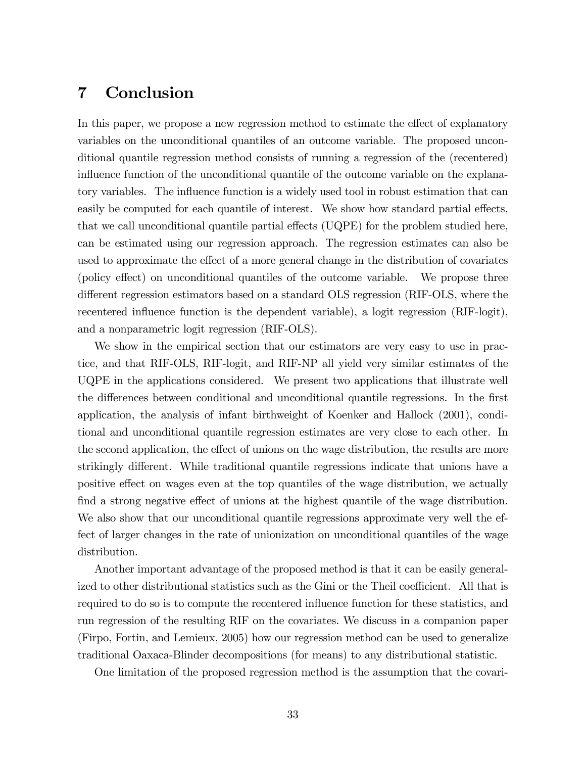# 7 Conclusion

In this paper, we propose a new regression method to estimate the effect of explanatory variables on the unconditional quantiles of an outcome variable. The proposed unconditional quantile regression method consists of running a regression of the (recentered) influence function of the unconditional quantile of the outcome variable on the explanatory variables. The influence function is a widely used tool in robust estimation that can easily be computed for each quantile of interest. We show how standard partial effects, that we call unconditional quantile partial effects (UQPE) for the problem studied here, can be estimated using our regression approach. The regression estimates can also be used to approximate the effect of a more general change in the distribution of covariates (policy effect) on unconditional quantiles of the outcome variable. We propose three different regression estimators based on a standard OLS regression (RIF-OLS, where the recentered influence function is the dependent variable), a logit regression (RIF-logit), and a nonparametric logit regression (RIF-OLS).

We show in the empirical section that our estimators are very easy to use in practice, and that RIF-OLS, RIF-logit, and RIF-NP all yield very similar estimates of the UQPE in the applications considered. We present two applications that illustrate well the differences between conditional and unconditional quantile regressions. In the first application, the analysis of infant birthweight of Koenker and Hallock (2001), conditional and unconditional quantile regression estimates are very close to each other. In the second application, the effect of unions on the wage distribution, the results are more strikingly different. While traditional quantile regressions indicate that unions have a positive effect on wages even at the top quantiles of the wage distribution, we actually find a strong negative effect of unions at the highest quantile of the wage distribution. We also show that our unconditional quantile regressions approximate very well the effect of larger changes in the rate of unionization on unconditional quantiles of the wage distribution.

Another important advantage of the proposed method is that it can be easily generalized to other distributional statistics such as the Gini or the Theil coefficient. All that is required to do so is to compute the recentered influence function for these statistics, and run regression of the resulting RIF on the covariates. We discuss in a companion paper (Firpo, Fortin, and Lemieux, 2005) how our regression method can be used to generalize traditional Oaxaca-Blinder decompositions (for means) to any distributional statistic.

One limitation of the proposed regression method is the assumption that the covari-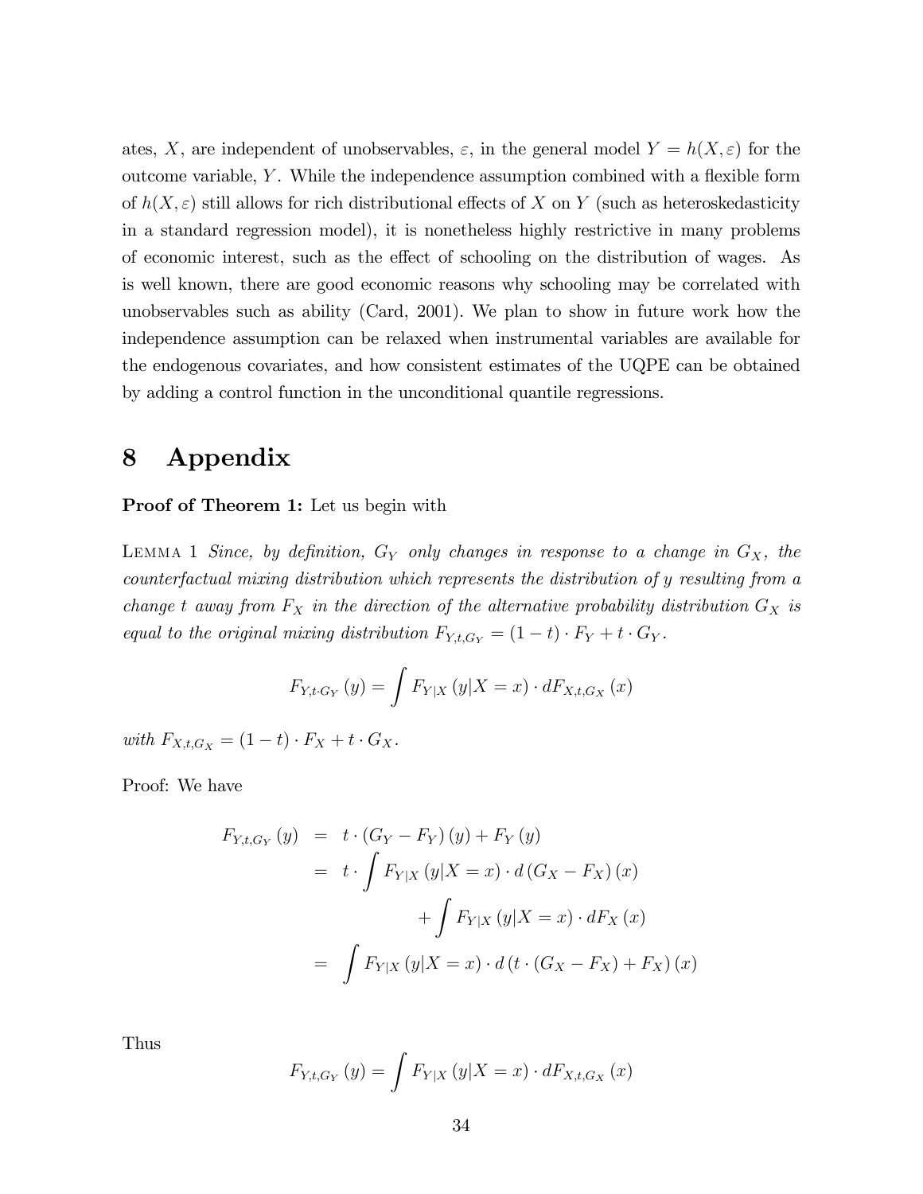ates, $X$, are independent of unobservables, $\varepsilon$, in the general model $Y = h(X, \varepsilon)$ for the outcome variable, $Y$. While the independence assumption combined with a flexible form of $h(X, \varepsilon)$ still allows for rich distributional effects of $X$ on $Y$ (such as heteroskedasticity in a standard regression model), it is nonetheless highly restrictive in many problems of economic interest, such as the effect of schooling on the distribution of wages. As is well known, there are good economic reasons why schooling may be correlated with unobservables such as ability (Card, 2001). We plan to show in future work how the independence assumption can be relaxed when instrumental variables are available for the endogenous covariates, and how consistent estimates of the UQPE can be obtained by adding a control function in the unconditional quantile regressions.

# 8 Appendix

**Proof of Theorem 1:** Let us begin with

LEMMA 1 *Since, by definition, $G_Y$ only changes in response to a change in $G_X$, the counterfactual mixing distribution which represents the distribution of $y$ resulting from a change $t$ away from $F_X$ in the direction of the alternative probability distribution $G_X$ is equal to the original mixing distribution $F_{Y,t,G_Y} = (1-t) \cdot F_Y + t \cdot G_Y$.*

$$F_{Y,t \cdot G_Y}(y) = \int F_{Y|X}(y|X=x) \cdot dF_{X,t,G_X}(x)$$

*with $F_{X,t,G_X} = (1-t) \cdot F_X + t \cdot G_X$.*

Proof: We have

$$\begin{aligned}
F_{Y,t,G_Y}(y) &= t \cdot (G_Y - F_Y)(y) + F_Y(y) \\
&= t \cdot \int F_{Y|X}(y|X=x) \cdot d(G_X - F_X)(x) \\
&\qquad + \int F_{Y|X}(y|X=x) \cdot dF_X(x) \\
&= \int F_{Y|X}(y|X=x) \cdot d(t \cdot (G_X - F_X) + F_X)(x)
\end{aligned}$$

Thus

$$F_{Y,t,G_Y}(y) = \int F_{Y|X}(y|X=x) \cdot dF_{X,t,G_X}(x)$$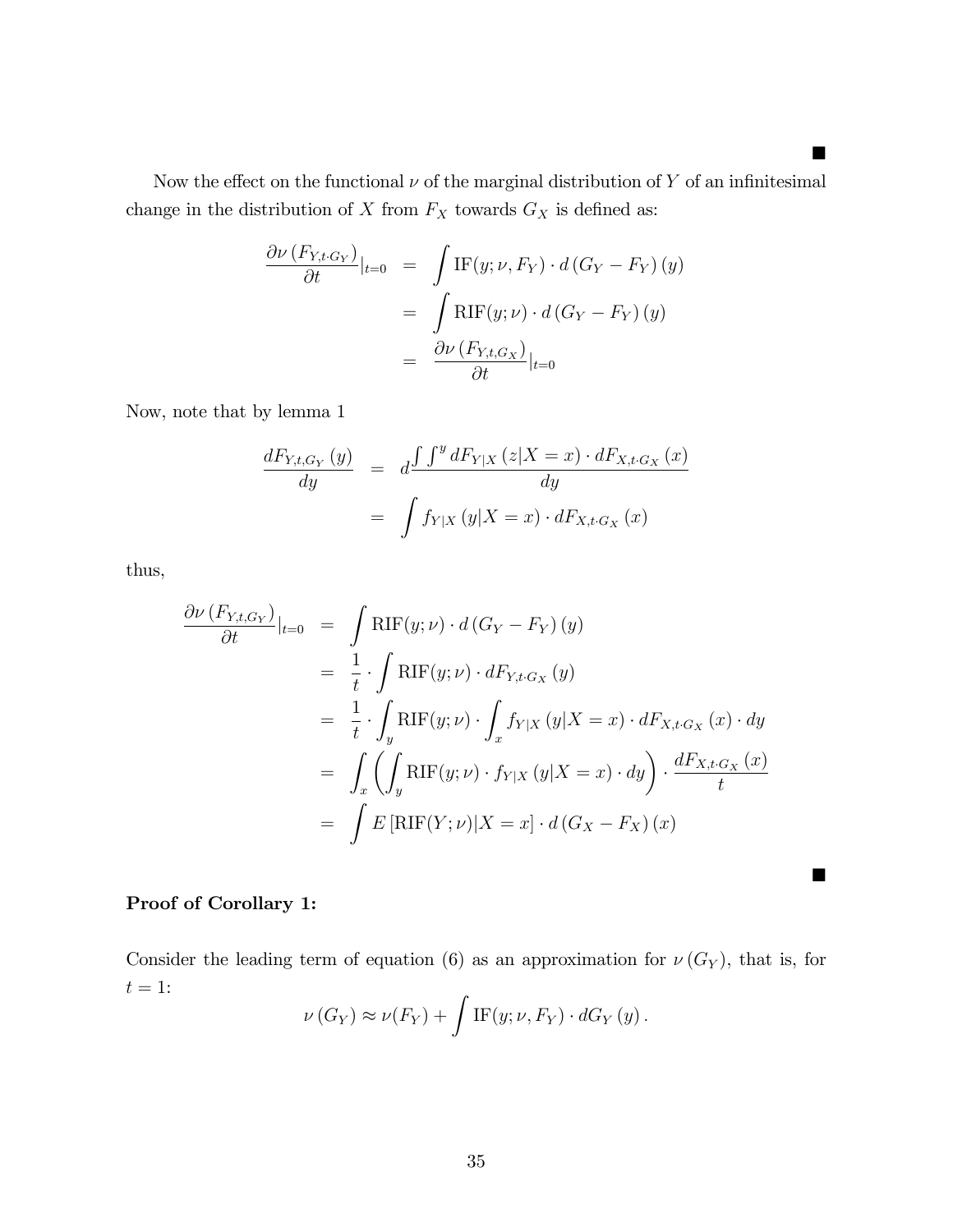■

Now the effect on the functional $\nu$ of the marginal distribution of $Y$ of an infinitesimal change in the distribution of $X$ from $F_X$ towards $G_X$ is defined as:

$$
\begin{aligned}
\frac{\partial \nu\left(F_{Y,t \cdot G_Y}\right)}{\partial t}|_{t=0} &= \int \mathrm{IF}(y;\nu,F_Y) \cdot d\left(G_Y - F_Y\right)(y) \\
&= \int \mathrm{RIF}(y;\nu) \cdot d\left(G_Y - F_Y\right)(y) \\
&= \frac{\partial \nu\left(F_{Y,t,G_X}\right)}{\partial t}|_{t=0}
\end{aligned}
$$

Now, note that by lemma 1

$$
\begin{aligned}
\frac{dF_{Y,t,G_Y}\left(y\right)}{dy} &= d\frac{\int \int^y dF_{Y|X}\left(z|X=x\right) \cdot dF_{X,t \cdot G_X}\left(x\right)}{dy} \\
&= \int f_{Y|X}\left(y|X=x\right) \cdot dF_{X,t \cdot G_X}\left(x\right)
\end{aligned}
$$

thus,

$$
\begin{aligned}
\frac{\partial \nu\left(F_{Y,t,G_Y}\right)}{\partial t}|_{t=0} &= \int \mathrm{RIF}(y;\nu) \cdot d\left(G_Y - F_Y\right)(y) \\
&= \frac{1}{t} \cdot \int \mathrm{RIF}(y;\nu) \cdot dF_{Y,t \cdot G_X}\left(y\right) \\
&= \frac{1}{t} \cdot \int_y \mathrm{RIF}(y;\nu) \cdot \int_x f_{Y|X}\left(y|X=x\right) \cdot dF_{X,t \cdot G_X}\left(x\right) \cdot dy \\
&= \int_x \left( \int_y \mathrm{RIF}(y;\nu) \cdot f_{Y|X}\left(y|X=x\right) \cdot dy \right) \cdot \frac{dF_{X,t \cdot G_X}\left(x\right)}{t} \\
&= \int E\left[\mathrm{RIF}(Y;\nu)|X=x\right] \cdot d\left(G_X - F_X\right)(x)
\end{aligned}
$$

■

**Proof of Corollary 1:**

Consider the leading term of equation (6) as an approximation for $\nu\left(G_Y\right)$, that is, for $t = 1$:

$$
\nu\left(G_Y\right) \approx \nu(F_Y) + \int \mathrm{IF}(y;\nu,F_Y) \cdot dG_Y\left(y\right).
$$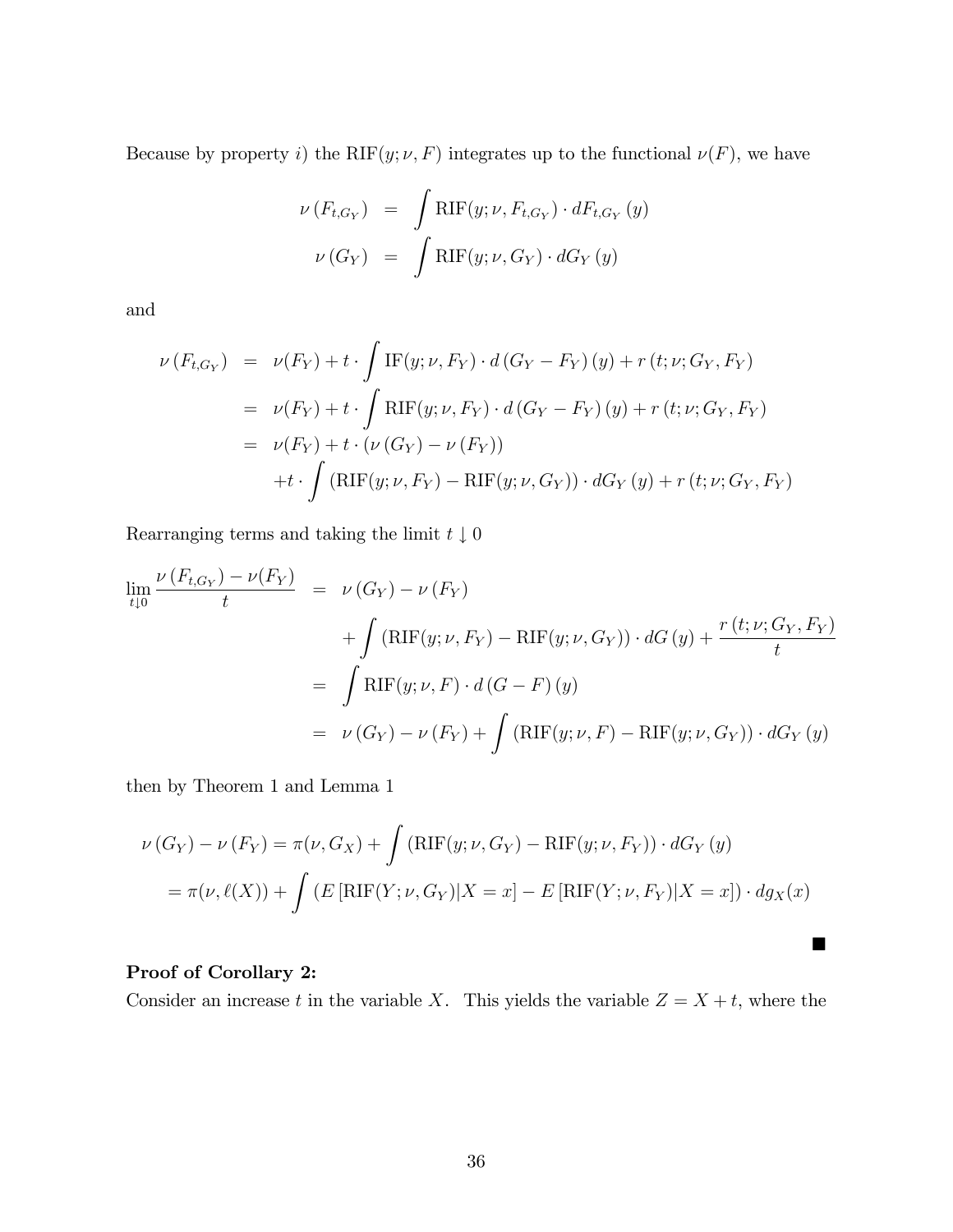Because by property $i)$ the $\text{RIF}(y;\nu,F)$ integrates up to the functional $\nu(F)$, we have

$$
\begin{aligned}
\nu\left(F_{t,G_Y}\right) &= \int \text{RIF}(y;\nu,F_{t,G_Y}) \cdot dF_{t,G_Y}(y) \\
\nu\left(G_Y\right) &= \int \text{RIF}(y;\nu,G_Y) \cdot dG_Y(y)
\end{aligned}
$$

and

$$
\begin{aligned}
\nu\left(F_{t,G_Y}\right) &= \nu(F_Y) + t \cdot \int \text{IF}(y;\nu,F_Y) \cdot d\left(G_Y - F_Y\right)(y) + r\left(t;\nu;G_Y,F_Y\right) \\
&= \nu(F_Y) + t \cdot \int \text{RIF}(y;\nu,F_Y) \cdot d\left(G_Y - F_Y\right)(y) + r\left(t;\nu;G_Y,F_Y\right) \\
&= \nu(F_Y) + t \cdot \left(\nu\left(G_Y\right) - \nu\left(F_Y\right)\right) \\
&\quad + t \cdot \int \left(\text{RIF}(y;\nu,F_Y) - \text{RIF}(y;\nu,G_Y)\right) \cdot dG_Y(y) + r\left(t;\nu;G_Y,F_Y\right)
\end{aligned}
$$

Rearranging terms and taking the limit $t \downarrow 0$

$$
\begin{aligned}
\lim_{t\downarrow 0} \frac{\nu\left(F_{t,G_Y}\right) - \nu(F_Y)}{t} &= \nu\left(G_Y\right) - \nu\left(F_Y\right) \\
&\quad + \int \left(\text{RIF}(y;\nu,F_Y) - \text{RIF}(y;\nu,G_Y)\right) \cdot dG(y) + \frac{r\left(t;\nu;G_Y,F_Y\right)}{t} \\
&= \int \text{RIF}(y;\nu,F) \cdot d\left(G - F\right)(y) \\
&= \nu\left(G_Y\right) - \nu\left(F_Y\right) + \int \left(\text{RIF}(y;\nu,F) - \text{RIF}(y;\nu,G_Y)\right) \cdot dG_Y(y)
\end{aligned}
$$

then by Theorem 1 and Lemma 1

$$
\begin{aligned}
&\nu\left(G_Y\right) - \nu\left(F_Y\right) = \pi(\nu,G_X) + \int \left(\text{RIF}(y;\nu,G_Y) - \text{RIF}(y;\nu,F_Y)\right) \cdot dG_Y(y) \\
&= \pi(\nu,\ell(X)) + \int \left(E\left[\text{RIF}(Y;\nu,G_Y)|X=x\right] - E\left[\text{RIF}(Y;\nu,F_Y)|X=x\right]\right) \cdot dg_X(x)
\end{aligned}
$$

■

**Proof of Corollary 2:**

Consider an increase $t$ in the variable $X$. This yields the variable $Z = X + t$, where the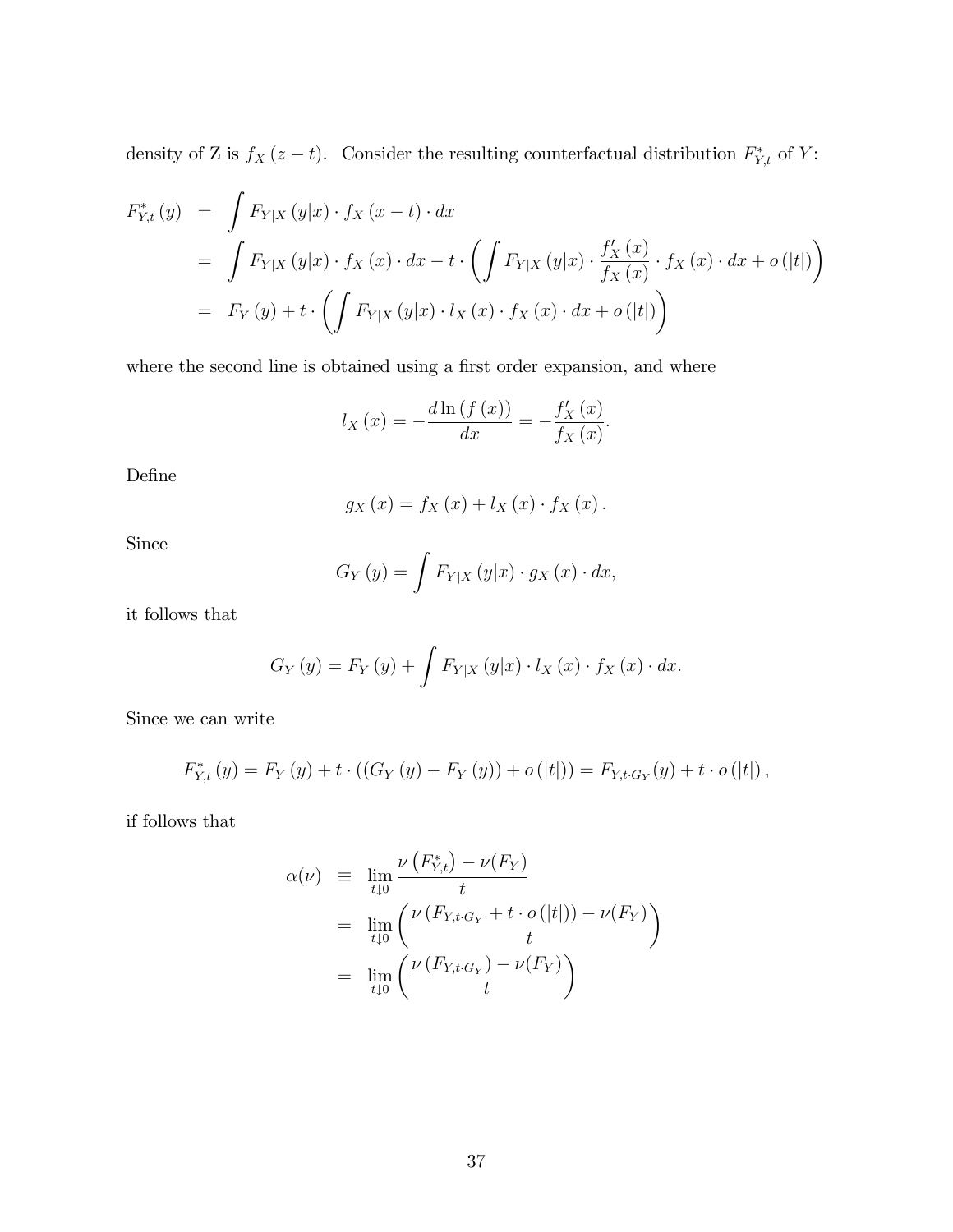density of Z is $f_X(z-t)$. Consider the resulting counterfactual distribution $F^*_{Y,t}$ of $Y$:

$$
\begin{aligned}
F^*_{Y,t}(y) &= \int F_{Y|X}(y|x) \cdot f_X(x-t) \cdot dx \\
&= \int F_{Y|X}(y|x) \cdot f_X(x) \cdot dx - t \cdot \left( \int F_{Y|X}(y|x) \cdot \frac{f'_X(x)}{f_X(x)} \cdot f_X(x) \cdot dx + o(|t|) \right) \\
&= F_Y(y) + t \cdot \left( \int F_{Y|X}(y|x) \cdot l_X(x) \cdot f_X(x) \cdot dx + o(|t|) \right)
\end{aligned}
$$

where the second line is obtained using a first order expansion, and where

$$
l_X(x) = -\frac{d \ln(f(x))}{dx} = -\frac{f'_X(x)}{f_X(x)}.
$$

Define

$$
g_X(x) = f_X(x) + l_X(x) \cdot f_X(x).
$$

Since

$$
G_Y(y) = \int F_{Y|X}(y|x) \cdot g_X(x) \cdot dx,
$$

it follows that

$$
G_Y(y) = F_Y(y) + \int F_{Y|X}(y|x) \cdot l_X(x) \cdot f_X(x) \cdot dx.
$$

Since we can write

$$
F^*_{Y,t}(y) = F_Y(y) + t \cdot ((G_Y(y) - F_Y(y)) + o(|t|)) = F_{Y,t \cdot G_Y}(y) + t \cdot o(|t|),
$$

if follows that

$$
\begin{aligned}
\alpha(\nu) &\equiv \lim_{t \downarrow 0} \frac{\nu\left(F^*_{Y,t}\right) - \nu(F_Y)}{t} \\
&= \lim_{t \downarrow 0} \left( \frac{\nu\left(F_{Y,t \cdot G_Y} + t \cdot o(|t|)\right) - \nu(F_Y)}{t} \right) \\
&= \lim_{t \downarrow 0} \left( \frac{\nu\left(F_{Y,t \cdot G_Y}\right) - \nu(F_Y)}{t} \right)
\end{aligned}
$$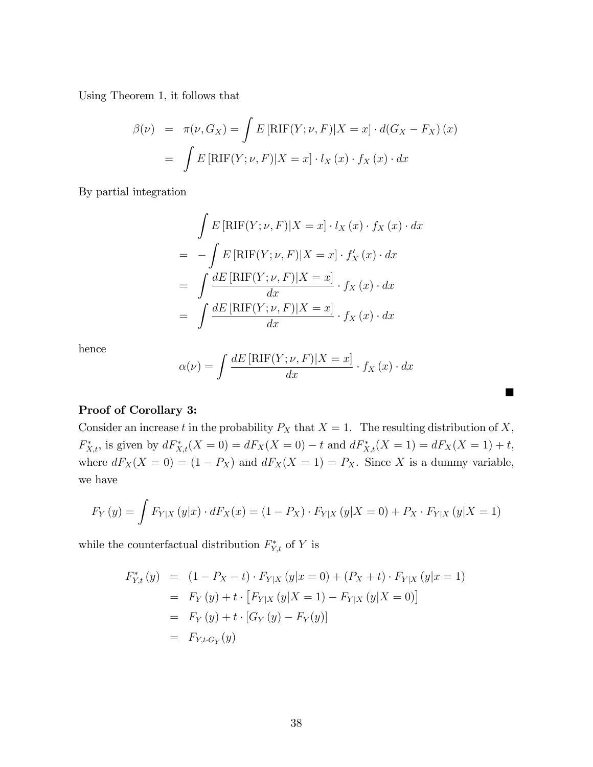Using Theorem 1, it follows that

$$
\begin{aligned}
\beta(\nu) &= \pi(\nu, G_X) = \int E\left[\text{RIF}(Y;\nu,F)|X=x\right] \cdot d(G_X - F_X)(x) \\
&= \int E\left[\text{RIF}(Y;\nu,F)|X=x\right] \cdot l_X(x) \cdot f_X(x) \cdot dx
\end{aligned}
$$

By partial integration

$$
\begin{aligned}
&\int E\left[\text{RIF}(Y;\nu,F)|X=x\right] \cdot l_X(x) \cdot f_X(x) \cdot dx \\
&= -\int E\left[\text{RIF}(Y;\nu,F)|X=x\right] \cdot f'_X(x) \cdot dx \\
&= \int \frac{dE\left[\text{RIF}(Y;\nu,F)|X=x\right]}{dx} \cdot f_X(x) \cdot dx \\
&= \int \frac{dE\left[\text{RIF}(Y;\nu,F)|X=x\right]}{dx} \cdot f_X(x) \cdot dx
\end{aligned}
$$

hence

$$
\alpha(\nu) = \int \frac{dE\left[\text{RIF}(Y;\nu,F)|X=x\right]}{dx} \cdot f_X(x) \cdot dx
$$

■

**Proof of Corollary 3:**

Consider an increase $t$ in the probability $P_X$ that $X = 1$. The resulting distribution of $X$, $F^*_{X,t}$, is given by $dF^*_{X,t}(X=0) = dF_X(X=0) - t$ and $dF^*_{X,t}(X=1) = dF_X(X=1) + t$, where $dF_X(X=0) = (1-P_X)$ and $dF_X(X=1) = P_X$. Since $X$ is a dummy variable, we have

$$
F_Y(y) = \int F_{Y|X}(y|x) \cdot dF_X(x) = (1-P_X) \cdot F_{Y|X}(y|X=0) + P_X \cdot F_{Y|X}(y|X=1)
$$

while the counterfactual distribution $F^*_{Y,t}$ of $Y$ is

$$
\begin{aligned}
F^*_{Y,t}(y) &= (1 - P_X - t) \cdot F_{Y|X}(y|x=0) + (P_X + t) \cdot F_{Y|X}(y|x=1) \\
&= F_Y(y) + t \cdot \left[F_{Y|X}(y|X=1) - F_{Y|X}(y|X=0)\right] \\
&= F_Y(y) + t \cdot \left[G_Y(y) - F_Y(y)\right] \\
&= F_{Y,t \cdot G_Y}(y)
\end{aligned}
$$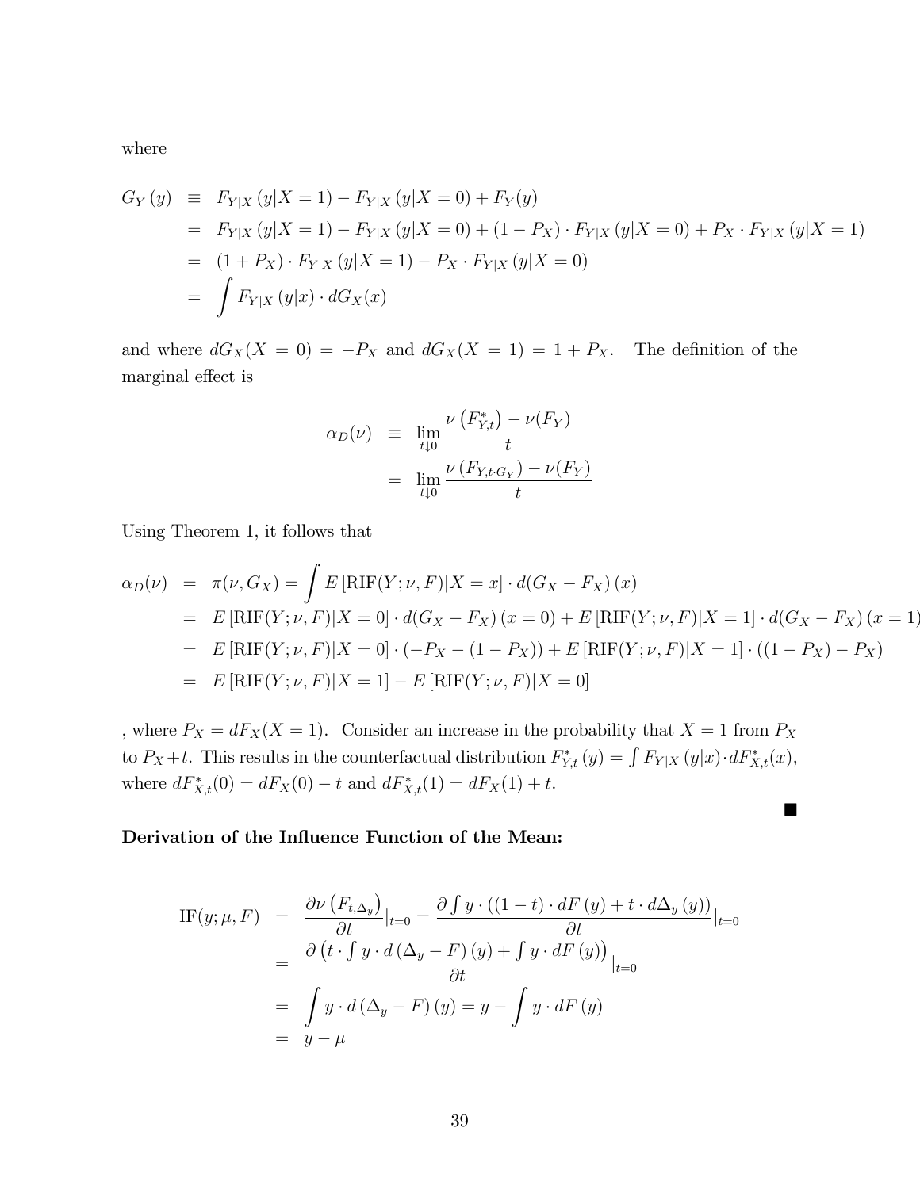where

$$
\begin{aligned}
G_Y(y) &\equiv F_{Y|X}(y|X=1) - F_{Y|X}(y|X=0) + F_Y(y) \\
&= F_{Y|X}(y|X=1) - F_{Y|X}(y|X=0) + (1-P_X)\cdot F_{Y|X}(y|X=0) + P_X \cdot F_{Y|X}(y|X=1) \\
&= (1+P_X)\cdot F_{Y|X}(y|X=1) - P_X \cdot F_{Y|X}(y|X=0) \\
&= \int F_{Y|X}(y|x)\cdot dG_X(x)
\end{aligned}
$$

and where $dG_X(X=0) = -P_X$ and $dG_X(X=1) = 1+P_X$. The definition of the marginal effect is

$$
\begin{aligned}
\alpha_D(\nu) &\equiv \lim_{t\downarrow 0} \frac{\nu\left(F_{Y,t}^*\right) - \nu(F_Y)}{t} \\
&= \lim_{t\downarrow 0} \frac{\nu\left(F_{Y,t\cdot G_Y}\right) - \nu(F_Y)}{t}
\end{aligned}
$$

Using Theorem 1, it follows that

$$
\begin{aligned}
\alpha_D(\nu) &= \pi(\nu, G_X) = \int E\left[\text{RIF}(Y;\nu,F)|X=x\right]\cdot d(G_X - F_X)(x) \\
&= E\left[\text{RIF}(Y;\nu,F)|X=0\right]\cdot d(G_X - F_X)(x=0) + E\left[\text{RIF}(Y;\nu,F)|X=1\right]\cdot d(G_X - F_X)(x=1) \\
&= E\left[\text{RIF}(Y;\nu,F)|X=0\right]\cdot(-P_X - (1-P_X)) + E\left[\text{RIF}(Y;\nu,F)|X=1\right]\cdot((1-P_X) - P_X) \\
&= E\left[\text{RIF}(Y;\nu,F)|X=1\right] - E\left[\text{RIF}(Y;\nu,F)|X=0\right]
\end{aligned}
$$

, where $P_X = dF_X(X=1)$. Consider an increase in the probability that $X=1$ from $P_X$ to $P_X + t$. This results in the counterfactual distribution $F_{Y,t}^*(y) = \int F_{Y|X}(y|x)\cdot dF_{X,t}^*(x)$, where $dF_{X,t}^*(0) = dF_X(0) - t$ and $dF_{X,t}^*(1) = dF_X(1) + t$.

■

**Derivation of the Influence Function of the Mean:**

$$
\begin{aligned}
\text{IF}(y;\mu,F) &= \frac{\partial \nu\left(F_{t,\Delta_y}\right)}{\partial t}\Big|_{t=0} = \frac{\partial \int y\cdot((1-t)\cdot dF(y) + t\cdot d\Delta_y(y))}{\partial t}\Big|_{t=0} \\
&= \frac{\partial\left(t\cdot\int y\cdot d(\Delta_y - F)(y) + \int y\cdot dF(y)\right)}{\partial t}\Big|_{t=0} \\
&= \int y\cdot d(\Delta_y - F)(y) = y - \int y\cdot dF(y) \\
&= y - \mu
\end{aligned}
$$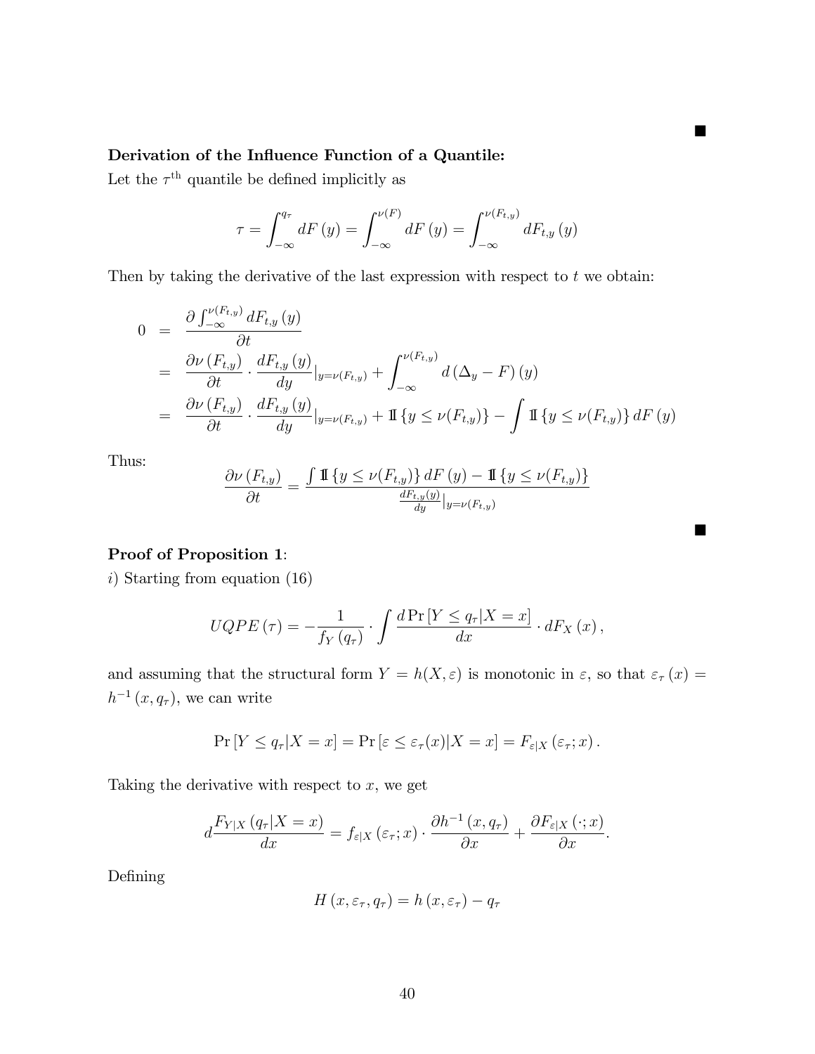■

**Derivation of the Influence Function of a Quantile:**

Let the $\tau^{\text{th}}$ quantile be defined implicitly as

$$\tau = \int_{-\infty}^{q_\tau} dF(y) = \int_{-\infty}^{\nu(F)} dF(y) = \int_{-\infty}^{\nu(F_{t,y})} dF_{t,y}(y)$$

Then by taking the derivative of the last expression with respect to $t$ we obtain:

$$\begin{aligned}
0 &= \frac{\partial \int_{-\infty}^{\nu(F_{t,y})} dF_{t,y}(y)}{\partial t} \\
&= \frac{\partial \nu(F_{t,y})}{\partial t} \cdot \frac{dF_{t,y}(y)}{dy}|_{y=\nu(F_{t,y})} + \int_{-\infty}^{\nu(F_{t,y})} d(\Delta_y - F)(y) \\
&= \frac{\partial \nu(F_{t,y})}{\partial t} \cdot \frac{dF_{t,y}(y)}{dy}|_{y=\nu(F_{t,y})} + \mathbb{1}\{y \leq \nu(F_{t,y})\} - \int \mathbb{1}\{y \leq \nu(F_{t,y})\} dF(y)
\end{aligned}$$

Thus:

$$\frac{\partial \nu(F_{t,y})}{\partial t} = \frac{\int \mathbb{1}\{y \leq \nu(F_{t,y})\} dF(y) - \mathbb{1}\{y \leq \nu(F_{t,y})\}}{\frac{dF_{t,y}(y)}{dy}|_{y=\nu(F_{t,y})}}$$

■

**Proof of Proposition 1**:

*i*) Starting from equation (16)

$$UQPE(\tau) = -\frac{1}{f_Y(q_\tau)} \cdot \int \frac{d\Pr[Y \leq q_\tau | X = x]}{dx} \cdot dF_X(x),$$

and assuming that the structural form $Y = h(X, \varepsilon)$ is monotonic in $\varepsilon$, so that $\varepsilon_\tau(x) = h^{-1}(x, q_\tau)$, we can write

$$\Pr[Y \leq q_\tau | X = x] = \Pr[\varepsilon \leq \varepsilon_\tau(x) | X = x] = F_{\varepsilon|X}(\varepsilon_\tau; x).$$

Taking the derivative with respect to $x$, we get

$$d\frac{F_{Y|X}(q_\tau | X = x)}{dx} = f_{\varepsilon|X}(\varepsilon_\tau; x) \cdot \frac{\partial h^{-1}(x, q_\tau)}{\partial x} + \frac{\partial F_{\varepsilon|X}(\cdot; x)}{\partial x}.$$

Defining

$$H(x, \varepsilon_\tau, q_\tau) = h(x, \varepsilon_\tau) - q_\tau$$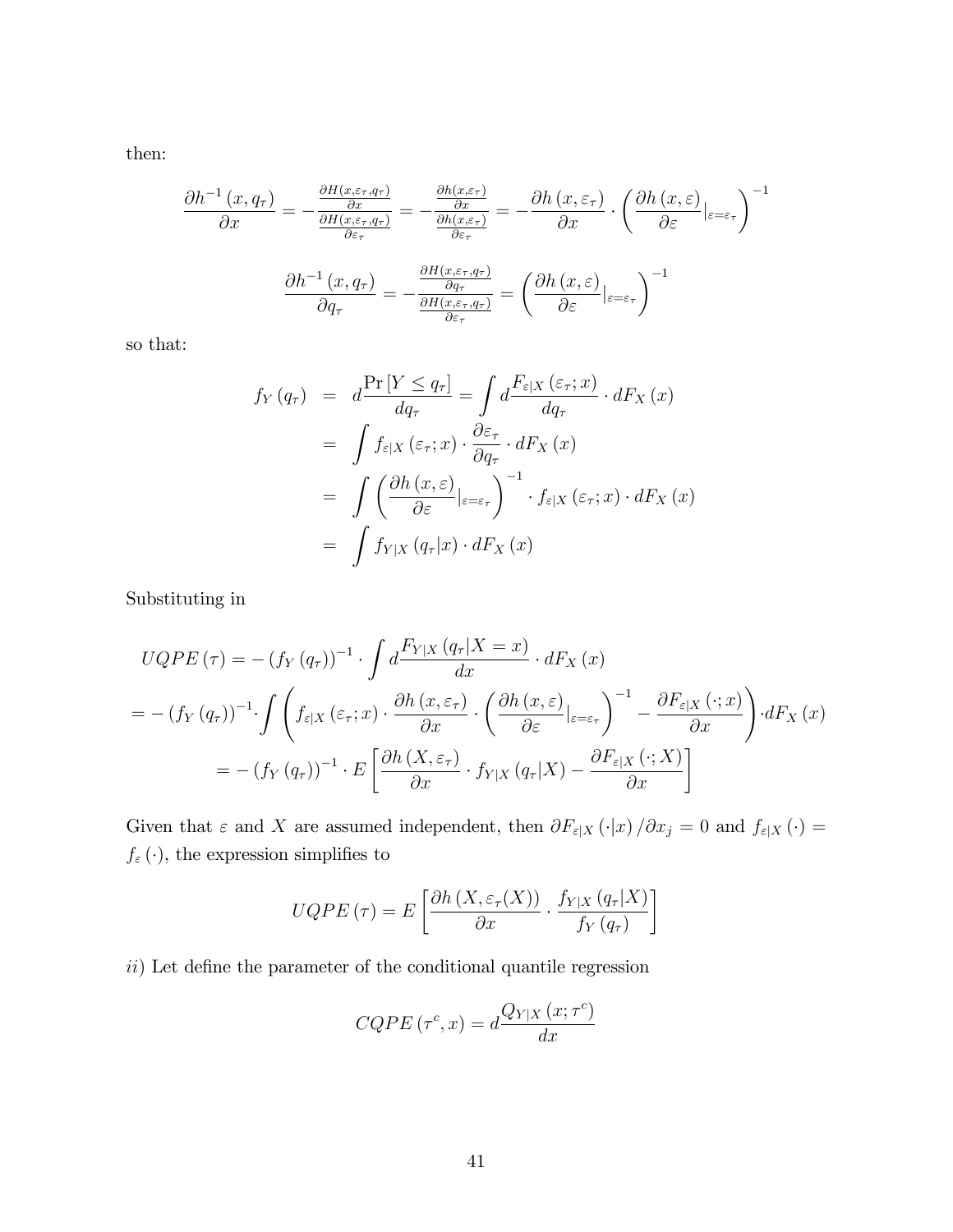then:

$$\frac{\partial h^{-1}(x,q_\tau)}{\partial x} = -\frac{\frac{\partial H(x,\varepsilon_\tau,q_\tau)}{\partial x}}{\frac{\partial H(x,\varepsilon_\tau,q_\tau)}{\partial \varepsilon_\tau}} = -\frac{\frac{\partial h(x,\varepsilon_\tau)}{\partial x}}{\frac{\partial h(x,\varepsilon_\tau)}{\partial \varepsilon_\tau}} = -\frac{\partial h(x,\varepsilon_\tau)}{\partial x}\cdot\left(\frac{\partial h(x,\varepsilon)}{\partial \varepsilon}|_{\varepsilon=\varepsilon_\tau}\right)^{-1}$$

$$\frac{\partial h^{-1}(x,q_\tau)}{\partial q_\tau} = -\frac{\frac{\partial H(x,\varepsilon_\tau,q_\tau)}{\partial q_\tau}}{\frac{\partial H(x,\varepsilon_\tau,q_\tau)}{\partial \varepsilon_\tau}} = \left(\frac{\partial h(x,\varepsilon)}{\partial \varepsilon}|_{\varepsilon=\varepsilon_\tau}\right)^{-1}$$

so that:

$$\begin{aligned}
f_Y(q_\tau) &= d\frac{\Pr[Y\le q_\tau]}{dq_\tau} = \int d\frac{F_{\varepsilon|X}(\varepsilon_\tau;x)}{dq_\tau}\cdot dF_X(x)\\
&= \int f_{\varepsilon|X}(\varepsilon_\tau;x)\cdot\frac{\partial \varepsilon_\tau}{\partial q_\tau}\cdot dF_X(x)\\
&= \int\left(\frac{\partial h(x,\varepsilon)}{\partial \varepsilon}|_{\varepsilon=\varepsilon_\tau}\right)^{-1}\cdot f_{\varepsilon|X}(\varepsilon_\tau;x)\cdot dF_X(x)\\
&= \int f_{Y|X}(q_\tau|x)\cdot dF_X(x)
\end{aligned}$$

Substituting in

$$\begin{aligned}
&UQPE(\tau) = -\left(f_Y(q_\tau)\right)^{-1}\cdot\int d\frac{F_{Y|X}(q_\tau|X=x)}{dx}\cdot dF_X(x)\\
&= -\left(f_Y(q_\tau)\right)^{-1}\cdot\int\left(f_{\varepsilon|X}(\varepsilon_\tau;x)\cdot\frac{\partial h(x,\varepsilon_\tau)}{\partial x}\cdot\left(\frac{\partial h(x,\varepsilon)}{\partial \varepsilon}|_{\varepsilon=\varepsilon_\tau}\right)^{-1} - \frac{\partial F_{\varepsilon|X}(\cdot;x)}{\partial x}\right)\cdot dF_X(x)\\
&= -\left(f_Y(q_\tau)\right)^{-1}\cdot E\left[\frac{\partial h(X,\varepsilon_\tau)}{\partial x}\cdot f_{Y|X}(q_\tau|X) - \frac{\partial F_{\varepsilon|X}(\cdot;X)}{\partial x}\right]
\end{aligned}$$

Given that $\varepsilon$ and $X$ are assumed independent, then $\partial F_{\varepsilon|X}(\cdot|x)/\partial x_j = 0$ and $f_{\varepsilon|X}(\cdot) = f_\varepsilon(\cdot)$, the expression simplifies to

$$UQPE(\tau) = E\left[\frac{\partial h(X,\varepsilon_\tau(X))}{\partial x}\cdot\frac{f_{Y|X}(q_\tau|X)}{f_Y(q_\tau)}\right]$$

*ii*) Let define the parameter of the conditional quantile regression

$$CQPE(\tau^c,x) = d\frac{Q_{Y|X}(x;\tau^c)}{dx}$$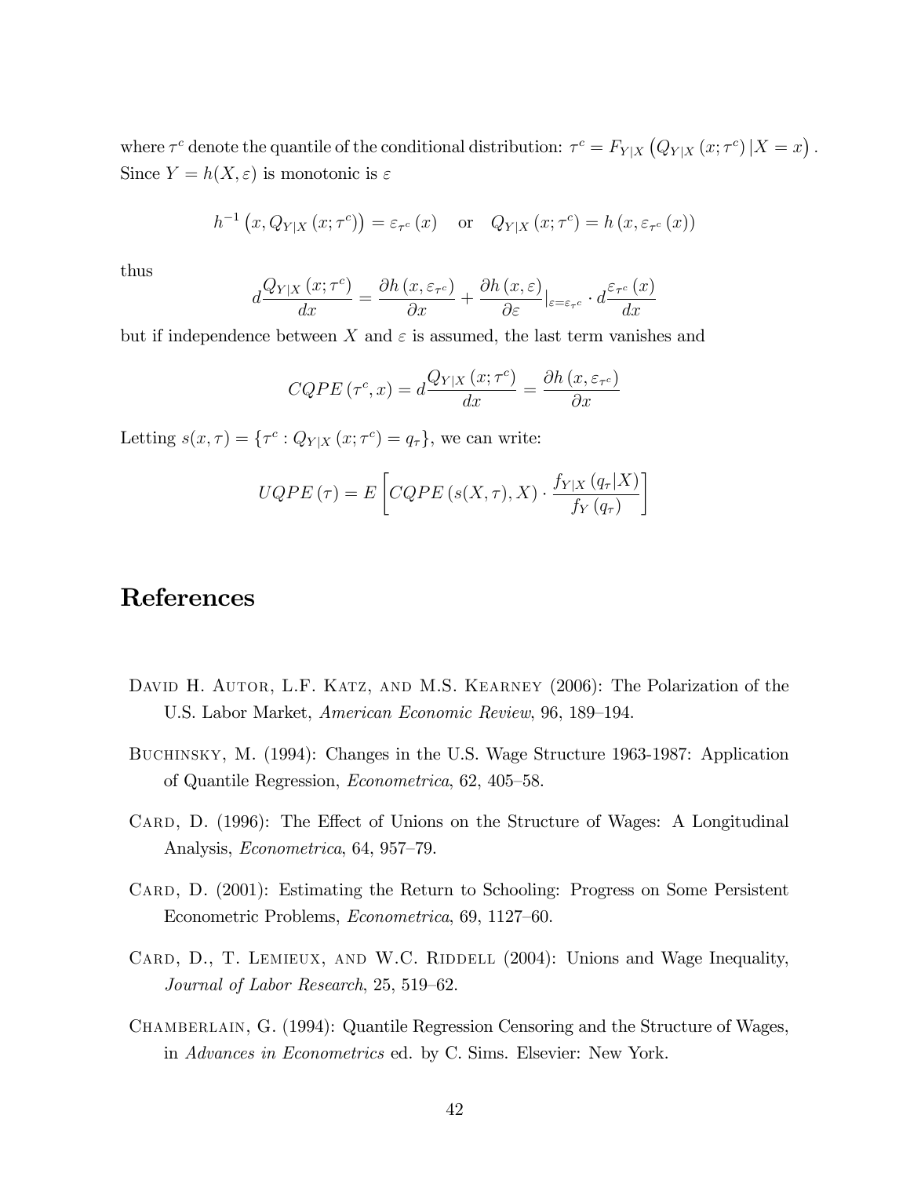where $\tau^c$ denote the quantile of the conditional distribution: $\tau^c = F_{Y|X}\left(Q_{Y|X}\left(x;\tau^c\right)|X=x\right)$. Since $Y = h(X,\varepsilon)$ is monotonic is $\varepsilon$

$$h^{-1}\left(x, Q_{Y|X}\left(x;\tau^c\right)\right) = \varepsilon_{\tau^c}\left(x\right) \quad \text{or} \quad Q_{Y|X}\left(x;\tau^c\right) = h\left(x, \varepsilon_{\tau^c}\left(x\right)\right)$$

thus

$$d\frac{Q_{Y|X}\left(x;\tau^c\right)}{dx} = \frac{\partial h\left(x,\varepsilon_{\tau^c}\right)}{\partial x} + \frac{\partial h\left(x,\varepsilon\right)}{\partial \varepsilon}|_{\varepsilon=\varepsilon_{\tau^c}} \cdot d\frac{\varepsilon_{\tau^c}\left(x\right)}{dx}$$

but if independence between $X$ and $\varepsilon$ is assumed, the last term vanishes and

$$CQPE\left(\tau^c, x\right) = d\frac{Q_{Y|X}\left(x;\tau^c\right)}{dx} = \frac{\partial h\left(x,\varepsilon_{\tau^c}\right)}{\partial x}$$

Letting $s(x,\tau) = \{\tau^c : Q_{Y|X}\left(x;\tau^c\right) = q_\tau\}$, we can write:

$$UQPE\left(\tau\right) = E\left[CQPE\left(s(X,\tau), X\right) \cdot \frac{f_{Y|X}\left(q_\tau|X\right)}{f_Y\left(q_\tau\right)}\right]$$

# References

David H. Autor, L.F. Katz, and M.S. Kearney (2006): The Polarization of the U.S. Labor Market, *American Economic Review*, 96, 189–194.

Buchinsky, M. (1994): Changes in the U.S. Wage Structure 1963-1987: Application of Quantile Regression, *Econometrica*, 62, 405–58.

Card, D. (1996): The Effect of Unions on the Structure of Wages: A Longitudinal Analysis, *Econometrica*, 64, 957–79.

Card, D. (2001): Estimating the Return to Schooling: Progress on Some Persistent Econometric Problems, *Econometrica*, 69, 1127–60.

Card, D., T. Lemieux, and W.C. Riddell (2004): Unions and Wage Inequality, *Journal of Labor Research*, 25, 519–62.

Chamberlain, G. (1994): Quantile Regression Censoring and the Structure of Wages, in *Advances in Econometrics* ed. by C. Sims. Elsevier: New York.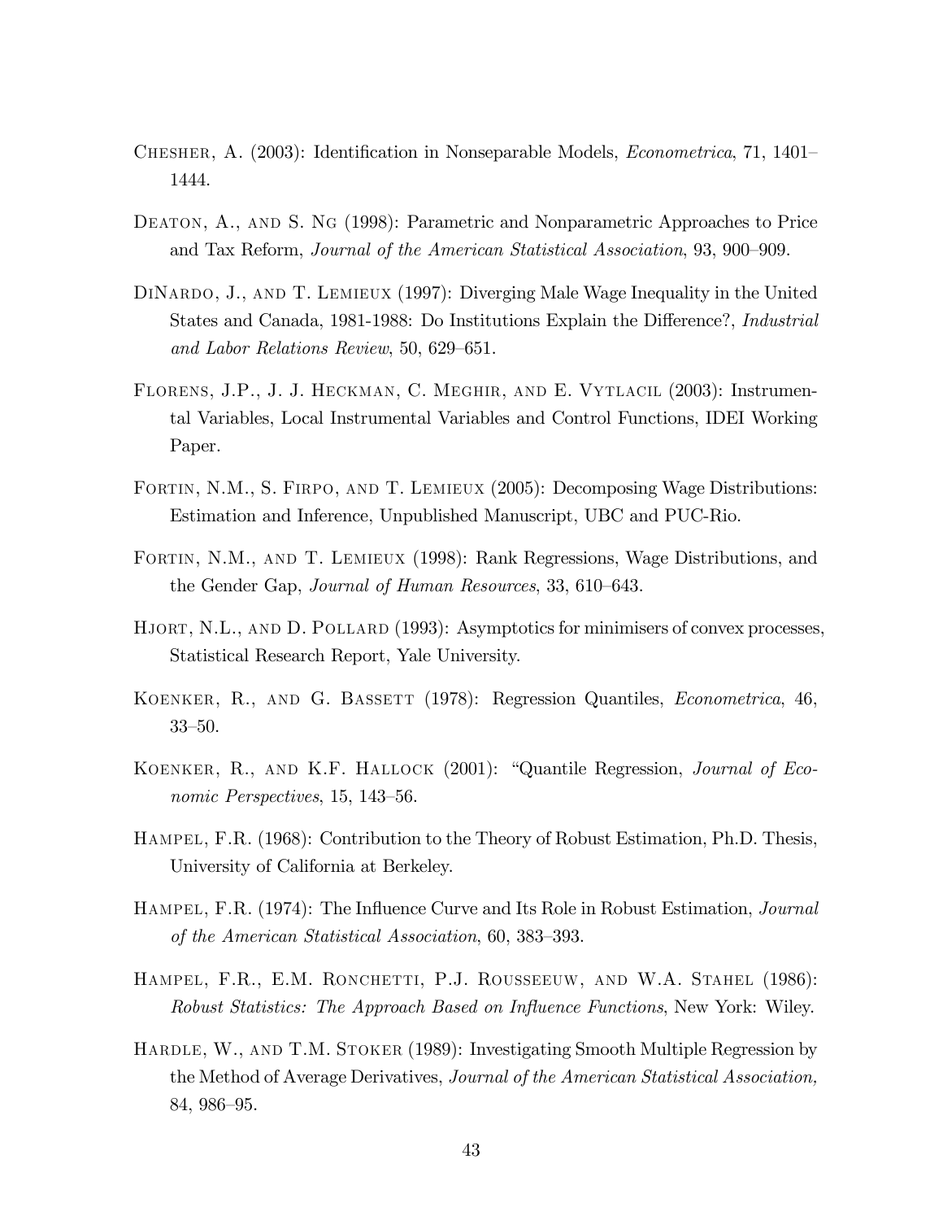Chesher, A. (2003): Identification in Nonseparable Models, *Econometrica*, 71, 1401–1444.

Deaton, A., and S. Ng (1998): Parametric and Nonparametric Approaches to Price and Tax Reform, *Journal of the American Statistical Association*, 93, 900–909.

DiNardo, J., and T. Lemieux (1997): Diverging Male Wage Inequality in the United States and Canada, 1981-1988: Do Institutions Explain the Difference?, *Industrial and Labor Relations Review*, 50, 629–651.

Florens, J.P., J. J. Heckman, C. Meghir, and E. Vytlacil (2003): Instrumental Variables, Local Instrumental Variables and Control Functions, IDEI Working Paper.

Fortin, N.M., S. Firpo, and T. Lemieux (2005): Decomposing Wage Distributions: Estimation and Inference, Unpublished Manuscript, UBC and PUC-Rio.

Fortin, N.M., and T. Lemieux (1998): Rank Regressions, Wage Distributions, and the Gender Gap, *Journal of Human Resources*, 33, 610–643.

Hjort, N.L., and D. Pollard (1993): Asymptotics for minimisers of convex processes, Statistical Research Report, Yale University.

Koenker, R., and G. Bassett (1978): Regression Quantiles, *Econometrica*, 46, 33–50.

Koenker, R., and K.F. Hallock (2001): "Quantile Regression, *Journal of Economic Perspectives*, 15, 143–56.

Hampel, F.R. (1968): Contribution to the Theory of Robust Estimation, Ph.D. Thesis, University of California at Berkeley.

Hampel, F.R. (1974): The Influence Curve and Its Role in Robust Estimation, *Journal of the American Statistical Association*, 60, 383–393.

Hampel, F.R., E.M. Ronchetti, P.J. Rousseeuw, and W.A. Stahel (1986): *Robust Statistics: The Approach Based on Influence Functions*, New York: Wiley.

Hardle, W., and T.M. Stoker (1989): Investigating Smooth Multiple Regression by the Method of Average Derivatives, *Journal of the American Statistical Association,* 84, 986–95.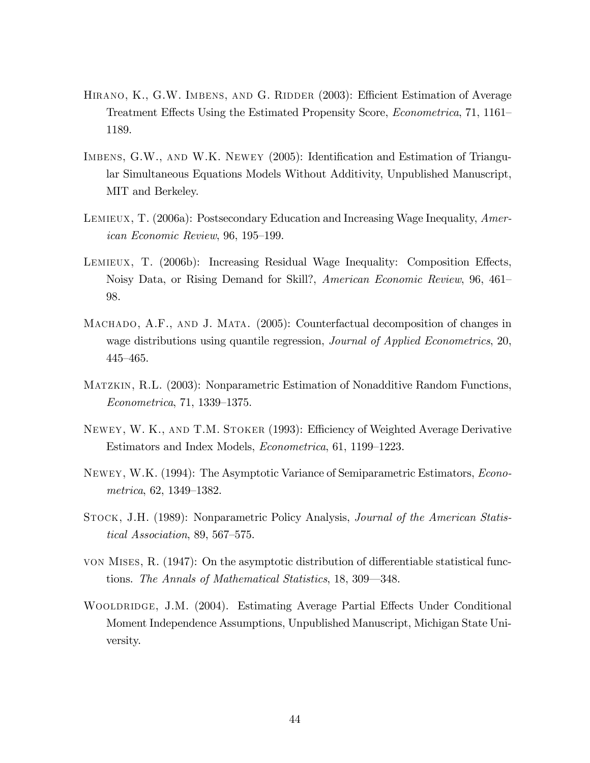Hirano, K., G.W. Imbens, and G. Ridder (2003): Efficient Estimation of Average Treatment Effects Using the Estimated Propensity Score, *Econometrica*, 71, 1161–1189.

Imbens, G.W., and W.K. Newey (2005): Identification and Estimation of Triangular Simultaneous Equations Models Without Additivity, Unpublished Manuscript, MIT and Berkeley.

Lemieux, T. (2006a): Postsecondary Education and Increasing Wage Inequality, *American Economic Review*, 96, 195–199.

Lemieux, T. (2006b): Increasing Residual Wage Inequality: Composition Effects, Noisy Data, or Rising Demand for Skill?, *American Economic Review*, 96, 461–98.

Machado, A.F., and J. Mata. (2005): Counterfactual decomposition of changes in wage distributions using quantile regression, *Journal of Applied Econometrics*, 20, 445–465.

Matzkin, R.L. (2003): Nonparametric Estimation of Nonadditive Random Functions, *Econometrica*, 71, 1339–1375.

Newey, W. K., and T.M. Stoker (1993): Efficiency of Weighted Average Derivative Estimators and Index Models, *Econometrica*, 61, 1199–1223.

Newey, W.K. (1994): The Asymptotic Variance of Semiparametric Estimators, *Econometrica*, 62, 1349–1382.

Stock, J.H. (1989): Nonparametric Policy Analysis, *Journal of the American Statistical Association*, 89, 567–575.

von Mises, R. (1947): On the asymptotic distribution of differentiable statistical functions. *The Annals of Mathematical Statistics*, 18, 309—348.

Wooldridge, J.M. (2004). Estimating Average Partial Effects Under Conditional Moment Independence Assumptions, Unpublished Manuscript, Michigan State University.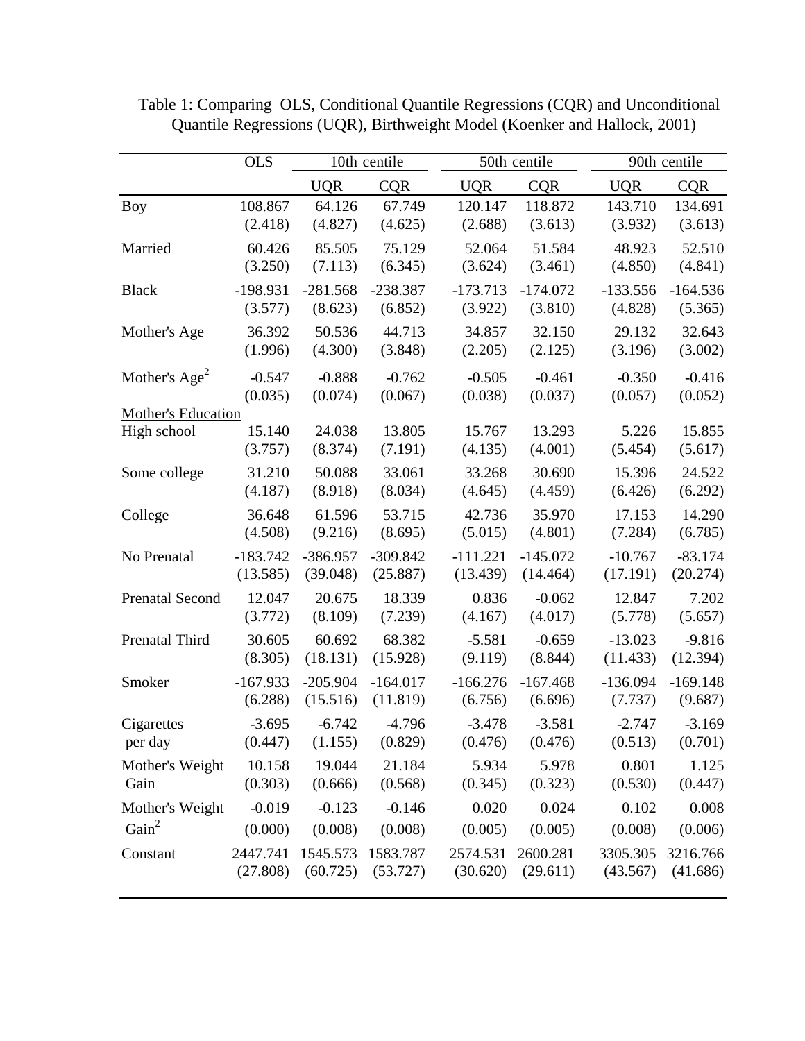Table 1: Comparing OLS, Conditional Quantile Regressions (CQR) and Unconditional Quantile Regressions (UQR), Birthweight Model (Koenker and Hallock, 2001)

| | OLS | 10th centile | | 50th centile | | 90th centile | |
|---|---|---|---|---|---|---|---|
| | | UQR | CQR | UQR | CQR | UQR | CQR |
| Boy | 108.867 | 64.126 | 67.749 | 120.147 | 118.872 | 143.710 | 134.691 |
| | (2.418) | (4.827) | (4.625) | (2.688) | (3.613) | (3.932) | (3.613) |
| Married | 60.426 | 85.505 | 75.129 | 52.064 | 51.584 | 48.923 | 52.510 |
| | (3.250) | (7.113) | (6.345) | (3.624) | (3.461) | (4.850) | (4.841) |
| Black | -198.931 | -281.568 | -238.387 | -173.713 | -174.072 | -133.556 | -164.536 |
| | (3.577) | (8.623) | (6.852) | (3.922) | (3.810) | (4.828) | (5.365) |
| Mother's Age | 36.392 | 50.536 | 44.713 | 34.857 | 32.150 | 29.132 | 32.643 |
| | (1.996) | (4.300) | (3.848) | (2.205) | (2.125) | (3.196) | (3.002) |
| Mother's Age$^2$ | -0.547 | -0.888 | -0.762 | -0.505 | -0.461 | -0.350 | -0.416 |
| | (0.035) | (0.074) | (0.067) | (0.038) | (0.037) | (0.057) | (0.052) |
| Mother's Education | | | | | | | |
| High school | 15.140 | 24.038 | 13.805 | 15.767 | 13.293 | 5.226 | 15.855 |
| | (3.757) | (8.374) | (7.191) | (4.135) | (4.001) | (5.454) | (5.617) |
| Some college | 31.210 | 50.088 | 33.061 | 33.268 | 30.690 | 15.396 | 24.522 |
| | (4.187) | (8.918) | (8.034) | (4.645) | (4.459) | (6.426) | (6.292) |
| College | 36.648 | 61.596 | 53.715 | 42.736 | 35.970 | 17.153 | 14.290 |
| | (4.508) | (9.216) | (8.695) | (5.015) | (4.801) | (7.284) | (6.785) |
| No Prenatal | -183.742 | -386.957 | -309.842 | -111.221 | -145.072 | -10.767 | -83.174 |
| | (13.585) | (39.048) | (25.887) | (13.439) | (14.464) | (17.191) | (20.274) |
| Prenatal Second | 12.047 | 20.675 | 18.339 | 0.836 | -0.062 | 12.847 | 7.202 |
| | (3.772) | (8.109) | (7.239) | (4.167) | (4.017) | (5.778) | (5.657) |
| Prenatal Third | 30.605 | 60.692 | 68.382 | -5.581 | -0.659 | -13.023 | -9.816 |
| | (8.305) | (18.131) | (15.928) | (9.119) | (8.844) | (11.433) | (12.394) |
| Smoker | -167.933 | -205.904 | -164.017 | -166.276 | -167.468 | -136.094 | -169.148 |
| | (6.288) | (15.516) | (11.819) | (6.756) | (6.696) | (7.737) | (9.687) |
| Cigarettes per day | -3.695 | -6.742 | -4.796 | -3.478 | -3.581 | -2.747 | -3.169 |
| | (0.447) | (1.155) | (0.829) | (0.476) | (0.476) | (0.513) | (0.701) |
| Mother's Weight Gain | 10.158 | 19.044 | 21.184 | 5.934 | 5.978 | 0.801 | 1.125 |
| | (0.303) | (0.666) | (0.568) | (0.345) | (0.323) | (0.530) | (0.447) |
| Mother's Weight Gain$^2$ | -0.019 | -0.123 | -0.146 | 0.020 | 0.024 | 0.102 | 0.008 |
| | (0.000) | (0.008) | (0.008) | (0.005) | (0.005) | (0.008) | (0.006) |
| Constant | 2447.741 | 1545.573 | 1583.787 | 2574.531 | 2600.281 | 3305.305 | 3216.766 |
| | (27.808) | (60.725) | (53.727) | (30.620) | (29.611) | (43.567) | (41.686) |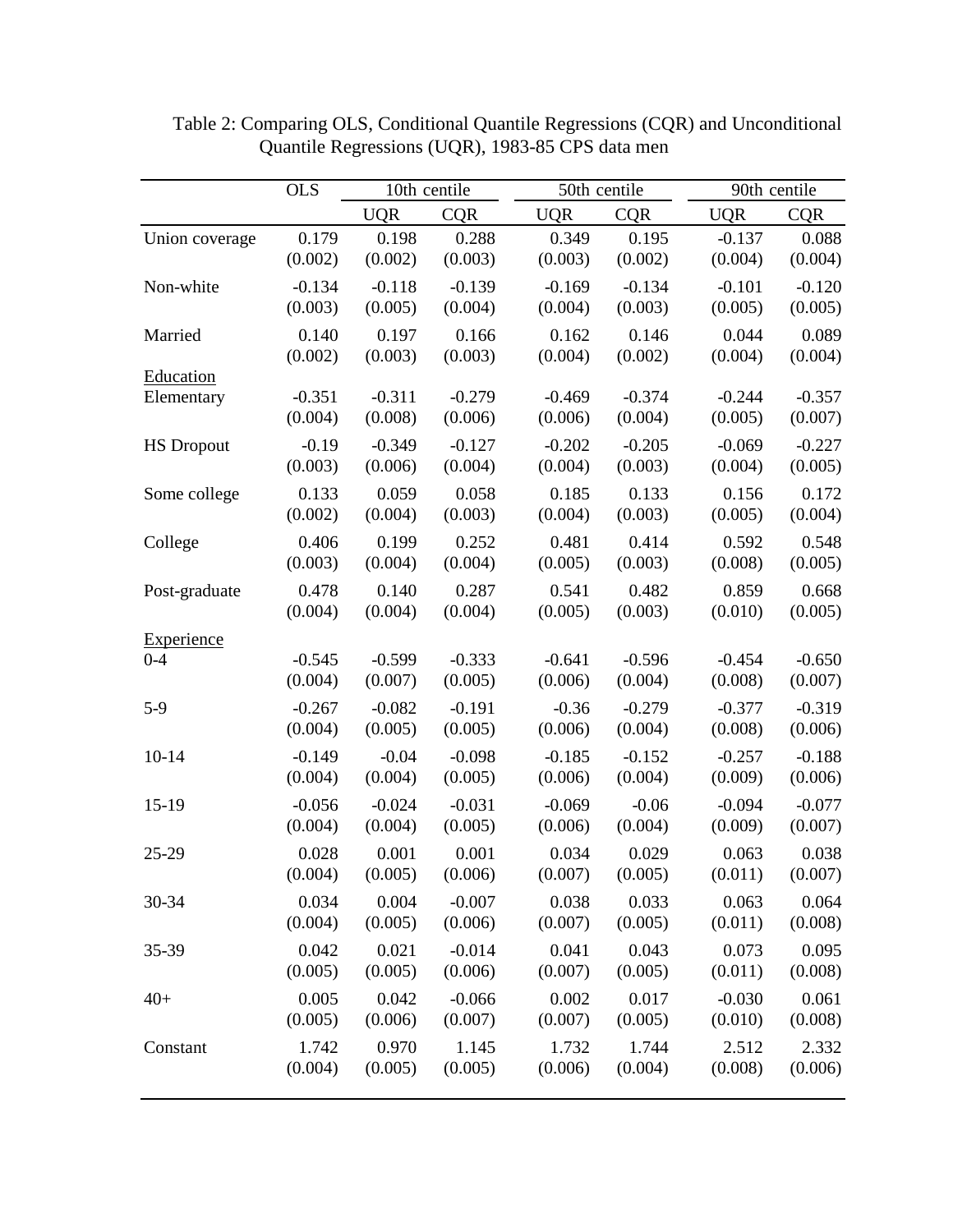Table 2: Comparing OLS, Conditional Quantile Regressions (CQR) and Unconditional Quantile Regressions (UQR), 1983-85 CPS data men

| | OLS | 10th centile | | 50th centile | | 90th centile | |
|---|---|---|---|---|---|---|---|
| | | UQR | CQR | UQR | CQR | UQR | CQR |
| Union coverage | 0.179 | 0.198 | 0.288 | 0.349 | 0.195 | -0.137 | 0.088 |
| | (0.002) | (0.002) | (0.003) | (0.003) | (0.002) | (0.004) | (0.004) |
| Non-white | -0.134 | -0.118 | -0.139 | -0.169 | -0.134 | -0.101 | -0.120 |
| | (0.003) | (0.005) | (0.004) | (0.004) | (0.003) | (0.005) | (0.005) |
| Married | 0.140 | 0.197 | 0.166 | 0.162 | 0.146 | 0.044 | 0.089 |
| | (0.002) | (0.003) | (0.003) | (0.004) | (0.002) | (0.004) | (0.004) |
| Education | | | | | | | |
| Elementary | -0.351 | -0.311 | -0.279 | -0.469 | -0.374 | -0.244 | -0.357 |
| | (0.004) | (0.008) | (0.006) | (0.006) | (0.004) | (0.005) | (0.007) |
| HS Dropout | -0.19 | -0.349 | -0.127 | -0.202 | -0.205 | -0.069 | -0.227 |
| | (0.003) | (0.006) | (0.004) | (0.004) | (0.003) | (0.004) | (0.005) |
| Some college | 0.133 | 0.059 | 0.058 | 0.185 | 0.133 | 0.156 | 0.172 |
| | (0.002) | (0.004) | (0.003) | (0.004) | (0.003) | (0.005) | (0.004) |
| College | 0.406 | 0.199 | 0.252 | 0.481 | 0.414 | 0.592 | 0.548 |
| | (0.003) | (0.004) | (0.004) | (0.005) | (0.003) | (0.008) | (0.005) |
| Post-graduate | 0.478 | 0.140 | 0.287 | 0.541 | 0.482 | 0.859 | 0.668 |
| | (0.004) | (0.004) | (0.004) | (0.005) | (0.003) | (0.010) | (0.005) |
| Experience | | | | | | | |
| 0-4 | -0.545 | -0.599 | -0.333 | -0.641 | -0.596 | -0.454 | -0.650 |
| | (0.004) | (0.007) | (0.005) | (0.006) | (0.004) | (0.008) | (0.007) |
| 5-9 | -0.267 | -0.082 | -0.191 | -0.36 | -0.279 | -0.377 | -0.319 |
| | (0.004) | (0.005) | (0.005) | (0.006) | (0.004) | (0.008) | (0.006) |
| 10-14 | -0.149 | -0.04 | -0.098 | -0.185 | -0.152 | -0.257 | -0.188 |
| | (0.004) | (0.004) | (0.005) | (0.006) | (0.004) | (0.009) | (0.006) |
| 15-19 | -0.056 | -0.024 | -0.031 | -0.069 | -0.06 | -0.094 | -0.077 |
| | (0.004) | (0.004) | (0.005) | (0.006) | (0.004) | (0.009) | (0.007) |
| 25-29 | 0.028 | 0.001 | 0.001 | 0.034 | 0.029 | 0.063 | 0.038 |
| | (0.004) | (0.005) | (0.006) | (0.007) | (0.005) | (0.011) | (0.007) |
| 30-34 | 0.034 | 0.004 | -0.007 | 0.038 | 0.033 | 0.063 | 0.064 |
| | (0.004) | (0.005) | (0.006) | (0.007) | (0.005) | (0.011) | (0.008) |
| 35-39 | 0.042 | 0.021 | -0.014 | 0.041 | 0.043 | 0.073 | 0.095 |
| | (0.005) | (0.005) | (0.006) | (0.007) | (0.005) | (0.011) | (0.008) |
| 40+ | 0.005 | 0.042 | -0.066 | 0.002 | 0.017 | -0.030 | 0.061 |
| | (0.005) | (0.006) | (0.007) | (0.007) | (0.005) | (0.010) | (0.008) |
| Constant | 1.742 | 0.970 | 1.145 | 1.732 | 1.744 | 2.512 | 2.332 |
| | (0.004) | (0.005) | (0.005) | (0.006) | (0.004) | (0.008) | (0.006) |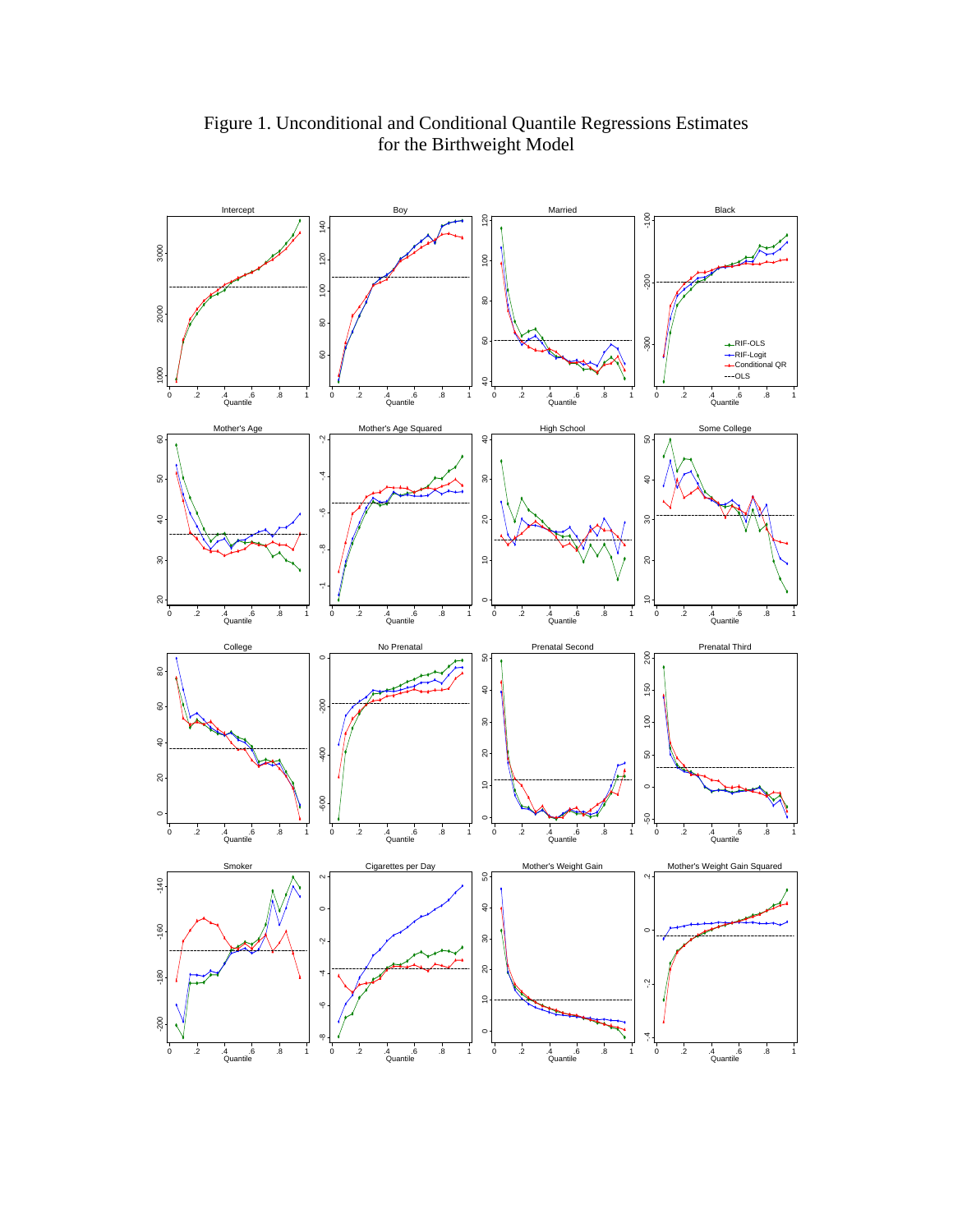Figure 1. Unconditional and Conditional Quantile Regressions Estimates for the Birthweight Model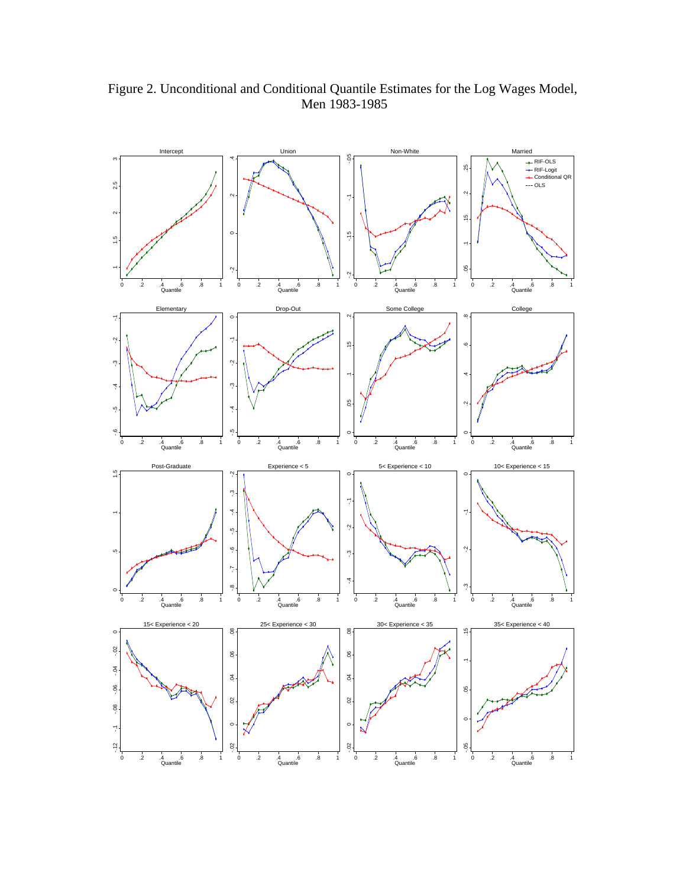Figure 2. Unconditional and Conditional Quantile Estimates for the Log Wages Model, Men 1983-1985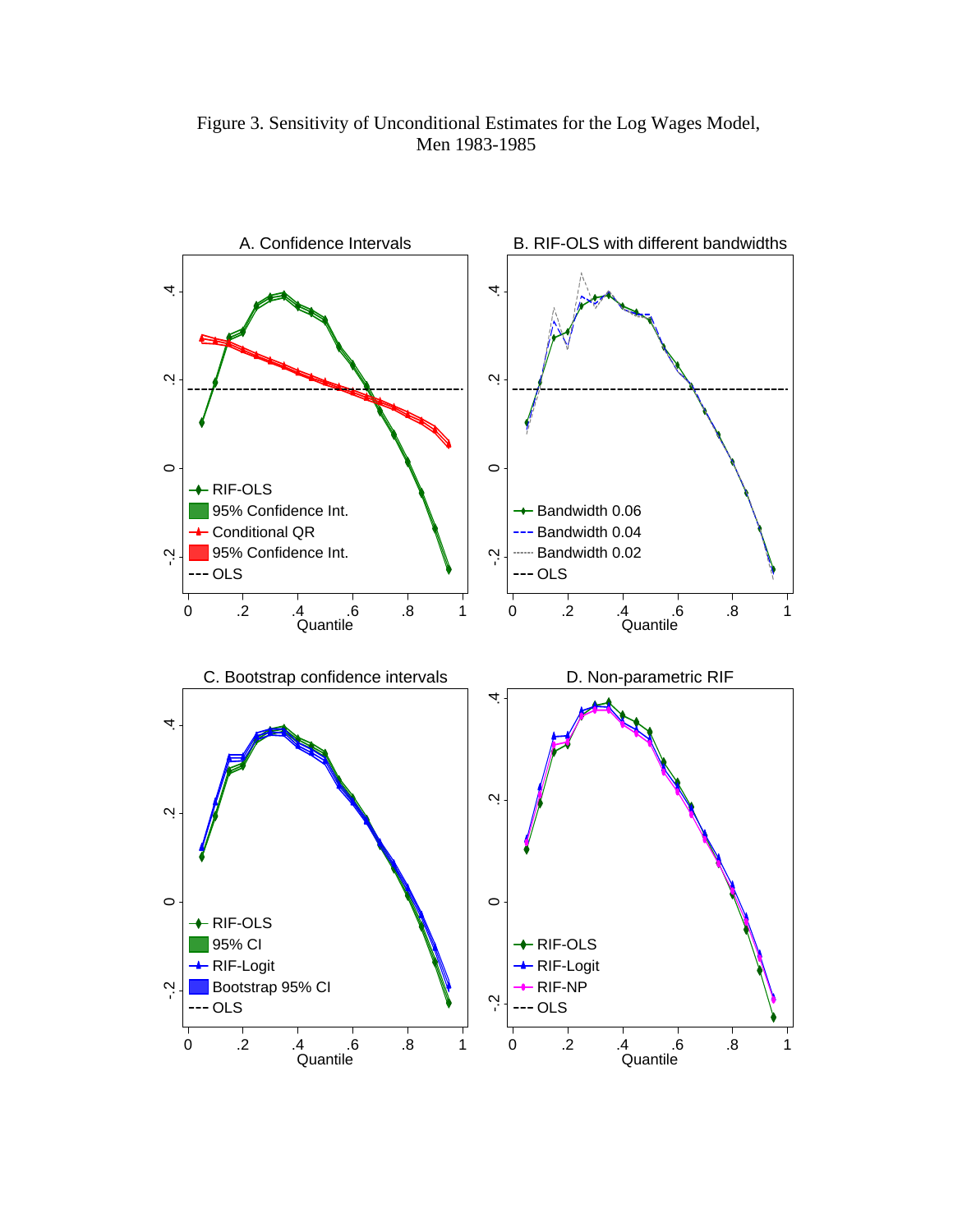Figure 3. Sensitivity of Unconditional Estimates for the Log Wages Model, Men 1983-1985

A. Confidence Intervals

B. RIF-OLS with different bandwidths

C. Bootstrap confidence intervals

D. Non-parametric RIF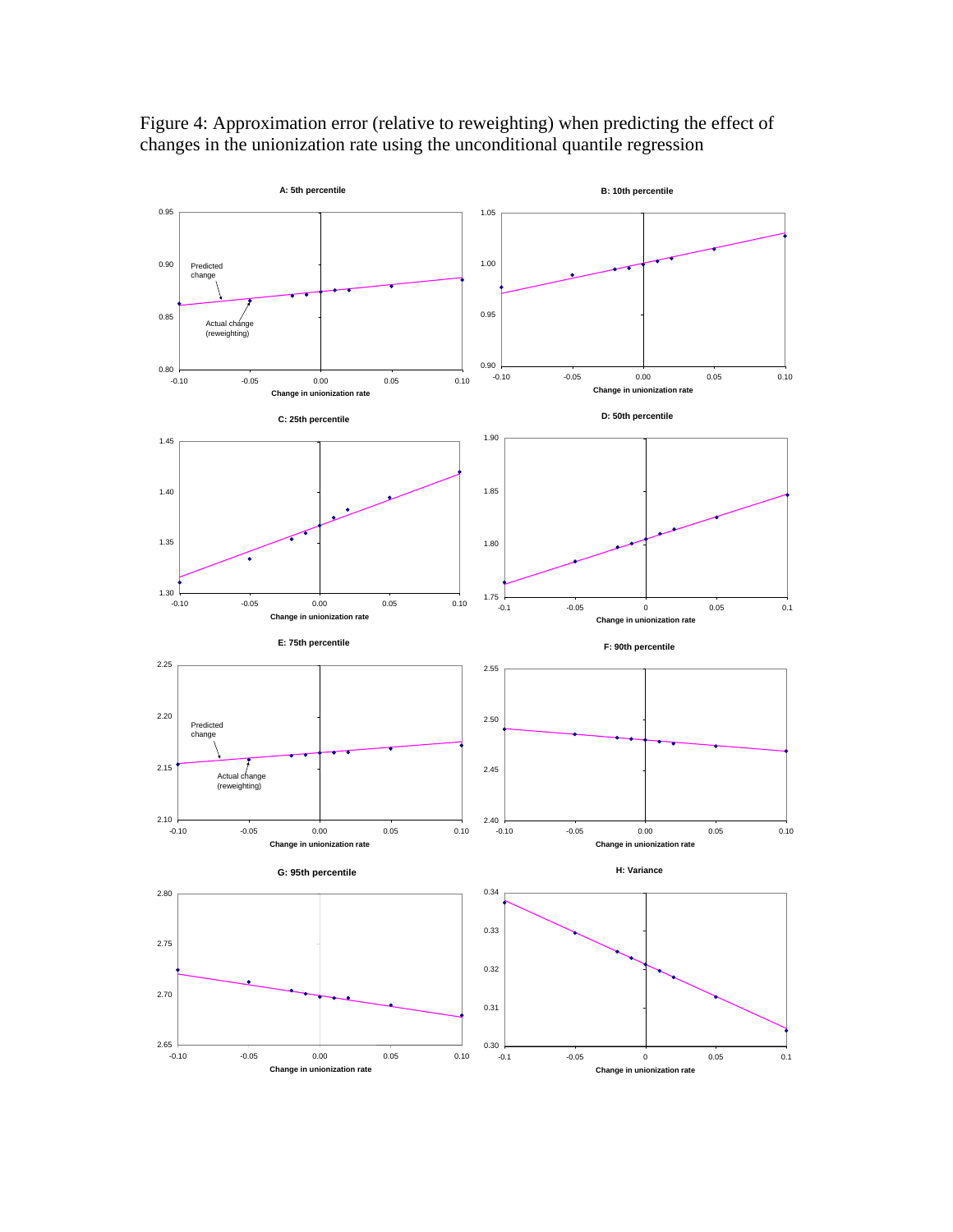Figure 4: Approximation error (relative to reweighting) when predicting the effect of changes in the unionization rate using the unconditional quantile regression

**A: 5th percentile**

**B: 10th percentile**

**C: 25th percentile**

**D: 50th percentile**

**E: 75th percentile**

**F: 90th percentile**

**G: 95th percentile**

**H: Variance**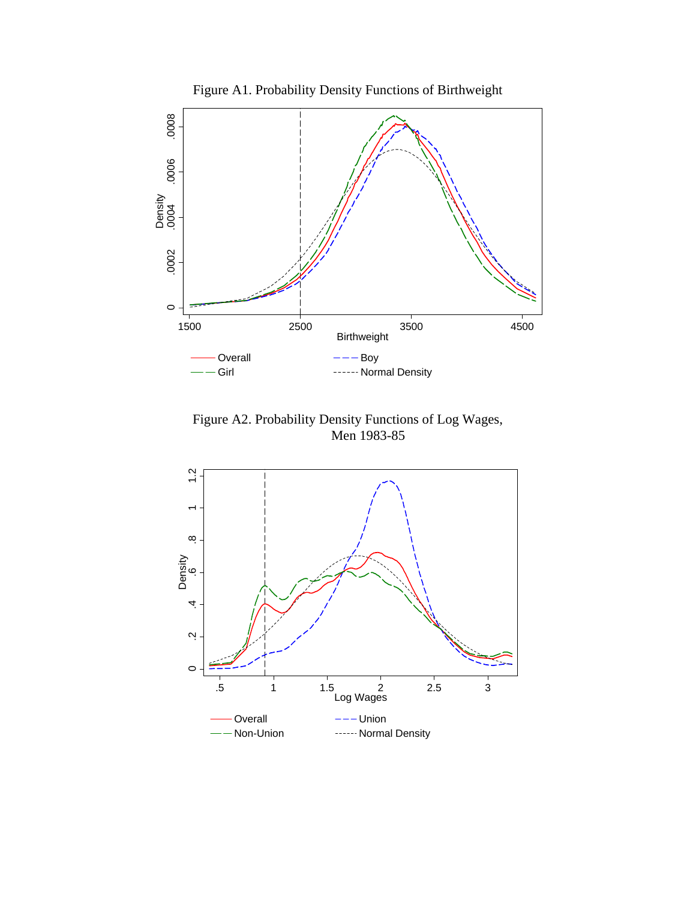Figure A1. Probability Density Functions of Birthweight

Density

0
.0002
.0004
.0006
.0008

1500
2500
3500
4500

Birthweight

Overall
Boy
Girl
Normal Density

Figure A2. Probability Density Functions of Log Wages, Men 1983-85

Density

0
.2
.4
.6
.8
1
1.2

.5
1
1.5
2
2.5
3

Log Wages

Overall
Union
Non-Union
Normal Density